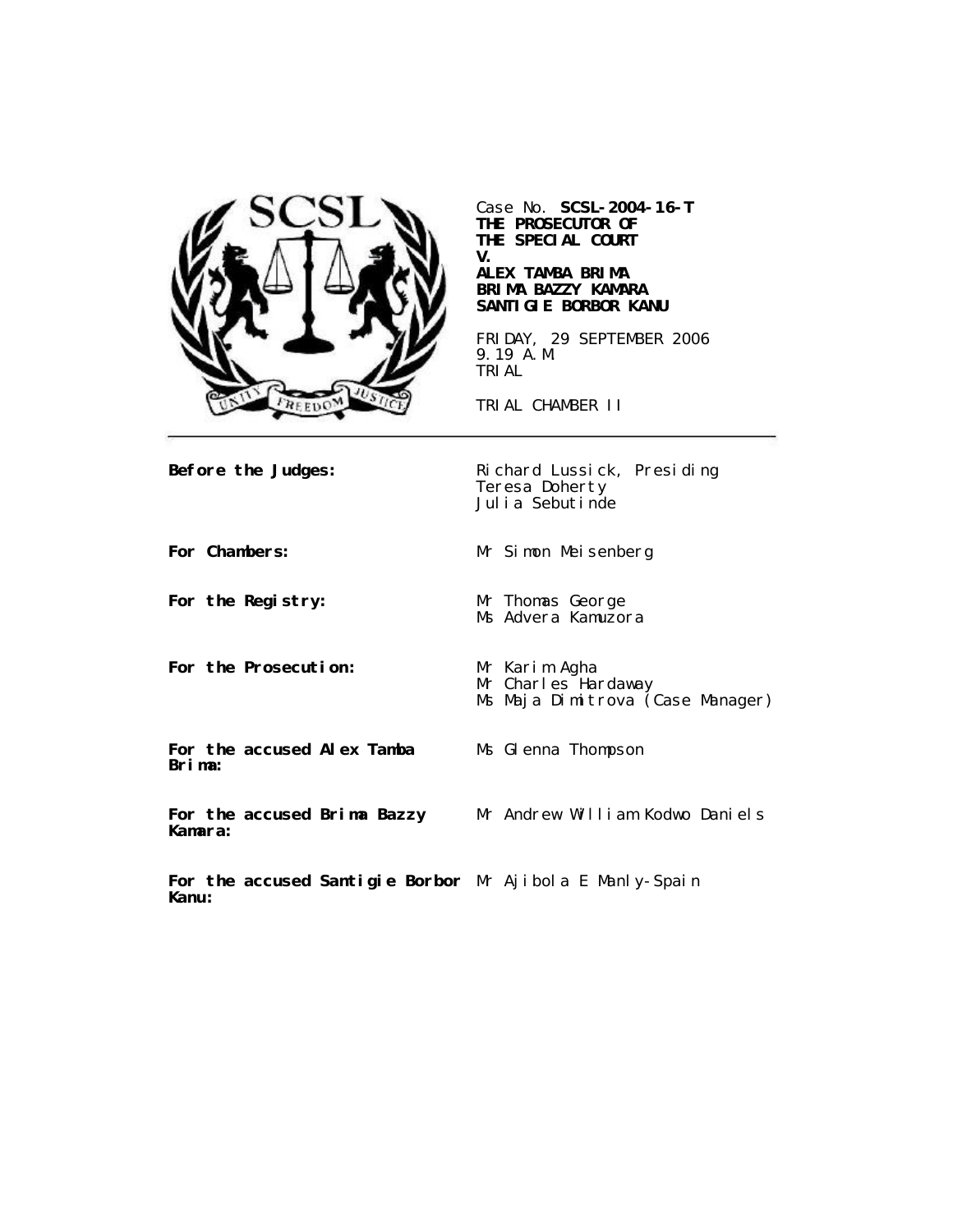Case No. **SCSL-2004-16-T**
**THE PROSECUTOR OF THE SPECIAL COURT**
**V.**
**ALEX TAMBA BRIMA**
**BRIMA BAZZY KAMARA**
**SANTIGIE BORBOR KANU**

FRIDAY, 29 SEPTEMBER 2006
9.19 A.M.
TRIAL

TRIAL CHAMBER II

---

| | |
|---|---|
| **Before the Judges:** | Richard Lussick, Presiding<br>Teresa Doherty<br>Julia Sebutinde |
| **For Chambers:** | Mr Simon Meisenberg |
| **For the Registry:** | Mr Thomas George<br>Ms Advera Kamuzora |
| **For the Prosecution:** | Mr Karim Agha<br>Mr Charles Hardaway<br>Ms Maja Dimitrova (Case Manager) |
| **For the accused Alex Tamba Brima:** | Ms Glenna Thompson |
| **For the accused Brima Bazzy Kamara:** | Mr Andrew William Kodwo Daniels |
| **For the accused Santigie Borbor Kanu:** | Mr Ajibola E Manly-Spain |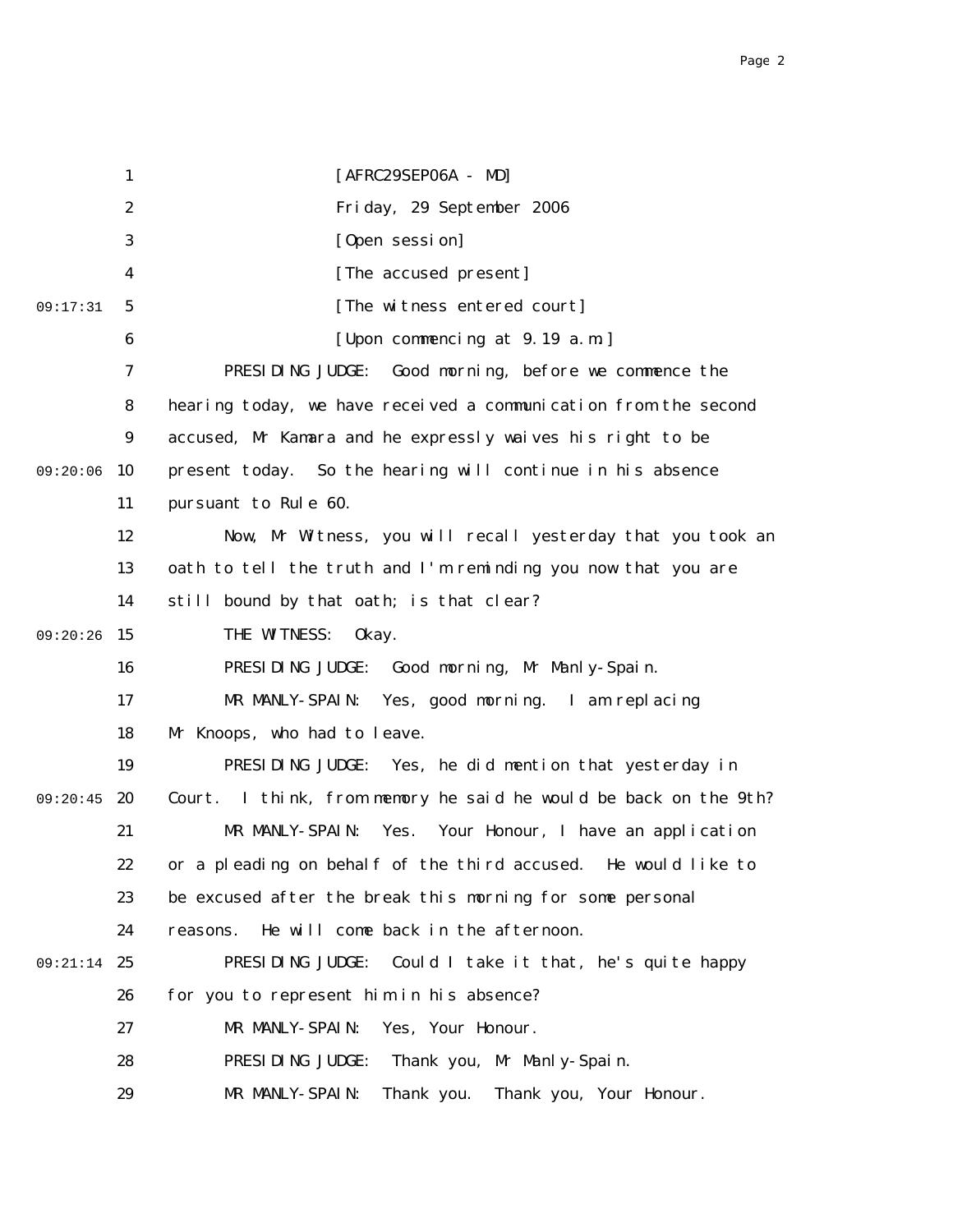[AFRC29SEP06A - MD]

Friday, 29 September 2006

[Open session]

[The accused present]

[The witness entered court]

[Upon commencing at 9.19 a.m.]

PRESIDING JUDGE: Good morning, before we commence the hearing today, we have received a communication from the second accused, Mr Kamara and he expressly waives his right to be present today. So the hearing will continue in his absence pursuant to Rule 60.

Now, Mr Witness, you will recall yesterday that you took an oath to tell the truth and I'm reminding you now that you are still bound by that oath; is that clear?

THE WITNESS: Okay.

PRESIDING JUDGE: Good morning, Mr Manly-Spain.

MR MANLY-SPAIN: Yes, good morning. I am replacing Mr Knoops, who had to leave.

PRESIDING JUDGE: Yes, he did mention that yesterday in Court. I think, from memory he said he would be back on the 9th?

MR MANLY-SPAIN: Yes. Your Honour, I have an application or a pleading on behalf of the third accused. He would like to be excused after the break this morning for some personal reasons. He will come back in the afternoon.

PRESIDING JUDGE: Could I take it that, he's quite happy for you to represent him in his absence?

MR MANLY-SPAIN: Yes, Your Honour.

PRESIDING JUDGE: Thank you, Mr Manly-Spain.

MR MANLY-SPAIN: Thank you. Thank you, Your Honour.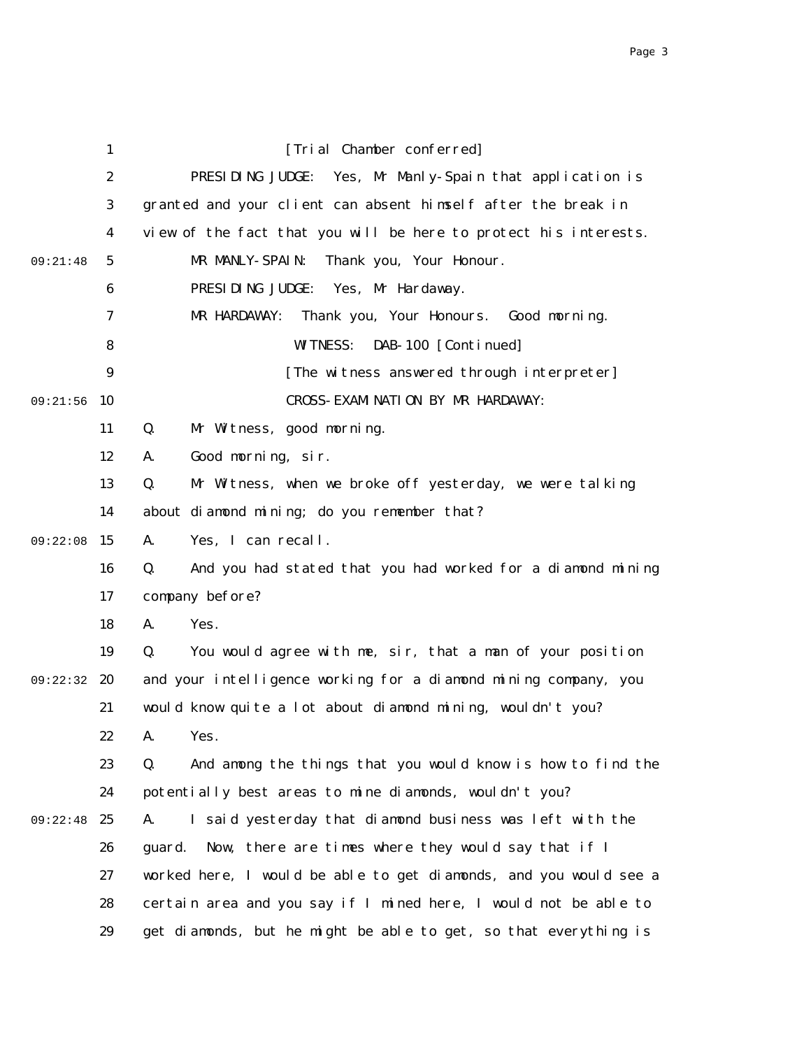[Trial Chamber conferred]

PRESIDING JUDGE: Yes, Mr Manly-Spain that application is granted and your client can absent himself after the break in view of the fact that you will be here to protect his interests.

MR MANLY-SPAIN: Thank you, Your Honour.

PRESIDING JUDGE: Yes, Mr Hardaway.

MR HARDAWAY: Thank you, Your Honours. Good morning.

WITNESS: DAB-100 [Continued]

[The witness answered through interpreter]

CROSS-EXAMINATION BY MR HARDAWAY:

Q. Mr Witness, good morning.

A. Good morning, sir.

Q. Mr Witness, when we broke off yesterday, we were talking about diamond mining; do you remember that?

A. Yes, I can recall.

Q. And you had stated that you had worked for a diamond mining company before?

A. Yes.

Q. You would agree with me, sir, that a man of your position and your intelligence working for a diamond mining company, you would know quite a lot about diamond mining, wouldn't you?

A. Yes.

Q. And among the things that you would know is how to find the potentially best areas to mine diamonds, wouldn't you?

A. I said yesterday that diamond business was left with the guard. Now, there are times where they would say that if I worked here, I would be able to get diamonds, and you would see a certain area and you say if I mined here, I would not be able to get diamonds, but he might be able to get, so that everything is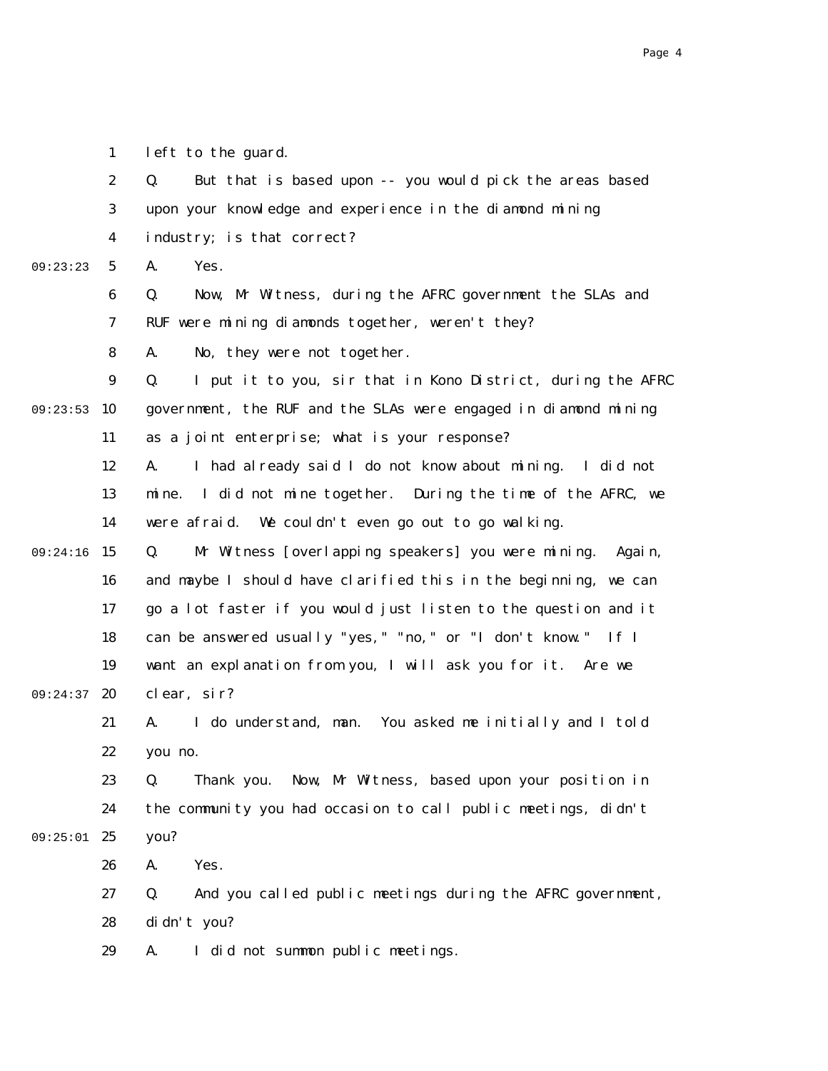left to the guard.

Q. But that is based upon -- you would pick the areas based upon your knowledge and experience in the diamond mining industry; is that correct?

A. Yes.

Q. Now, Mr Witness, during the AFRC government the SLAs and RUF were mining diamonds together, weren't they?

A. No, they were not together.

Q. I put it to you, sir that in Kono District, during the AFRC government, the RUF and the SLAs were engaged in diamond mining as a joint enterprise; what is your response?

A. I had already said I do not know about mining. I did not mine. I did not mine together. During the time of the AFRC, we were afraid. We couldn't even go out to go walking.

Q. Mr Witness [overlapping speakers] you were mining. Again, and maybe I should have clarified this in the beginning, we can go a lot faster if you would just listen to the question and it can be answered usually "yes," "no," or "I don't know." If I want an explanation from you, I will ask you for it. Are we clear, sir?

A. I do understand, man. You asked me initially and I told you no.

Q. Thank you. Now, Mr Witness, based upon your position in the community you had occasion to call public meetings, didn't you?

A. Yes.

Q. And you called public meetings during the AFRC government, didn't you?

A. I did not summon public meetings.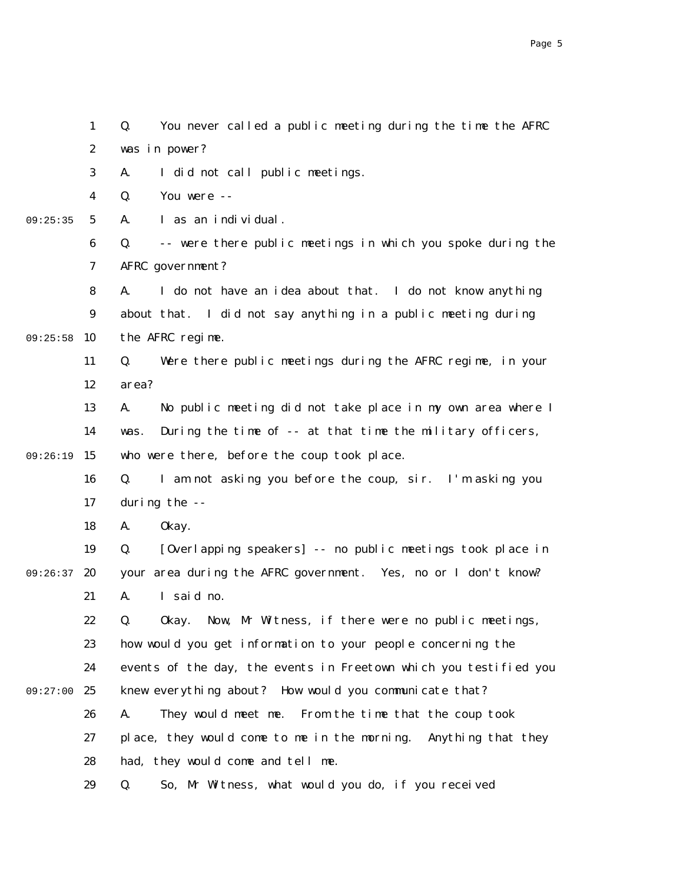1 Q. You never called a public meeting during the time the AFRC
2 was in power?
3 A. I did not call public meetings.
4 Q. You were --
09:25:35 5 A. I as an individual.
6 Q. -- were there public meetings in which you spoke during the
7 AFRC government?
8 A. I do not have an idea about that. I do not know anything
9 about that. I did not say anything in a public meeting during
09:25:58 10 the AFRC regime.
11 Q. Were there public meetings during the AFRC regime, in your
12 area?
13 A. No public meeting did not take place in my own area where I
14 was. During the time of -- at that time the military officers,
09:26:19 15 who were there, before the coup took place.
16 Q. I am not asking you before the coup, sir. I'm asking you
17 during the --
18 A. Okay.
19 Q. [Overlapping speakers] -- no public meetings took place in
09:26:37 20 your area during the AFRC government. Yes, no or I don't know?
21 A. I said no.
22 Q. Okay. Now, Mr Witness, if there were no public meetings,
23 how would you get information to your people concerning the
24 events of the day, the events in Freetown which you testified you
09:27:00 25 knew everything about? How would you communicate that?
26 A. They would meet me. From the time that the coup took
27 place, they would come to me in the morning. Anything that they
28 had, they would come and tell me.
29 Q. So, Mr Witness, what would you do, if you received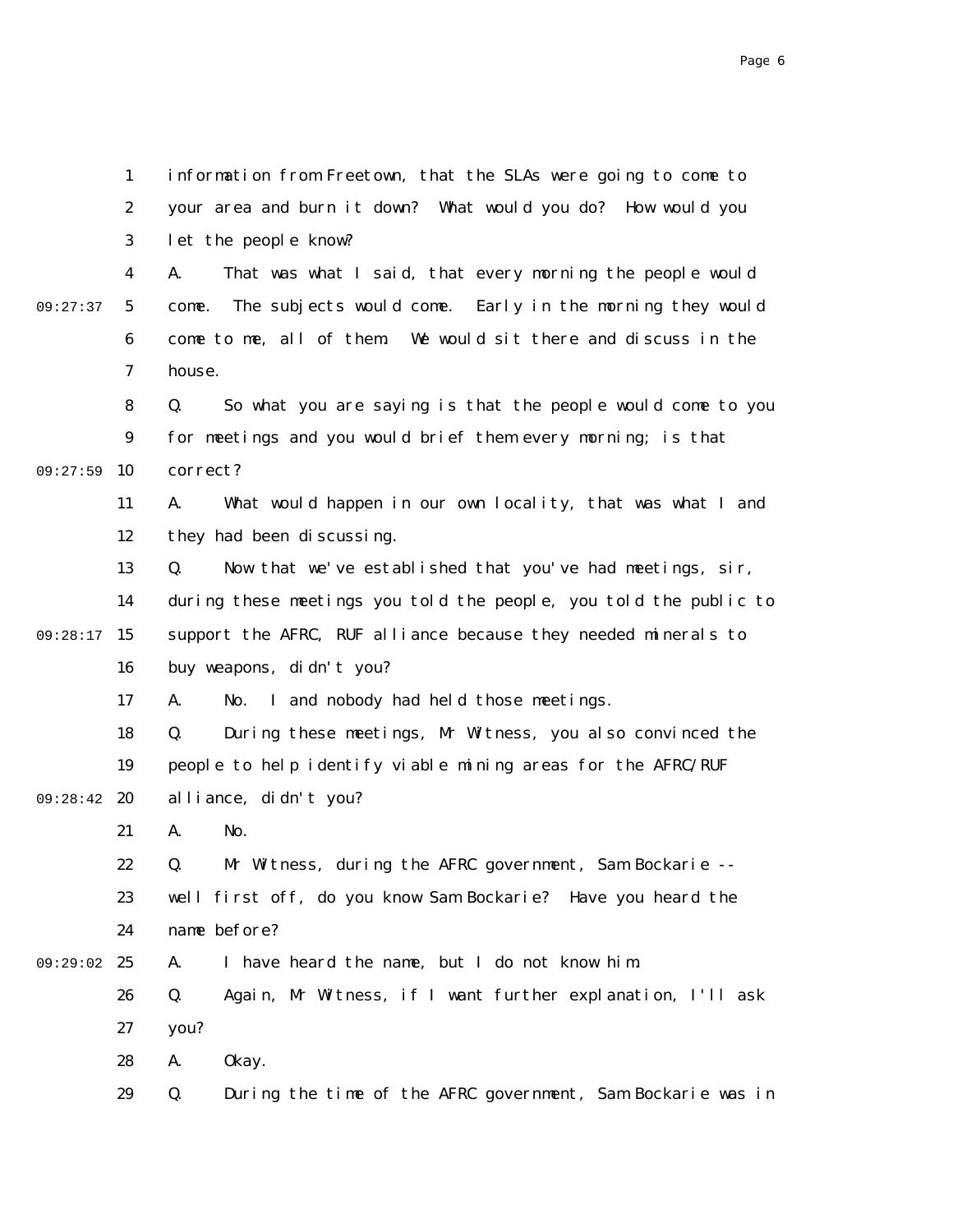information from Freetown, that the SLAs were going to come to your area and burn it down? What would you do? How would you let the people know?

A. That was what I said, that every morning the people would come. The subjects would come. Early in the morning they would come to me, all of them. We would sit there and discuss in the house.

Q. So what you are saying is that the people would come to you for meetings and you would brief them every morning; is that correct?

A. What would happen in our own locality, that was what I and they had been discussing.

Q. Now that we've established that you've had meetings, sir, during these meetings you told the people, you told the public to support the AFRC, RUF alliance because they needed minerals to buy weapons, didn't you?

A. No. I and nobody had held those meetings.

Q. During these meetings, Mr Witness, you also convinced the people to help identify viable mining areas for the AFRC/RUF alliance, didn't you?

A. No.

Q. Mr Witness, during the AFRC government, Sam Bockarie -- well first off, do you know Sam Bockarie? Have you heard the name before?

A. I have heard the name, but I do not know him.

Q. Again, Mr Witness, if I want further explanation, I'll ask you?

A. Okay.

Q. During the time of the AFRC government, Sam Bockarie was in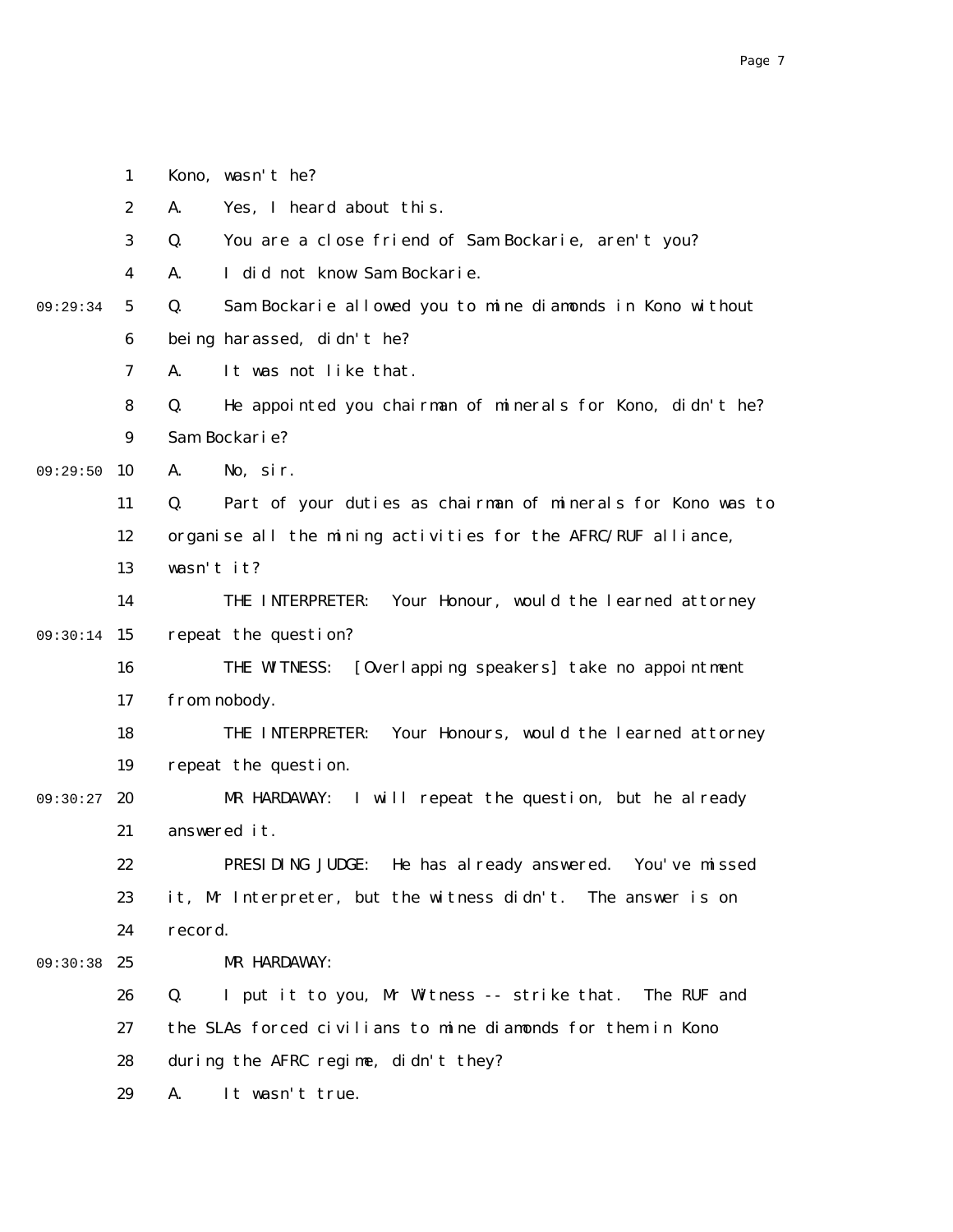Kono, wasn't he?

A. Yes, I heard about this.

Q. You are a close friend of Sam Bockarie, aren't you?

A. I did not know Sam Bockarie.

Q. Sam Bockarie allowed you to mine diamonds in Kono without being harassed, didn't he?

A. It was not like that.

Q. He appointed you chairman of minerals for Kono, didn't he? Sam Bockarie?

A. No, sir.

Q. Part of your duties as chairman of minerals for Kono was to organise all the mining activities for the AFRC/RUF alliance, wasn't it?

THE INTERPRETER: Your Honour, would the learned attorney repeat the question?

THE WITNESS: [Overlapping speakers] take no appointment from nobody.

THE INTERPRETER: Your Honours, would the learned attorney repeat the question.

MR HARDAWAY: I will repeat the question, but he already answered it.

PRESIDING JUDGE: He has already answered. You've missed it, Mr Interpreter, but the witness didn't. The answer is on record.

MR HARDAWAY:

Q. I put it to you, Mr Witness -- strike that. The RUF and the SLAs forced civilians to mine diamonds for them in Kono during the AFRC regime, didn't they?

A. It wasn't true.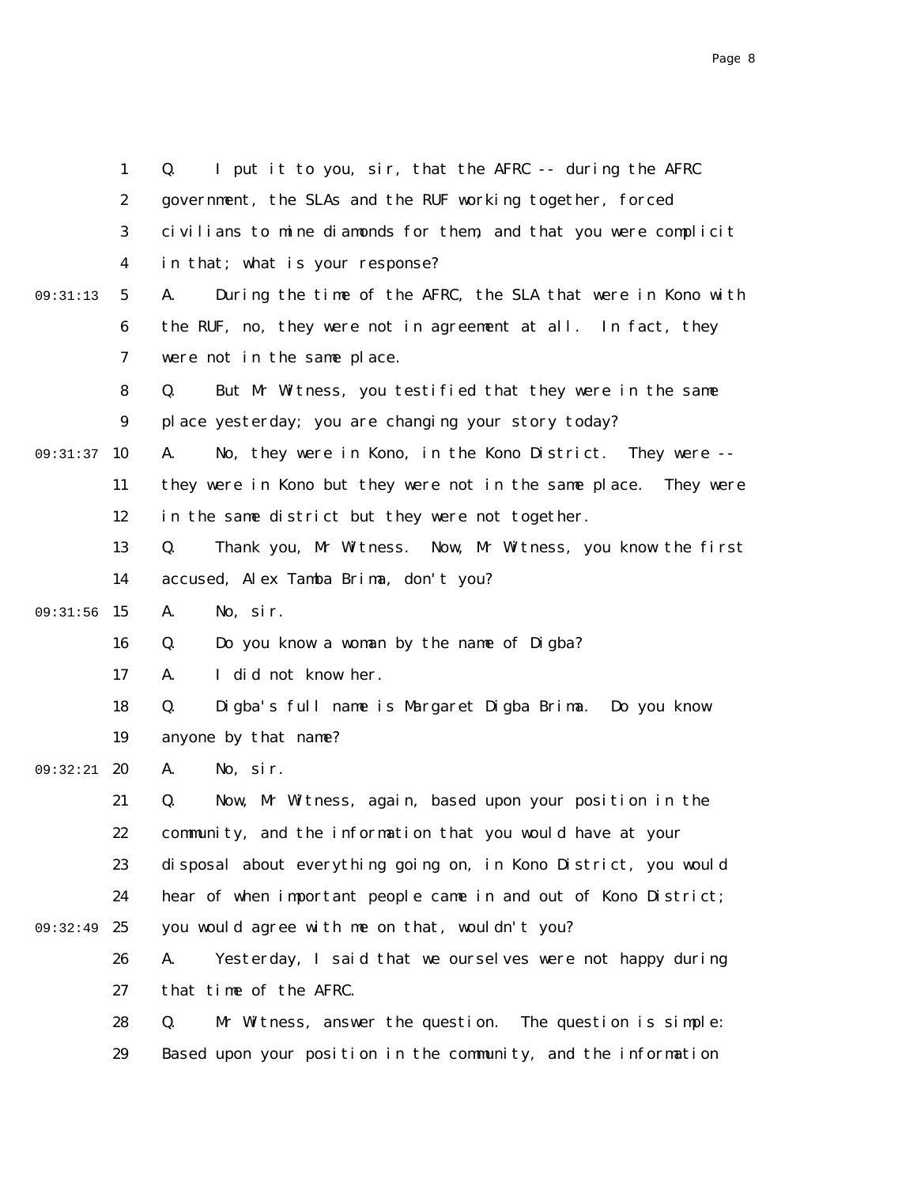1 Q. I put it to you, sir, that the AFRC -- during the AFRC
2 government, the SLAs and the RUF working together, forced
3 civilians to mine diamonds for them, and that you were complicit
4 in that; what is your response?
09:31:13 5 A. During the time of the AFRC, the SLA that were in Kono with
6 the RUF, no, they were not in agreement at all. In fact, they
7 were not in the same place.
8 Q. But Mr Witness, you testified that they were in the same
9 place yesterday; you are changing your story today?
09:31:37 10 A. No, they were in Kono, in the Kono District. They were --
11 they were in Kono but they were not in the same place. They were
12 in the same district but they were not together.
13 Q. Thank you, Mr Witness. Now, Mr Witness, you know the first
14 accused, Alex Tamba Brima, don't you?
09:31:56 15 A. No, sir.
16 Q. Do you know a woman by the name of Digba?
17 A. I did not know her.
18 Q. Digba's full name is Margaret Digba Brima. Do you know
19 anyone by that name?
09:32:21 20 A. No, sir.
21 Q. Now, Mr Witness, again, based upon your position in the
22 community, and the information that you would have at your
23 disposal about everything going on, in Kono District, you would
24 hear of when important people came in and out of Kono District;
09:32:49 25 you would agree with me on that, wouldn't you?
26 A. Yesterday, I said that we ourselves were not happy during
27 that time of the AFRC.
28 Q. Mr Witness, answer the question. The question is simple:
29 Based upon your position in the community, and the information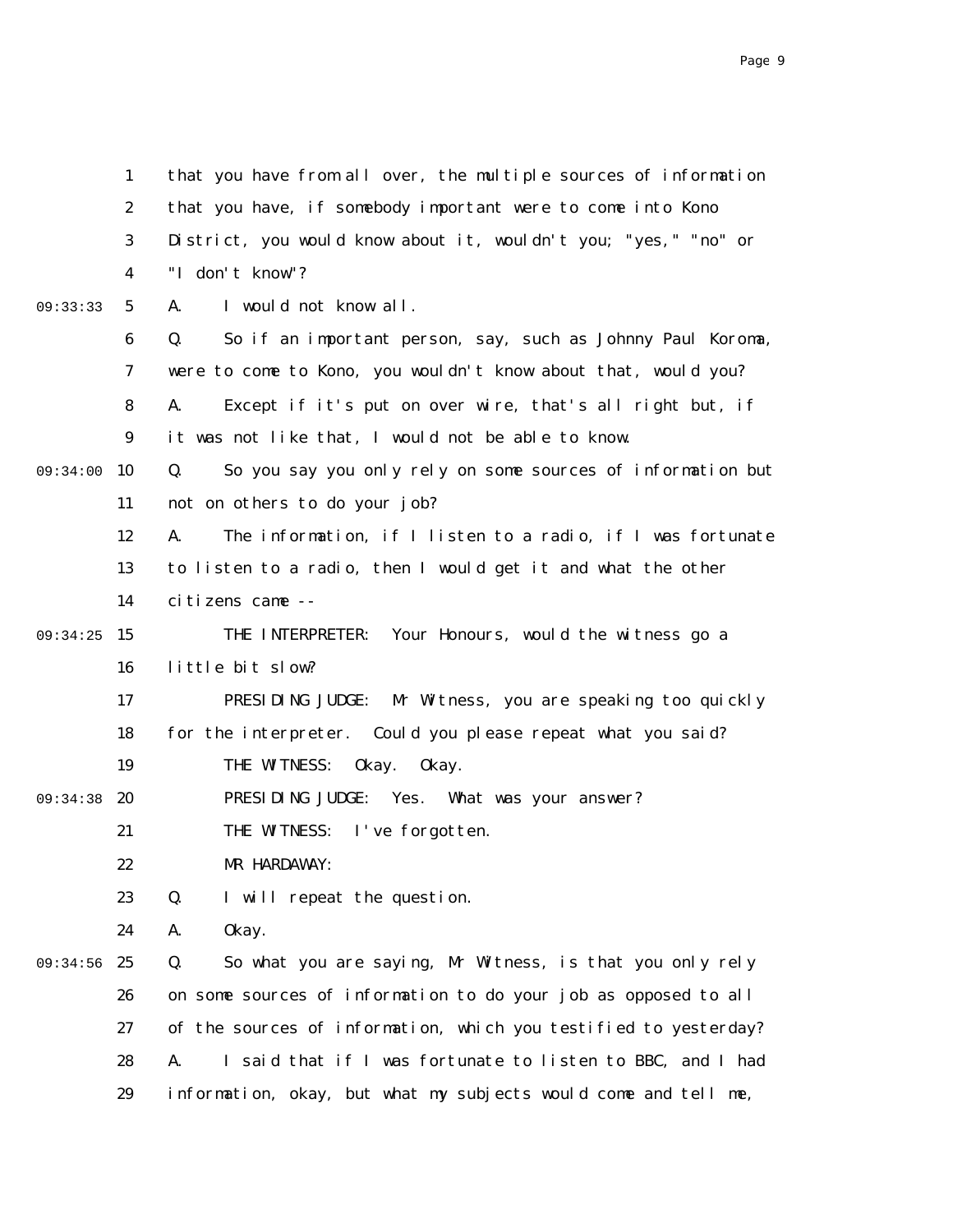that you have from all over, the multiple sources of information that you have, if somebody important were to come into Kono District, you would know about it, wouldn't you; "yes," "no" or "I don't know"?

A. I would not know all.

Q. So if an important person, say, such as Johnny Paul Koroma, were to come to Kono, you wouldn't know about that, would you?

A. Except if it's put on over wire, that's all right but, if it was not like that, I would not be able to know.

Q. So you say you only rely on some sources of information but not on others to do your job?

A. The information, if I listen to a radio, if I was fortunate to listen to a radio, then I would get it and what the other citizens came --

THE INTERPRETER: Your Honours, would the witness go a little bit slow?

PRESIDING JUDGE: Mr Witness, you are speaking too quickly for the interpreter. Could you please repeat what you said?

THE WITNESS: Okay. Okay.

PRESIDING JUDGE: Yes. What was your answer?

THE WITNESS: I've forgotten.

MR HARDAWAY:

Q. I will repeat the question.

A. Okay.

Q. So what you are saying, Mr Witness, is that you only rely on some sources of information to do your job as opposed to all of the sources of information, which you testified to yesterday?

A. I said that if I was fortunate to listen to BBC, and I had information, okay, but what my subjects would come and tell me,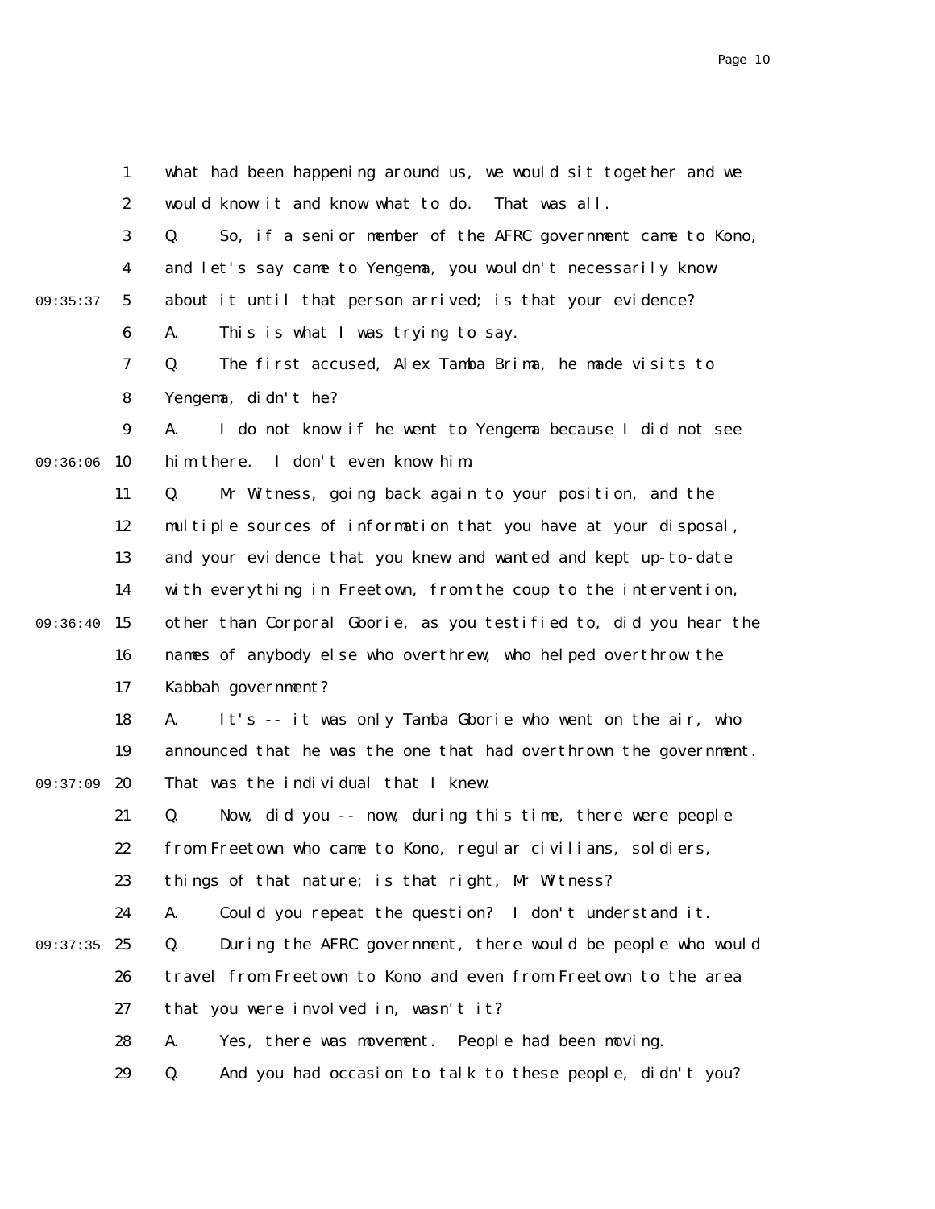what had been happening around us, we would sit together and we would know it and know what to do. That was all.

Q. So, if a senior member of the AFRC government came to Kono, and let's say came to Yengema, you wouldn't necessarily know about it until that person arrived; is that your evidence?

A. This is what I was trying to say.

Q. The first accused, Alex Tamba Brima, he made visits to Yengema, didn't he?

A. I do not know if he went to Yengema because I did not see him there. I don't even know him.

Q. Mr Witness, going back again to your position, and the multiple sources of information that you have at your disposal, and your evidence that you knew and wanted and kept up-to-date with everything in Freetown, from the coup to the intervention, other than Corporal Gborie, as you testified to, did you hear the names of anybody else who overthrew, who helped overthrow the Kabbah government?

A. It's -- it was only Tamba Gborie who went on the air, who announced that he was the one that had overthrown the government. That was the individual that I knew.

Q. Now, did you -- now, during this time, there were people from Freetown who came to Kono, regular civilians, soldiers, things of that nature; is that right, Mr Witness?

A. Could you repeat the question? I don't understand it.

Q. During the AFRC government, there would be people who would travel from Freetown to Kono and even from Freetown to the area that you were involved in, wasn't it?

A. Yes, there was movement. People had been moving.

Q. And you had occasion to talk to these people, didn't you?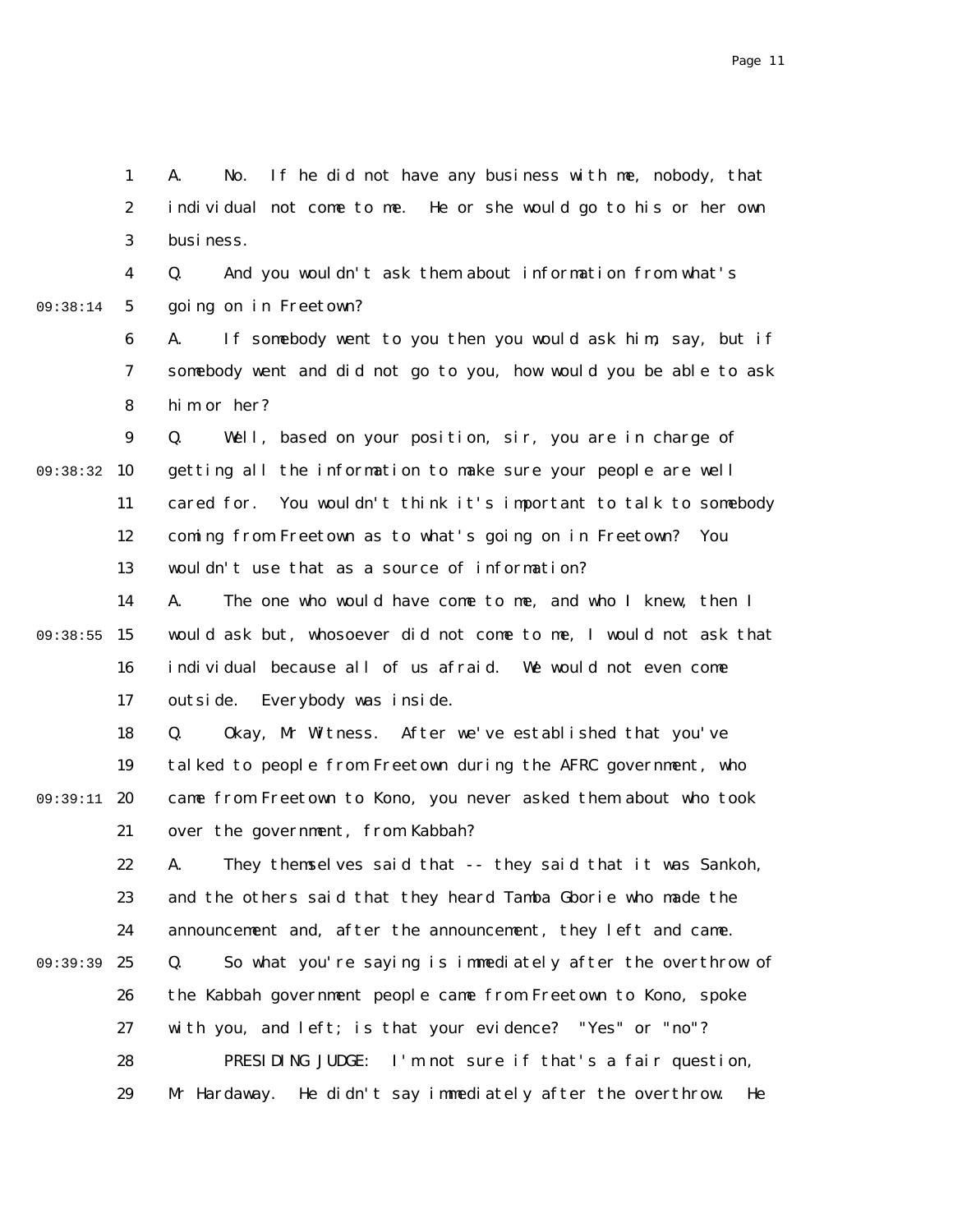A. No. If he did not have any business with me, nobody, that individual not come to me. He or she would go to his or her own business.

Q. And you wouldn't ask them about information from what's going on in Freetown?

A. If somebody went to you then you would ask him, say, but if somebody went and did not go to you, how would you be able to ask him or her?

Q. Well, based on your position, sir, you are in charge of getting all the information to make sure your people are well cared for. You wouldn't think it's important to talk to somebody coming from Freetown as to what's going on in Freetown? You wouldn't use that as a source of information?

A. The one who would have come to me, and who I knew, then I would ask but, whosoever did not come to me, I would not ask that individual because all of us afraid. We would not even come outside. Everybody was inside.

Q. Okay, Mr Witness. After we've established that you've talked to people from Freetown during the AFRC government, who came from Freetown to Kono, you never asked them about who took over the government, from Kabbah?

A. They themselves said that -- they said that it was Sankoh, and the others said that they heard Tamba Gborie who made the announcement and, after the announcement, they left and came.

Q. So what you're saying is immediately after the overthrow of the Kabbah government people came from Freetown to Kono, spoke with you, and left; is that your evidence? "Yes" or "no"?

PRESIDING JUDGE: I'm not sure if that's a fair question, Mr Hardaway. He didn't say immediately after the overthrow. He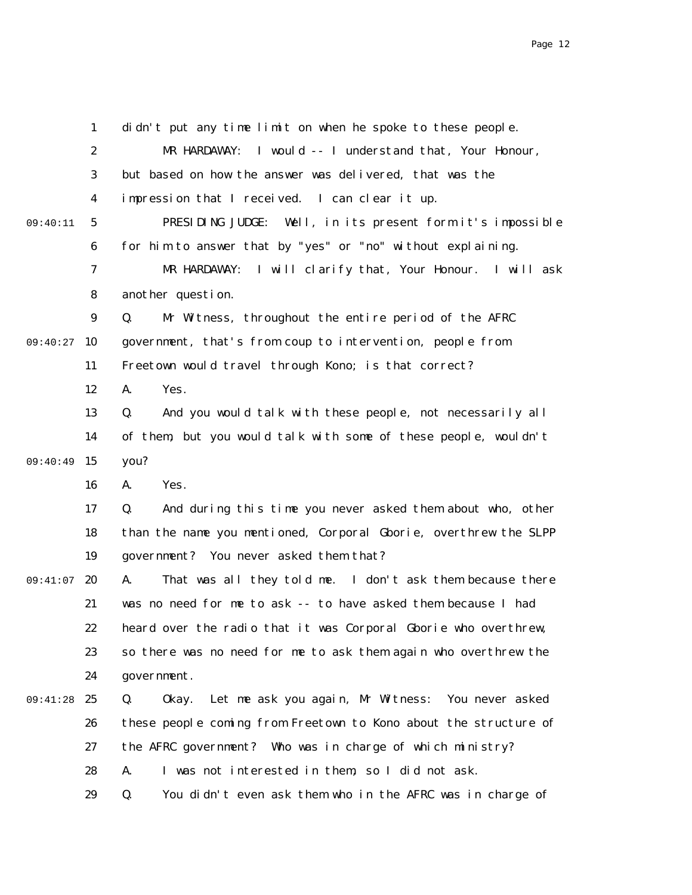didn't put any time limit on when he spoke to these people.

MR HARDAWAY: I would -- I understand that, Your Honour, but based on how the answer was delivered, that was the impression that I received. I can clear it up.

PRESIDING JUDGE: Well, in its present form it's impossible for him to answer that by "yes" or "no" without explaining.

MR HARDAWAY: I will clarify that, Your Honour. I will ask another question.

Q. Mr Witness, throughout the entire period of the AFRC government, that's from coup to intervention, people from Freetown would travel through Kono; is that correct?

A. Yes.

Q. And you would talk with these people, not necessarily all of them, but you would talk with some of these people, wouldn't you?

A. Yes.

Q. And during this time you never asked them about who, other than the name you mentioned, Corporal Gborie, overthrew the SLPP government? You never asked them that?

A. That was all they told me. I don't ask them because there was no need for me to ask -- to have asked them because I had heard over the radio that it was Corporal Gborie who overthrew, so there was no need for me to ask them again who overthrew the government.

Q. Okay. Let me ask you again, Mr Witness: You never asked these people coming from Freetown to Kono about the structure of the AFRC government? Who was in charge of which ministry?

A. I was not interested in them, so I did not ask.

Q. You didn't even ask them who in the AFRC was in charge of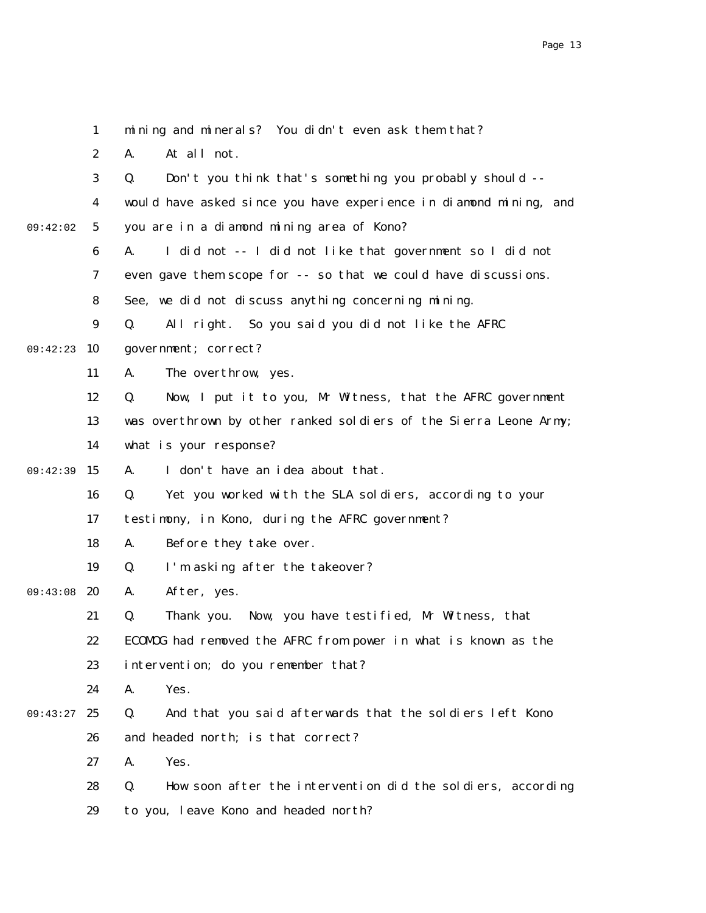mining and minerals? You didn't even ask them that?

A. At all not.

Q. Don't you think that's something you probably should -- would have asked since you have experience in diamond mining, and you are in a diamond mining area of Kono?

A. I did not -- I did not like that government so I did not even gave them scope for -- so that we could have discussions. See, we did not discuss anything concerning mining.

Q. All right. So you said you did not like the AFRC government; correct?

A. The overthrow, yes.

Q. Now, I put it to you, Mr Witness, that the AFRC government was overthrown by other ranked soldiers of the Sierra Leone Army; what is your response?

A. I don't have an idea about that.

Q. Yet you worked with the SLA soldiers, according to your testimony, in Kono, during the AFRC government?

A. Before they take over.

Q. I'm asking after the takeover?

A. After, yes.

Q. Thank you. Now, you have testified, Mr Witness, that ECOMOG had removed the AFRC from power in what is known as the intervention; do you remember that?

A. Yes.

Q. And that you said afterwards that the soldiers left Kono and headed north; is that correct?

A. Yes.

Q. How soon after the intervention did the soldiers, according to you, leave Kono and headed north?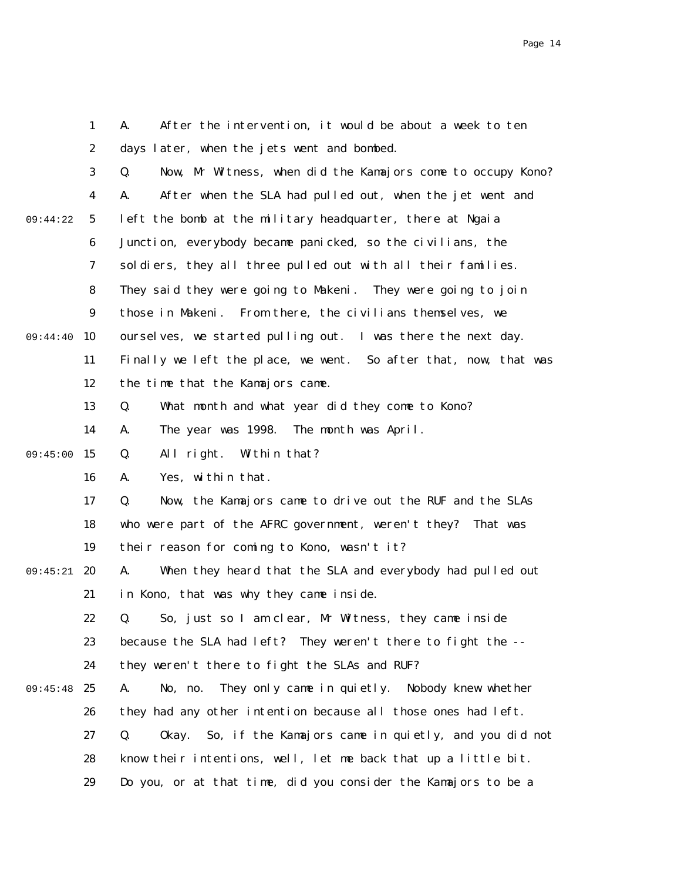A. After the intervention, it would be about a week to ten days later, when the jets went and bombed.

Q. Now, Mr Witness, when did the Kamajors come to occupy Kono?

A. After when the SLA had pulled out, when the jet went and left the bomb at the military headquarter, there at Ngaia Junction, everybody became panicked, so the civilians, the soldiers, they all three pulled out with all their families. They said they were going to Makeni. They were going to join those in Makeni. From there, the civilians themselves, we ourselves, we started pulling out. I was there the next day. Finally we left the place, we went. So after that, now, that was the time that the Kamajors came.

Q. What month and what year did they come to Kono?

A. The year was 1998. The month was April.

Q. All right. Within that?

A. Yes, within that.

Q. Now, the Kamajors came to drive out the RUF and the SLAs who were part of the AFRC government, weren't they? That was their reason for coming to Kono, wasn't it?

A. When they heard that the SLA and everybody had pulled out in Kono, that was why they came inside.

Q. So, just so I am clear, Mr Witness, they came inside because the SLA had left? They weren't there to fight the -- they weren't there to fight the SLAs and RUF?

A. No, no. They only came in quietly. Nobody knew whether they had any other intention because all those ones had left.

Q. Okay. So, if the Kamajors came in quietly, and you did not know their intentions, well, let me back that up a little bit. Do you, or at that time, did you consider the Kamajors to be a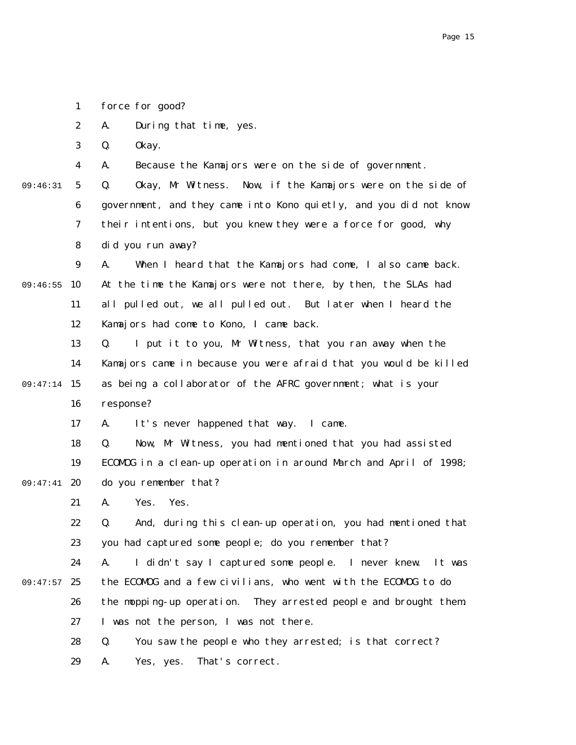1 force for good?

2 A. During that time, yes.

3 Q. Okay.

4 A. Because the Kamajors were on the side of government.

09:46:31 5 Q. Okay, Mr Witness. Now, if the Kamajors were on the side of

6 government, and they came into Kono quietly, and you did not know

7 their intentions, but you knew they were a force for good, why

8 did you run away?

9 A. When I heard that the Kamajors had come, I also came back.

09:46:55 10 At the time the Kamajors were not there, by then, the SLAs had

11 all pulled out, we all pulled out. But later when I heard the

12 Kamajors had come to Kono, I came back.

13 Q. I put it to you, Mr Witness, that you ran away when the

14 Kamajors came in because you were afraid that you would be killed

09:47:14 15 as being a collaborator of the AFRC government; what is your

16 response?

17 A. It's never happened that way. I came.

18 Q. Now, Mr Witness, you had mentioned that you had assisted

19 ECOMOG in a clean-up operation in around March and April of 1998;

09:47:41 20 do you remember that?

21 A. Yes. Yes.

22 Q. And, during this clean-up operation, you had mentioned that

23 you had captured some people; do you remember that?

24 A. I didn't say I captured some people. I never knew. It was

09:47:57 25 the ECOMOG and a few civilians, who went with the ECOMOG to do

26 the mopping-up operation. They arrested people and brought them.

27 I was not the person, I was not there.

28 Q. You saw the people who they arrested; is that correct?

29 A. Yes, yes. That's correct.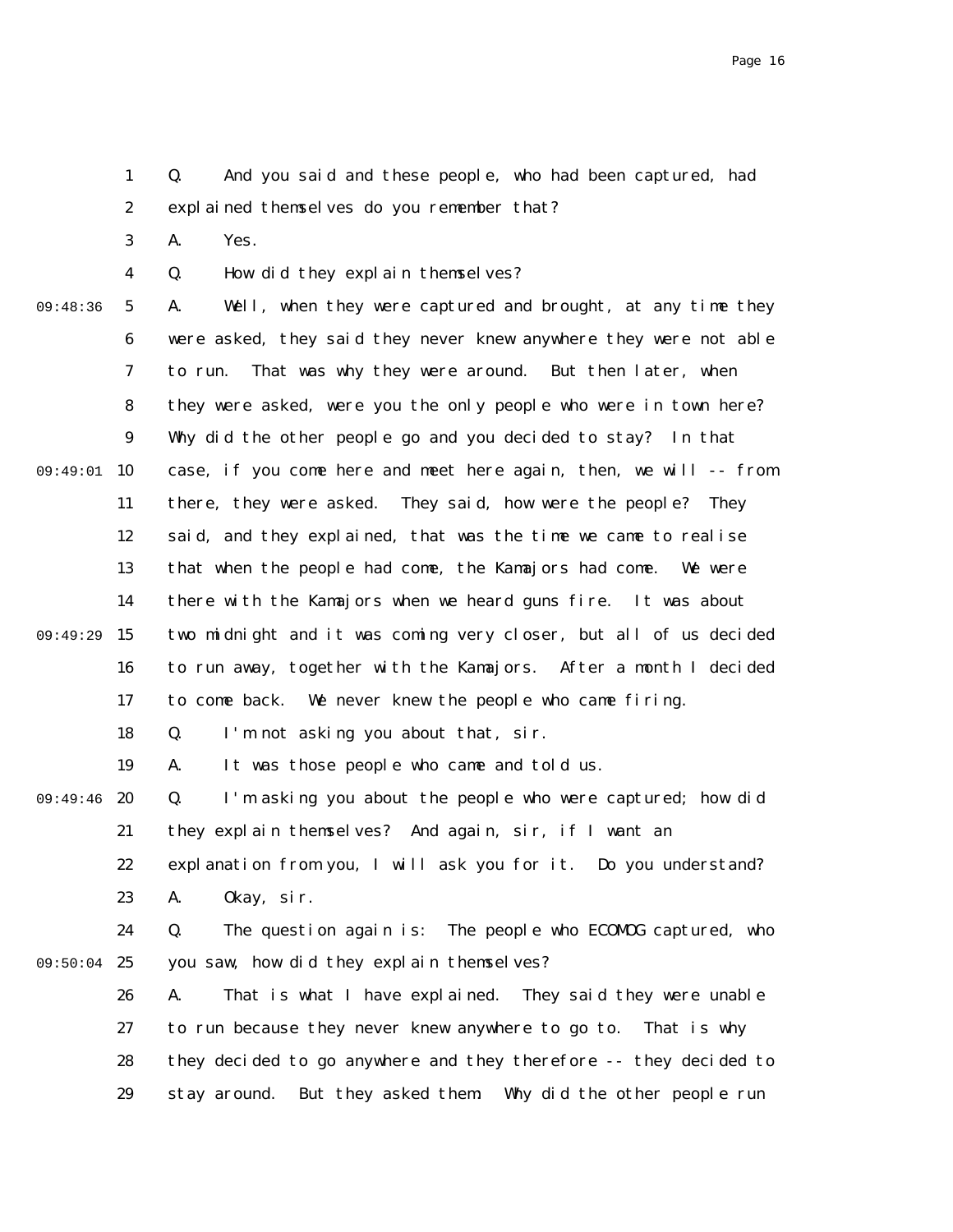Q. And you said and these people, who had been captured, had explained themselves do you remember that?

A. Yes.

Q. How did they explain themselves?

A. Well, when they were captured and brought, at any time they were asked, they said they never knew anywhere they were not able to run. That was why they were around. But then later, when they were asked, were you the only people who were in town here? Why did the other people go and you decided to stay? In that case, if you come here and meet here again, then, we will -- from there, they were asked. They said, how were the people? They said, and they explained, that was the time we came to realise that when the people had come, the Kamajors had come. We were there with the Kamajors when we heard guns fire. It was about two midnight and it was coming very closer, but all of us decided to run away, together with the Kamajors. After a month I decided to come back. We never knew the people who came firing.

Q. I'm not asking you about that, sir.

A. It was those people who came and told us.

Q. I'm asking you about the people who were captured; how did they explain themselves? And again, sir, if I want an explanation from you, I will ask you for it. Do you understand?

A. Okay, sir.

Q. The question again is: The people who ECOMOG captured, who you saw, how did they explain themselves?

A. That is what I have explained. They said they were unable to run because they never knew anywhere to go to. That is why they decided to go anywhere and they therefore -- they decided to stay around. But they asked them: Why did the other people run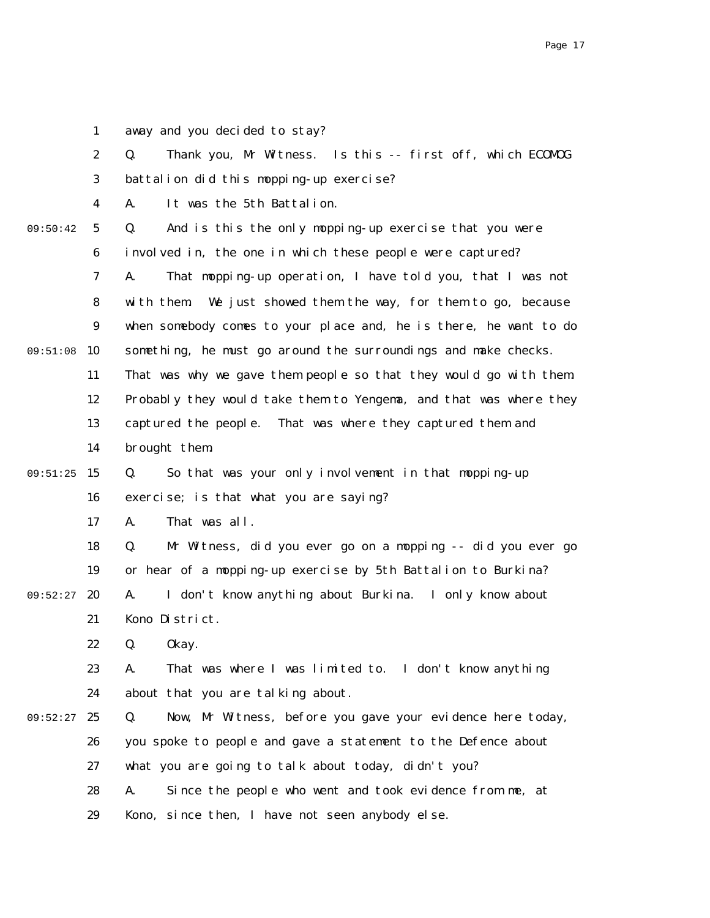away and you decided to stay?

Q. Thank you, Mr Witness. Is this -- first off, which ECOMOG battalion did this mopping-up exercise?

A. It was the 5th Battalion.

Q. And is this the only mopping-up exercise that you were involved in, the one in which these people were captured?

A. That mopping-up operation, I have told you, that I was not with them. We just showed them the way, for them to go, because when somebody comes to your place and, he is there, he want to do something, he must go around the surroundings and make checks. That was why we gave them people so that they would go with them. Probably they would take them to Yengema, and that was where they captured the people. That was where they captured them and brought them.

Q. So that was your only involvement in that mopping-up exercise; is that what you are saying?

A. That was all.

Q. Mr Witness, did you ever go on a mopping -- did you ever go or hear of a mopping-up exercise by 5th Battalion to Burkina?

A. I don't know anything about Burkina. I only know about Kono District.

Q. Okay.

A. That was where I was limited to. I don't know anything about that you are talking about.

Q. Now, Mr Witness, before you gave your evidence here today, you spoke to people and gave a statement to the Defence about what you are going to talk about today, didn't you?

A. Since the people who went and took evidence from me, at Kono, since then, I have not seen anybody else.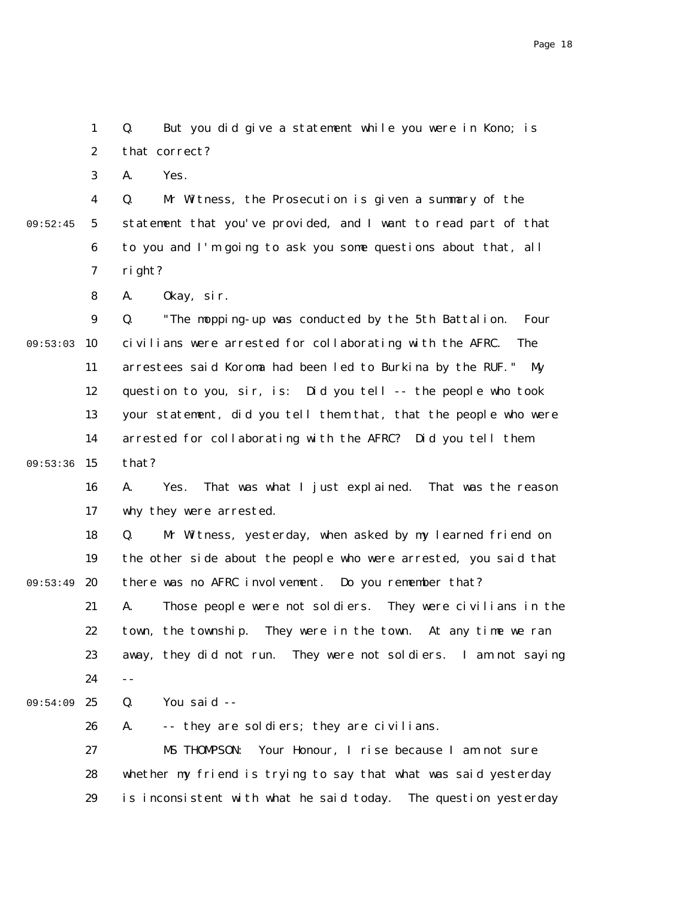Q. But you did give a statement while you were in Kono; is that correct?

A. Yes.

Q. Mr Witness, the Prosecution is given a summary of the statement that you've provided, and I want to read part of that to you and I'm going to ask you some questions about that, all right?

A. Okay, sir.

Q. "The mopping-up was conducted by the 5th Battalion. Four civilians were arrested for collaborating with the AFRC. The arrestees said Koroma had been led to Burkina by the RUF." My question to you, sir, is: Did you tell -- the people who took your statement, did you tell them that, that the people who were arrested for collaborating with the AFRC? Did you tell them that?

A. Yes. That was what I just explained. That was the reason why they were arrested.

Q. Mr Witness, yesterday, when asked by my learned friend on the other side about the people who were arrested, you said that there was no AFRC involvement. Do you remember that?

A. Those people were not soldiers. They were civilians in the town, the township. They were in the town. At any time we ran away, they did not run. They were not soldiers. I am not saying --

Q. You said --

A. -- they are soldiers; they are civilians.

MS THOMPSON: Your Honour, I rise because I am not sure whether my friend is trying to say that what was said yesterday is inconsistent with what he said today. The question yesterday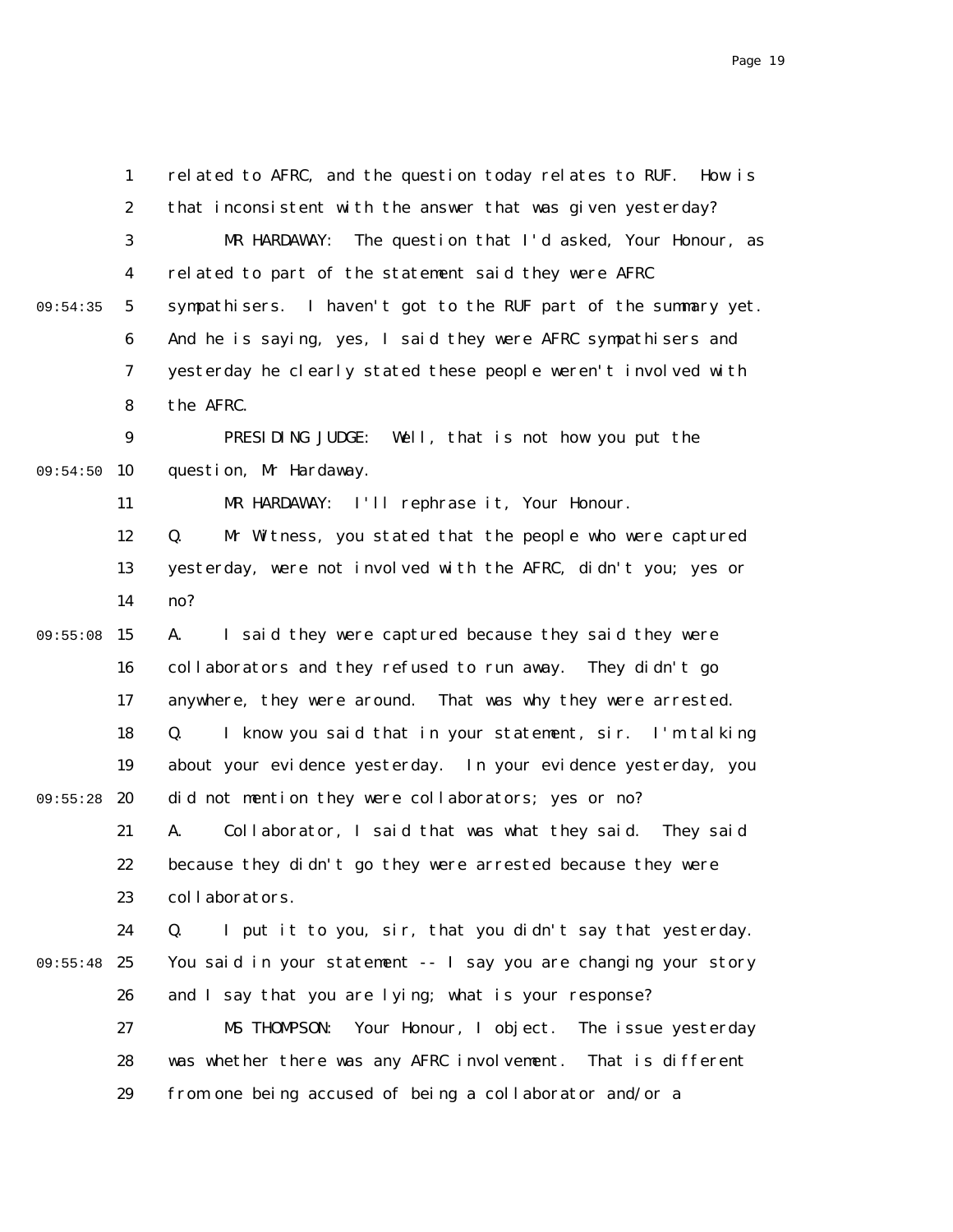related to AFRC, and the question today relates to RUF. How is that inconsistent with the answer that was given yesterday?

MR HARDAWAY: The question that I'd asked, Your Honour, as related to part of the statement said they were AFRC sympathisers. I haven't got to the RUF part of the summary yet. And he is saying, yes, I said they were AFRC sympathisers and yesterday he clearly stated these people weren't involved with the AFRC.

PRESIDING JUDGE: Well, that is not how you put the question, Mr Hardaway.

MR HARDAWAY: I'll rephrase it, Your Honour.

Q. Mr Witness, you stated that the people who were captured yesterday, were not involved with the AFRC, didn't you; yes or no?

A. I said they were captured because they said they were collaborators and they refused to run away. They didn't go anywhere, they were around. That was why they were arrested.

Q. I know you said that in your statement, sir. I'm talking about your evidence yesterday. In your evidence yesterday, you did not mention they were collaborators; yes or no?

A. Collaborator, I said that was what they said. They said because they didn't go they were arrested because they were collaborators.

Q. I put it to you, sir, that you didn't say that yesterday. You said in your statement -- I say you are changing your story and I say that you are lying; what is your response?

MS THOMPSON: Your Honour, I object. The issue yesterday was whether there was any AFRC involvement. That is different from one being accused of being a collaborator and/or a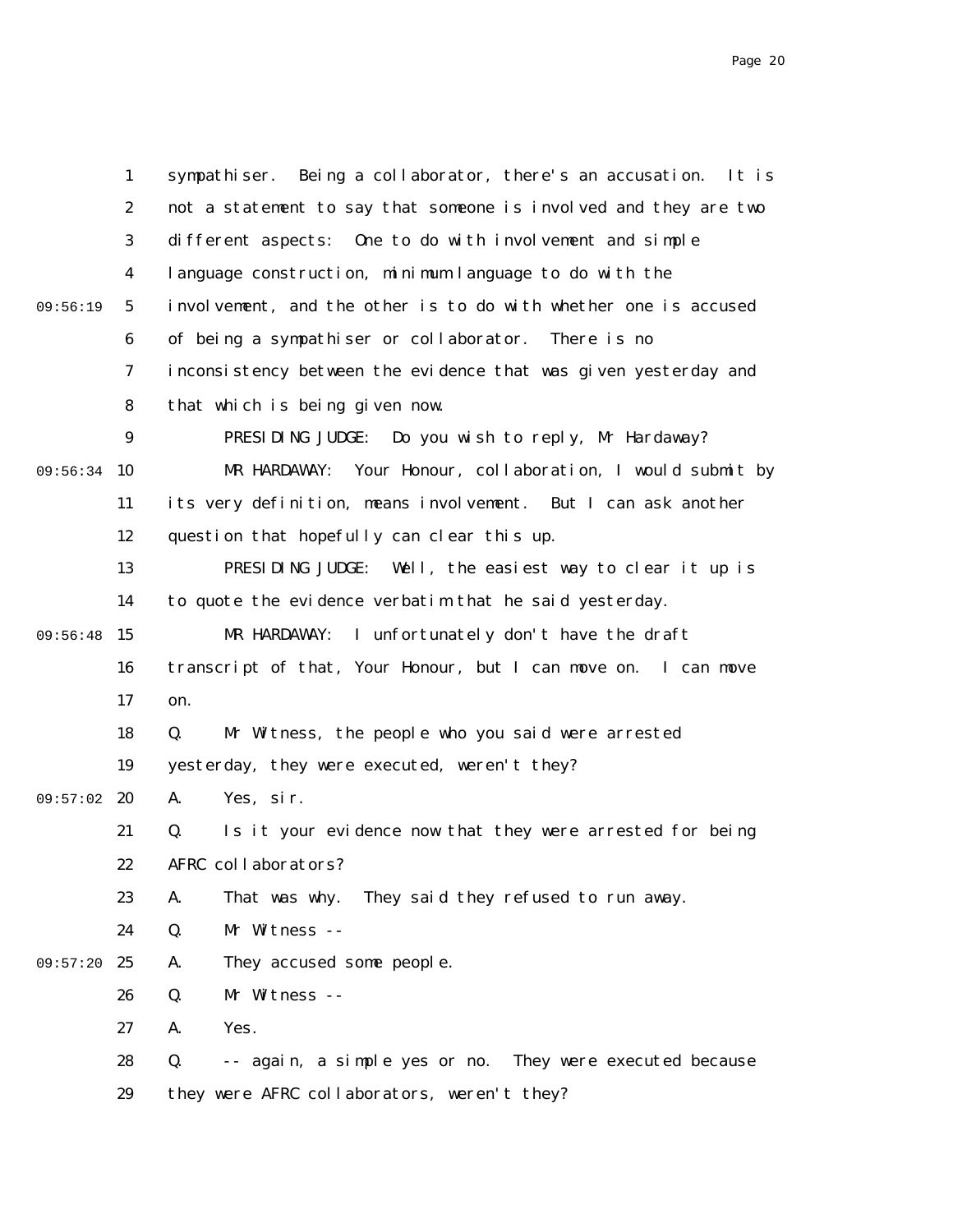sympathiser. Being a collaborator, there's an accusation. It is not a statement to say that someone is involved and they are two different aspects: One to do with involvement and simple language construction, minimum language to do with the involvement, and the other is to do with whether one is accused of being a sympathiser or collaborator. There is no inconsistency between the evidence that was given yesterday and that which is being given now.

PRESIDING JUDGE: Do you wish to reply, Mr Hardaway?

MR HARDAWAY: Your Honour, collaboration, I would submit by its very definition, means involvement. But I can ask another question that hopefully can clear this up.

PRESIDING JUDGE: Well, the easiest way to clear it up is to quote the evidence verbatim that he said yesterday.

MR HARDAWAY: I unfortunately don't have the draft transcript of that, Your Honour, but I can move on. I can move on.

Q. Mr Witness, the people who you said were arrested yesterday, they were executed, weren't they?

A. Yes, sir.

Q. Is it your evidence now that they were arrested for being AFRC collaborators?

A. That was why. They said they refused to run away.

Q. Mr Witness --

A. They accused some people.

Q. Mr Witness --

A. Yes.

Q. -- again, a simple yes or no. They were executed because they were AFRC collaborators, weren't they?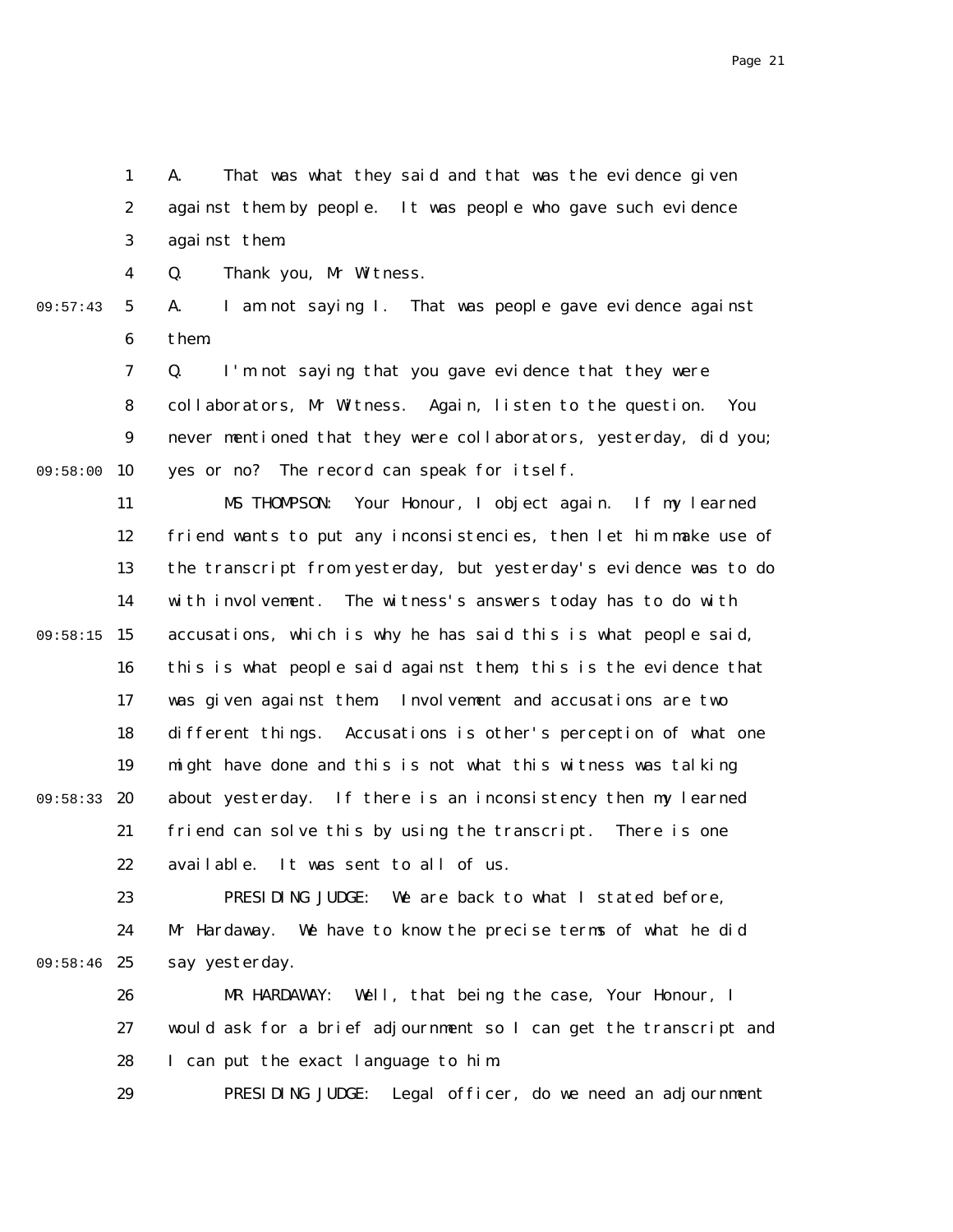A. That was what they said and that was the evidence given against them by people. It was people who gave such evidence against them.

Q. Thank you, Mr Witness.

A. I am not saying I. That was people gave evidence against them.

Q. I'm not saying that you gave evidence that they were collaborators, Mr Witness. Again, listen to the question. You never mentioned that they were collaborators, yesterday, did you; yes or no? The record can speak for itself.

MS THOMPSON: Your Honour, I object again. If my learned friend wants to put any inconsistencies, then let him make use of the transcript from yesterday, but yesterday's evidence was to do with involvement. The witness's answers today has to do with accusations, which is why he has said this is what people said, this is what people said against them, this is the evidence that was given against them. Involvement and accusations are two different things. Accusations is other's perception of what one might have done and this is not what this witness was talking about yesterday. If there is an inconsistency then my learned friend can solve this by using the transcript. There is one available. It was sent to all of us.

PRESIDING JUDGE: We are back to what I stated before, Mr Hardaway. We have to know the precise terms of what he did say yesterday.

MR HARDAWAY: Well, that being the case, Your Honour, I would ask for a brief adjournment so I can get the transcript and I can put the exact language to him.

PRESIDING JUDGE: Legal officer, do we need an adjournment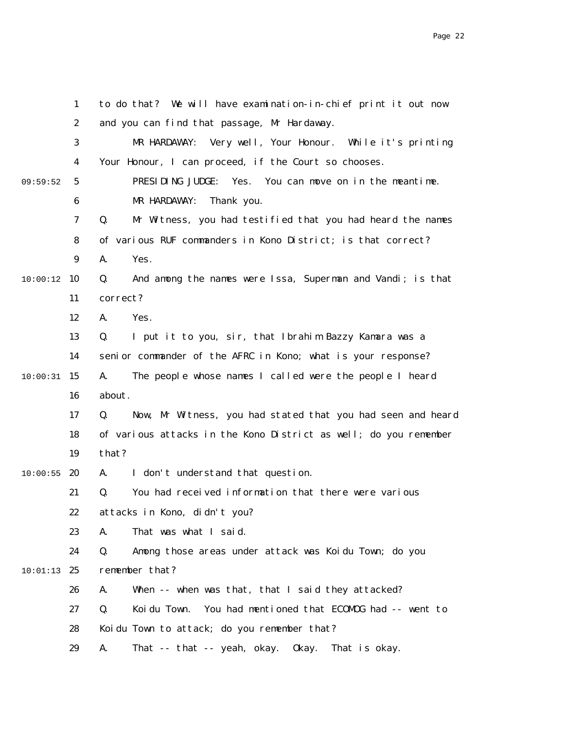to do that? We will have examination-in-chief print it out now and you can find that passage, Mr Hardaway.

MR HARDAWAY: Very well, Your Honour. While it's printing Your Honour, I can proceed, if the Court so chooses.

PRESIDING JUDGE: Yes. You can move on in the meantime.

MR HARDAWAY: Thank you.

Q. Mr Witness, you had testified that you had heard the names of various RUF commanders in Kono District; is that correct?

A. Yes.

Q. And among the names were Issa, Superman and Vandi; is that correct?

A. Yes.

Q. I put it to you, sir, that Ibrahim Bazzy Kamara was a senior commander of the AFRC in Kono; what is your response?

A. The people whose names I called were the people I heard about.

Q. Now, Mr Witness, you had stated that you had seen and heard of various attacks in the Kono District as well; do you remember that?

A. I don't understand that question.

Q. You had received information that there were various attacks in Kono, didn't you?

A. That was what I said.

Q. Among those areas under attack was Koidu Town; do you remember that?

A. When -- when was that, that I said they attacked?

Q. Koidu Town. You had mentioned that ECOMOG had -- went to Koidu Town to attack; do you remember that?

A. That -- that -- yeah, okay. Okay. That is okay.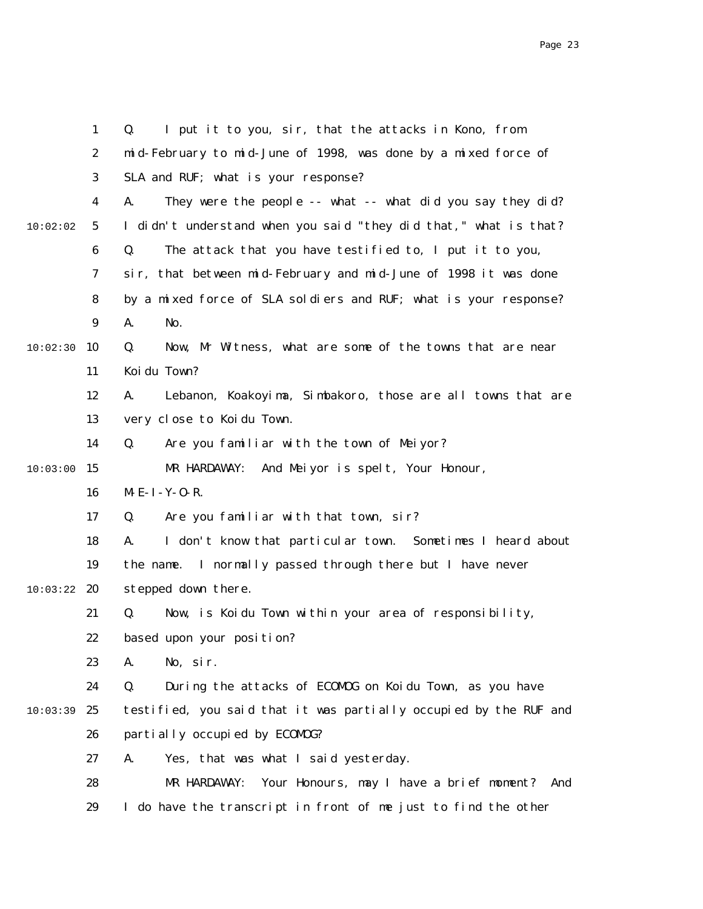Q. I put it to you, sir, that the attacks in Kono, from mid-February to mid-June of 1998, was done by a mixed force of SLA and RUF; what is your response?

A. They were the people -- what -- what did you say they did? I didn't understand when you said "they did that," what is that?

Q. The attack that you have testified to, I put it to you, sir, that between mid-February and mid-June of 1998 it was done by a mixed force of SLA soldiers and RUF; what is your response?

A. No.

Q. Now, Mr Witness, what are some of the towns that are near Koidu Town?

A. Lebanon, Koakoyima, Simbakoro, those are all towns that are very close to Koidu Town.

Q. Are you familiar with the town of Meiyor?

MR HARDAWAY: And Meiyor is spelt, Your Honour, M-E-I-Y-O-R.

Q. Are you familiar with that town, sir?

A. I don't know that particular town. Sometimes I heard about the name. I normally passed through there but I have never stepped down there.

Q. Now, is Koidu Town within your area of responsibility, based upon your position?

A. No, sir.

Q. During the attacks of ECOMOG on Koidu Town, as you have testified, you said that it was partially occupied by the RUF and partially occupied by ECOMOG?

A. Yes, that was what I said yesterday.

MR HARDAWAY: Your Honours, may I have a brief moment? And I do have the transcript in front of me just to find the other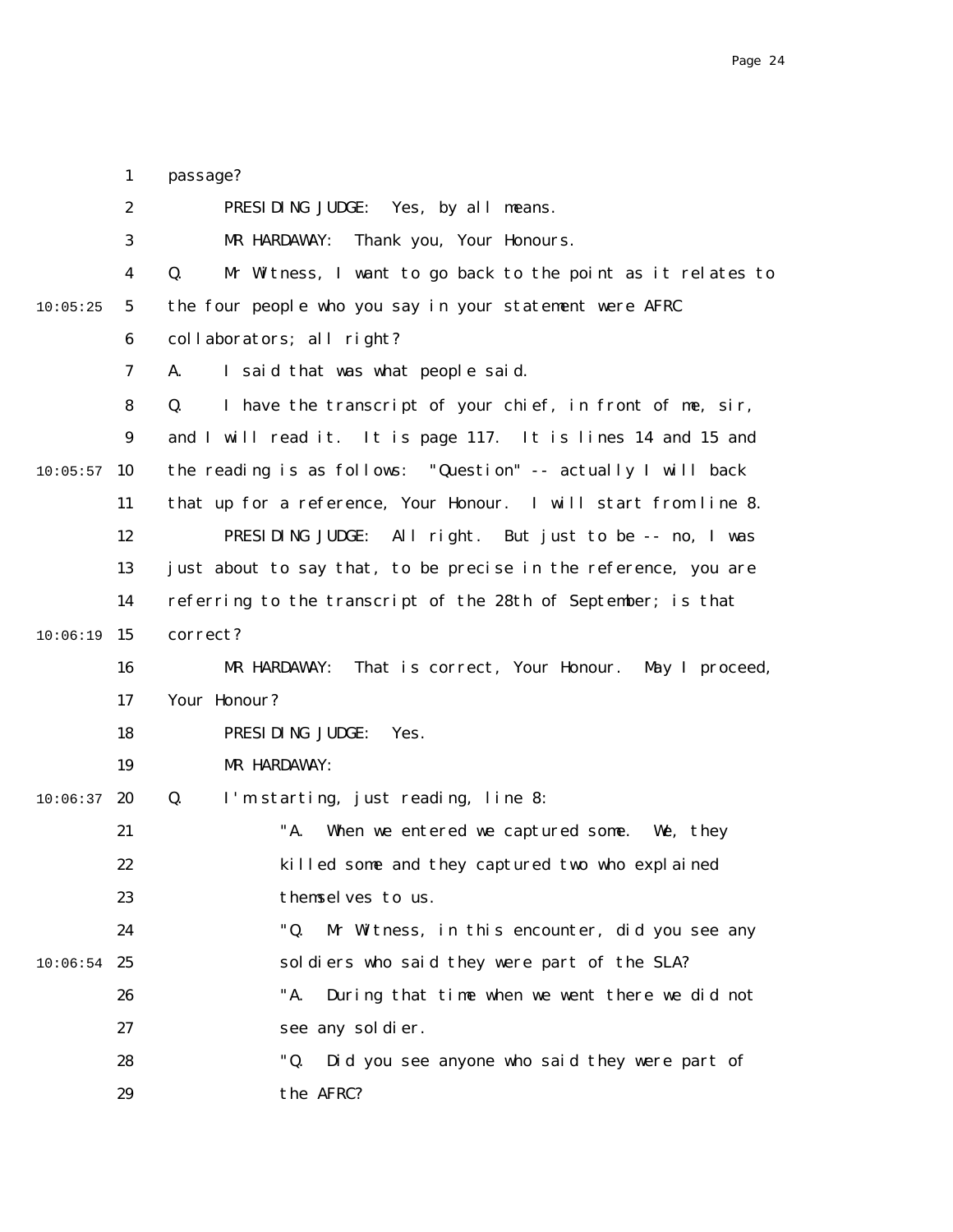passage?

PRESIDING JUDGE: Yes, by all means.

MR HARDAWAY: Thank you, Your Honours.

Q. Mr Witness, I want to go back to the point as it relates to the four people who you say in your statement were AFRC collaborators; all right?

A. I said that was what people said.

Q. I have the transcript of your chief, in front of me, sir, and I will read it. It is page 117. It is lines 14 and 15 and the reading is as follows: "Question" -- actually I will back that up for a reference, Your Honour. I will start from line 8.

PRESIDING JUDGE: All right. But just to be -- no, I was just about to say that, to be precise in the reference, you are referring to the transcript of the 28th of September; is that correct?

MR HARDAWAY: That is correct, Your Honour. May I proceed, Your Honour?

PRESIDING JUDGE: Yes.

MR HARDAWAY:

Q. I'm starting, just reading, line 8:

> "A. When we entered we captured some. We, they killed some and they captured two who explained themselves to us.
>
> "Q. Mr Witness, in this encounter, did you see any soldiers who said they were part of the SLA?
>
> "A. During that time when we went there we did not see any soldier.
>
> "Q. Did you see anyone who said they were part of the AFRC?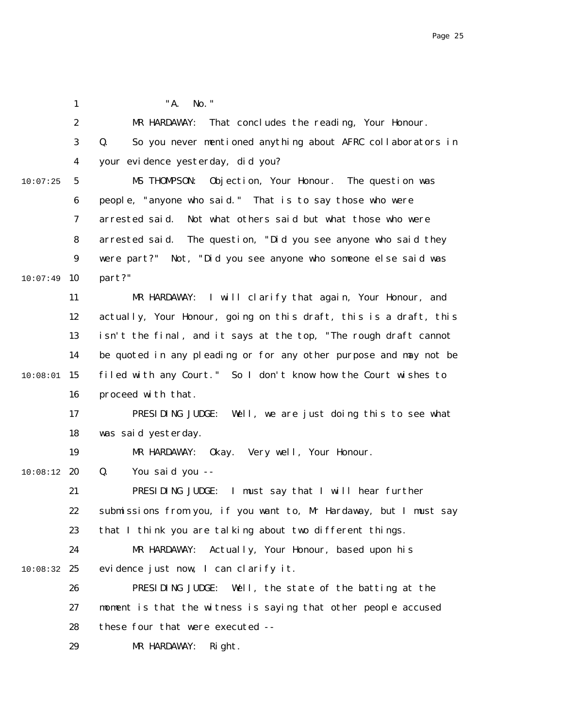"A. No."

MR HARDAWAY: That concludes the reading, Your Honour.

Q. So you never mentioned anything about AFRC collaborators in your evidence yesterday, did you?

MS THOMPSON: Objection, Your Honour. The question was people, "anyone who said." That is to say those who were arrested said. Not what others said but what those who were arrested said. The question, "Did you see anyone who said they were part?" Not, "Did you see anyone who someone else said was part?"

MR HARDAWAY: I will clarify that again, Your Honour, and actually, Your Honour, going on this draft, this is a draft, this isn't the final, and it says at the top, "The rough draft cannot be quoted in any pleading or for any other purpose and may not be filed with any Court." So I don't know how the Court wishes to proceed with that.

PRESIDING JUDGE: Well, we are just doing this to see what was said yesterday.

MR HARDAWAY: Okay. Very well, Your Honour.

Q. You said you --

PRESIDING JUDGE: I must say that I will hear further submissions from you, if you want to, Mr Hardaway, but I must say that I think you are talking about two different things.

MR HARDAWAY: Actually, Your Honour, based upon his evidence just now, I can clarify it.

PRESIDING JUDGE: Well, the state of the batting at the moment is that the witness is saying that other people accused these four that were executed --

MR HARDAWAY: Right.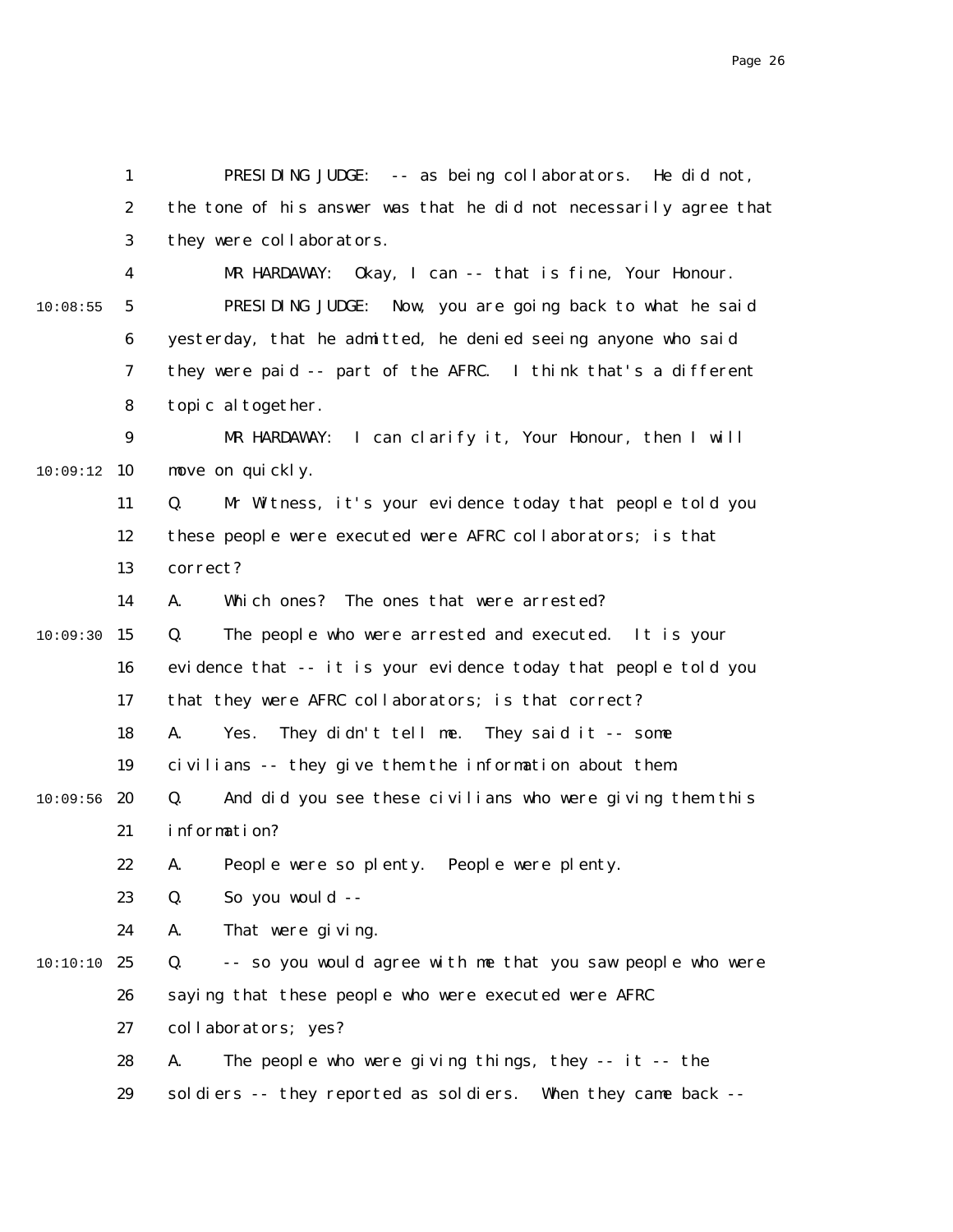PRESIDING JUDGE: -- as being collaborators. He did not, the tone of his answer was that he did not necessarily agree that they were collaborators.

MR HARDAWAY: Okay, I can -- that is fine, Your Honour.

PRESIDING JUDGE: Now, you are going back to what he said yesterday, that he admitted, he denied seeing anyone who said they were paid -- part of the AFRC. I think that's a different topic altogether.

MR HARDAWAY: I can clarify it, Your Honour, then I will move on quickly.

Q. Mr Witness, it's your evidence today that people told you these people were executed were AFRC collaborators; is that correct?

A. Which ones? The ones that were arrested?

Q. The people who were arrested and executed. It is your evidence that -- it is your evidence today that people told you that they were AFRC collaborators; is that correct?

A. Yes. They didn't tell me. They said it -- some civilians -- they give them the information about them.

Q. And did you see these civilians who were giving them this information?

A. People were so plenty. People were plenty.

Q. So you would --

A. That were giving.

Q. -- so you would agree with me that you saw people who were saying that these people who were executed were AFRC collaborators; yes?

A. The people who were giving things, they -- it -- the soldiers -- they reported as soldiers. When they came back --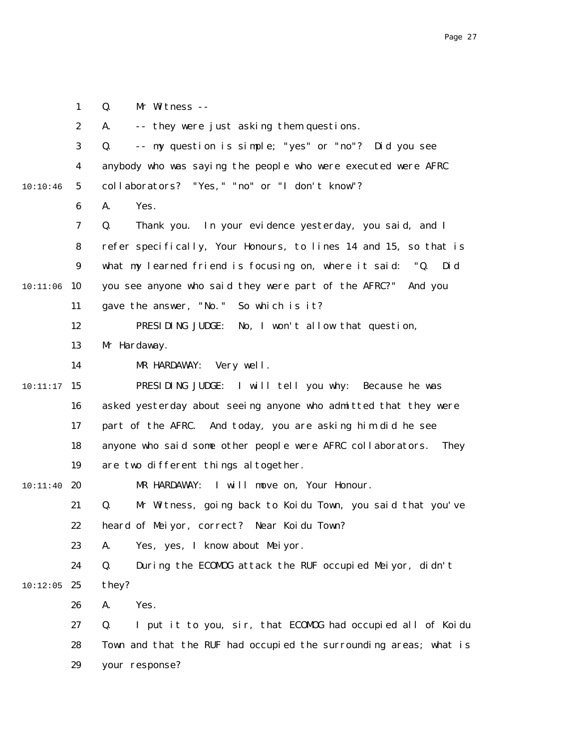Q. Mr Witness --

A. -- they were just asking them questions.

Q. -- my question is simple; "yes" or "no"? Did you see anybody who was saying the people who were executed were AFRC collaborators? "Yes," "no" or "I don't know"?

A. Yes.

Q. Thank you. In your evidence yesterday, you said, and I refer specifically, Your Honours, to lines 14 and 15, so that is what my learned friend is focusing on, where it said: "Q. Did you see anyone who said they were part of the AFRC?" And you gave the answer, "No." So which is it?

PRESIDING JUDGE: No, I won't allow that question, Mr Hardaway.

MR HARDAWAY: Very well.

PRESIDING JUDGE: I will tell you why: Because he was asked yesterday about seeing anyone who admitted that they were part of the AFRC. And today, you are asking him did he see anyone who said some other people were AFRC collaborators. They are two different things altogether.

MR HARDAWAY: I will move on, Your Honour.

Q. Mr Witness, going back to Koidu Town, you said that you've heard of Meiyor, correct? Near Koidu Town?

A. Yes, yes, I know about Meiyor.

Q. During the ECOMOG attack the RUF occupied Meiyor, didn't they?

A. Yes.

Q. I put it to you, sir, that ECOMOG had occupied all of Koidu Town and that the RUF had occupied the surrounding areas; what is your response?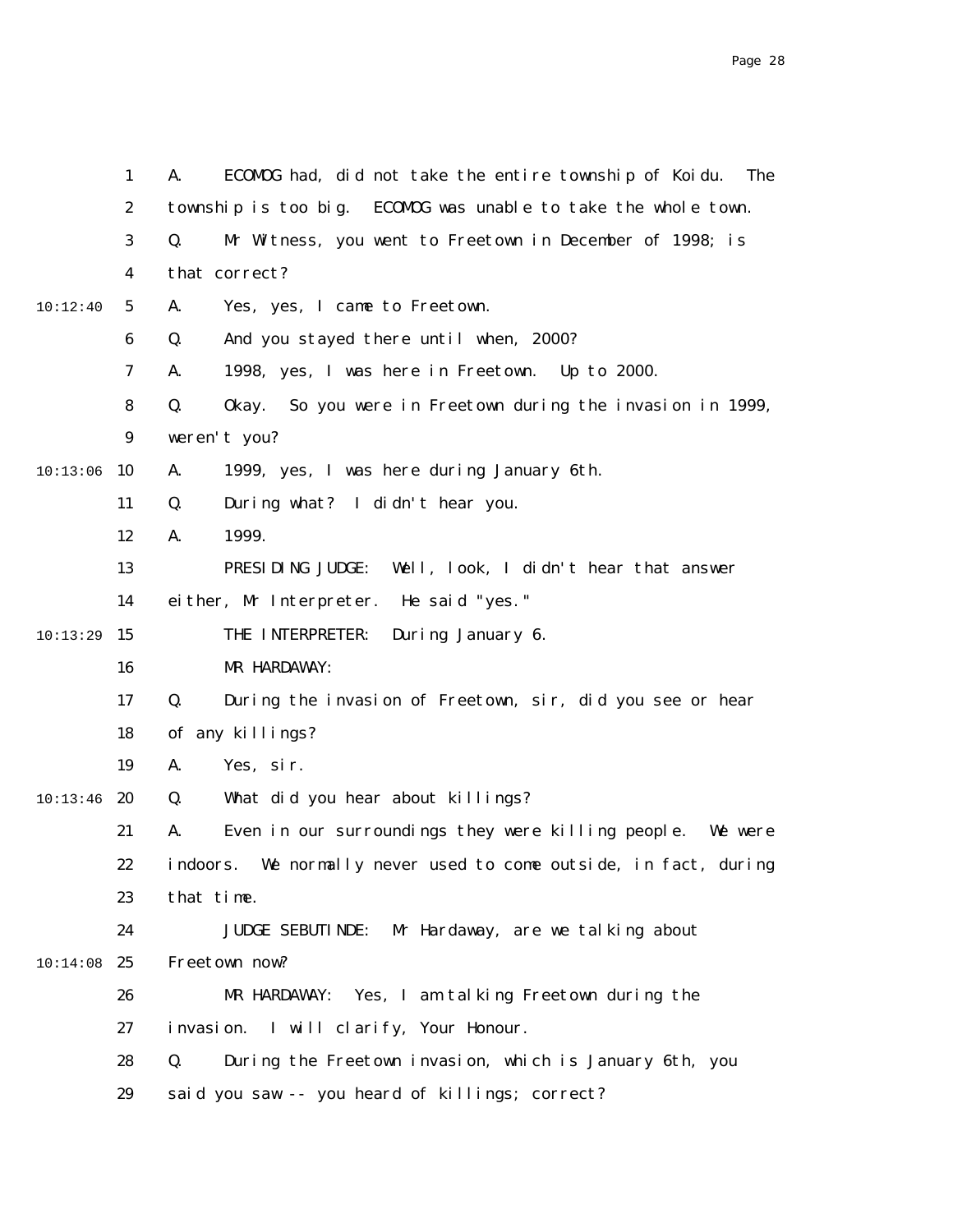A. ECOMOG had, did not take the entire township of Koidu. The township is too big. ECOMOG was unable to take the whole town.

Q. Mr Witness, you went to Freetown in December of 1998; is that correct?

A. Yes, yes, I came to Freetown.

Q. And you stayed there until when, 2000?

A. 1998, yes, I was here in Freetown. Up to 2000.

Q. Okay. So you were in Freetown during the invasion in 1999, weren't you?

A. 1999, yes, I was here during January 6th.

Q. During what? I didn't hear you.

A. 1999.

PRESIDING JUDGE: Well, look, I didn't hear that answer either, Mr Interpreter. He said "yes."

THE INTERPRETER: During January 6.

MR HARDAWAY:

Q. During the invasion of Freetown, sir, did you see or hear of any killings?

A. Yes, sir.

Q. What did you hear about killings?

A. Even in our surroundings they were killing people. We were indoors. We normally never used to come outside, in fact, during that time.

JUDGE SEBUTINDE: Mr Hardaway, are we talking about Freetown now?

MR HARDAWAY: Yes, I am talking Freetown during the invasion. I will clarify, Your Honour.

Q. During the Freetown invasion, which is January 6th, you said you saw -- you heard of killings; correct?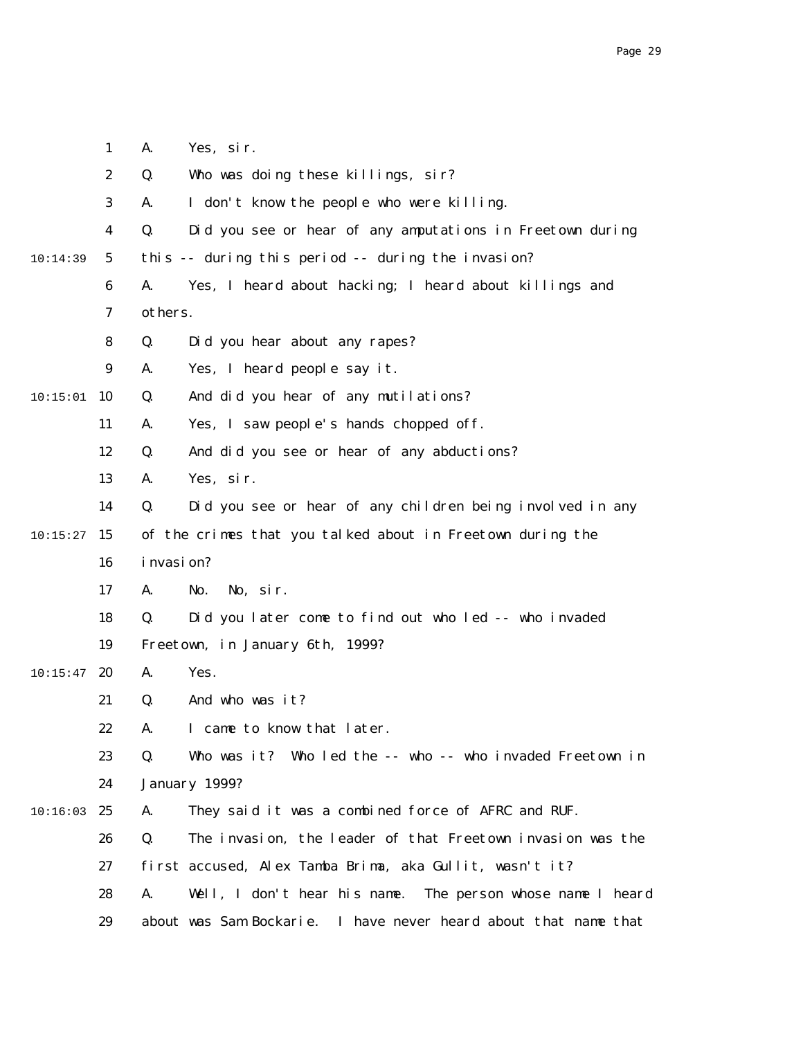1 A. Yes, sir.

2 Q. Who was doing these killings, sir?

3 A. I don't know the people who were killing.

4 Q. Did you see or hear of any amputations in Freetown during

10:14:39 5 this -- during this period -- during the invasion?

6 A. Yes, I heard about hacking; I heard about killings and

7 others.

8 Q. Did you hear about any rapes?

9 A. Yes, I heard people say it.

10:15:01 10 Q. And did you hear of any mutilations?

11 A. Yes, I saw people's hands chopped off.

12 Q. And did you see or hear of any abductions?

13 A. Yes, sir.

14 Q. Did you see or hear of any children being involved in any

10:15:27 15 of the crimes that you talked about in Freetown during the

16 invasion?

17 A. No. No, sir.

18 Q. Did you later come to find out who led -- who invaded

19 Freetown, in January 6th, 1999?

10:15:47 20 A. Yes.

21 Q. And who was it?

22 A. I came to know that later.

23 Q. Who was it? Who led the -- who -- who invaded Freetown in

24 January 1999?

10:16:03 25 A. They said it was a combined force of AFRC and RUF.

26 Q. The invasion, the leader of that Freetown invasion was the

27 first accused, Alex Tamba Brima, aka Gullit, wasn't it?

28 A. Well, I don't hear his name. The person whose name I heard

29 about was Sam Bockarie. I have never heard about that name that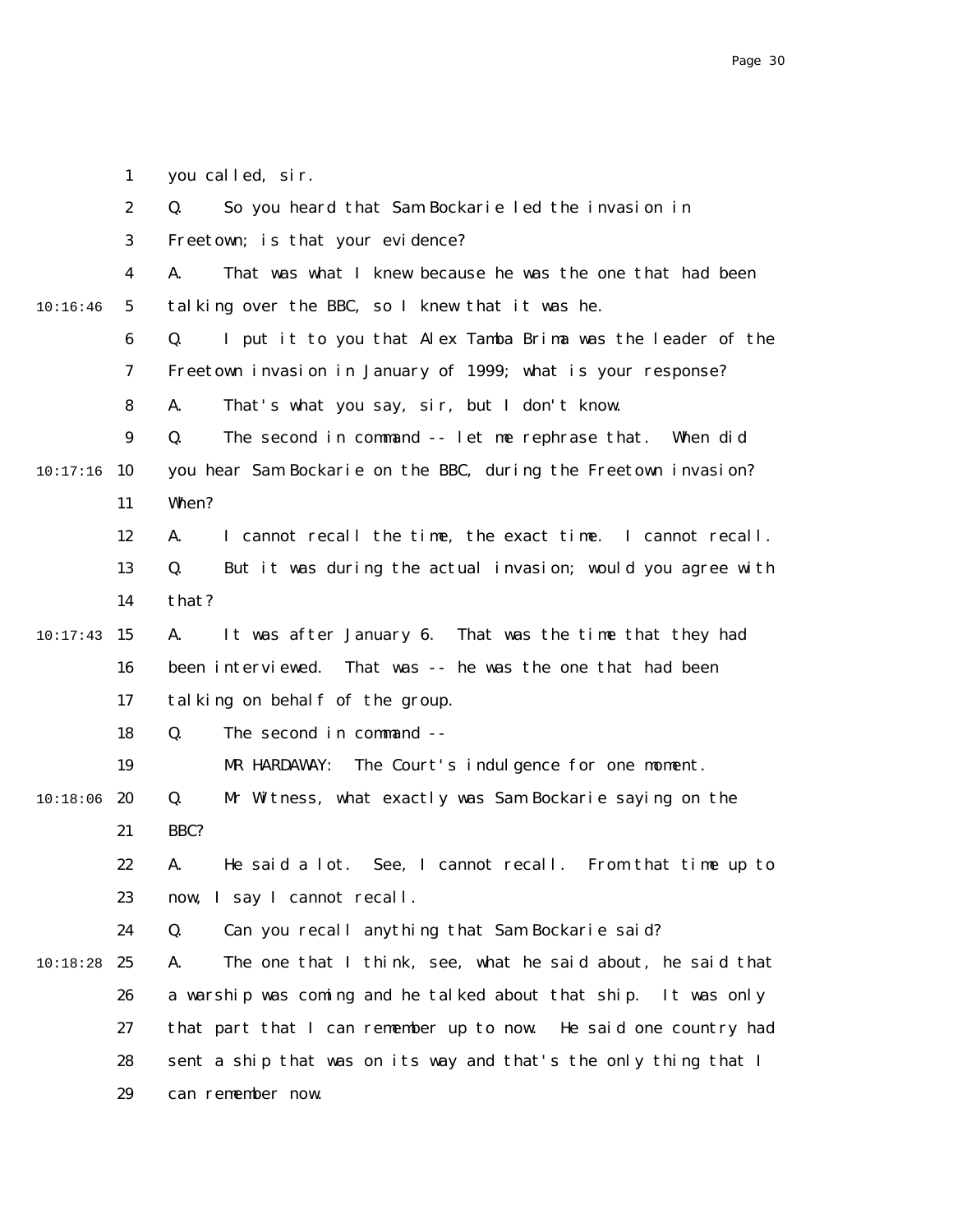1 you called, sir.

2 Q. So you heard that Sam Bockarie led the invasion in

3 Freetown; is that your evidence?

4 A. That was what I knew because he was the one that had been

10:16:46 5 talking over the BBC, so I knew that it was he.

6 Q. I put it to you that Alex Tamba Brima was the leader of the

7 Freetown invasion in January of 1999; what is your response?

8 A. That's what you say, sir, but I don't know.

9 Q. The second in command -- let me rephrase that. When did

10:17:16 10 you hear Sam Bockarie on the BBC, during the Freetown invasion?

11 When?

12 A. I cannot recall the time, the exact time. I cannot recall.

13 Q. But it was during the actual invasion; would you agree with

14 that?

10:17:43 15 A. It was after January 6. That was the time that they had

16 been interviewed. That was -- he was the one that had been

17 talking on behalf of the group.

18 Q. The second in command --

19 MR HARDAWAY: The Court's indulgence for one moment.

10:18:06 20 Q. Mr Witness, what exactly was Sam Bockarie saying on the

21 BBC?

22 A. He said a lot. See, I cannot recall. From that time up to

23 now, I say I cannot recall.

24 Q. Can you recall anything that Sam Bockarie said?

10:18:28 25 A. The one that I think, see, what he said about, he said that

26 a warship was coming and he talked about that ship. It was only

27 that part that I can remember up to now. He said one country had

28 sent a ship that was on its way and that's the only thing that I

29 can remember now.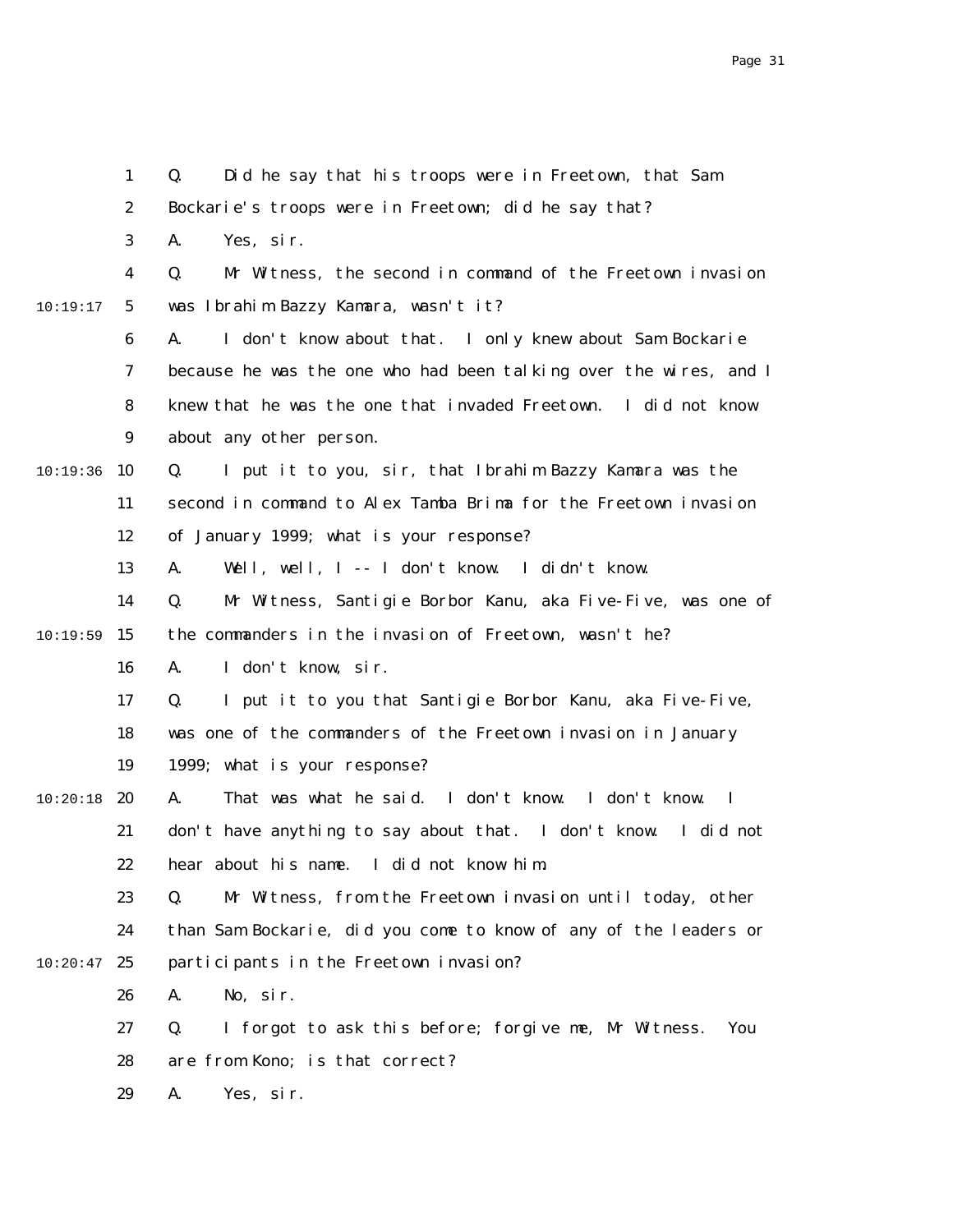Q. Did he say that his troops were in Freetown, that Sam Bockarie's troops were in Freetown; did he say that?

A. Yes, sir.

Q. Mr Witness, the second in command of the Freetown invasion was Ibrahim Bazzy Kamara, wasn't it?

A. I don't know about that. I only knew about Sam Bockarie because he was the one who had been talking over the wires, and I knew that he was the one that invaded Freetown. I did not know about any other person.

Q. I put it to you, sir, that Ibrahim Bazzy Kamara was the second in command to Alex Tamba Brima for the Freetown invasion of January 1999; what is your response?

A. Well, well, I -- I don't know. I didn't know.

Q. Mr Witness, Santigie Borbor Kanu, aka Five-Five, was one of the commanders in the invasion of Freetown, wasn't he?

A. I don't know, sir.

Q. I put it to you that Santigie Borbor Kanu, aka Five-Five, was one of the commanders of the Freetown invasion in January 1999; what is your response?

A. That was what he said. I don't know. I don't know. I don't have anything to say about that. I don't know. I did not hear about his name. I did not know him.

Q. Mr Witness, from the Freetown invasion until today, other than Sam Bockarie, did you come to know of any of the leaders or participants in the Freetown invasion?

A. No, sir.

Q. I forgot to ask this before; forgive me, Mr Witness. You are from Kono; is that correct?

A. Yes, sir.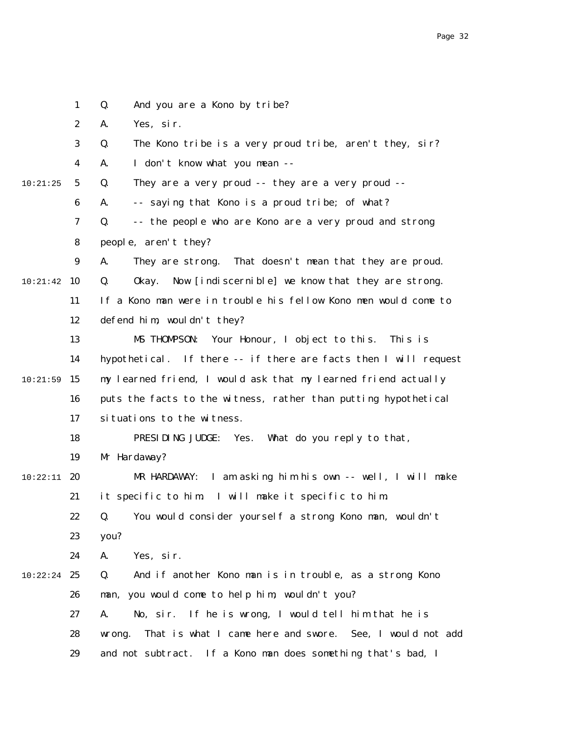1 Q. And you are a Kono by tribe?

2 A. Yes, sir.

3 Q. The Kono tribe is a very proud tribe, aren't they, sir?

4 A. I don't know what you mean --

10:21:25 5 Q. They are a very proud -- they are a very proud --

6 A. -- saying that Kono is a proud tribe; of what?

7 Q. -- the people who are Kono are a very proud and strong

8 people, aren't they?

9 A. They are strong. That doesn't mean that they are proud.

10:21:42 10 Q. Okay. Now [indiscernible] we know that they are strong.

11 If a Kono man were in trouble his fellow Kono men would come to

12 defend him, wouldn't they?

13 MS THOMPSON: Your Honour, I object to this. This is

14 hypothetical. If there -- if there are facts then I will request

10:21:59 15 my learned friend, I would ask that my learned friend actually

16 puts the facts to the witness, rather than putting hypothetical

17 situations to the witness.

18 PRESIDING JUDGE: Yes. What do you reply to that,

19 Mr Hardaway?

10:22:11 20 MR HARDAWAY: I am asking him his own -- well, I will make

21 it specific to him. I will make it specific to him.

22 Q. You would consider yourself a strong Kono man, wouldn't

23 you?

24 A. Yes, sir.

10:22:24 25 Q. And if another Kono man is in trouble, as a strong Kono

26 man, you would come to help him, wouldn't you?

27 A. No, sir. If he is wrong, I would tell him that he is

28 wrong. That is what I came here and swore. See, I would not add

29 and not subtract. If a Kono man does something that's bad, I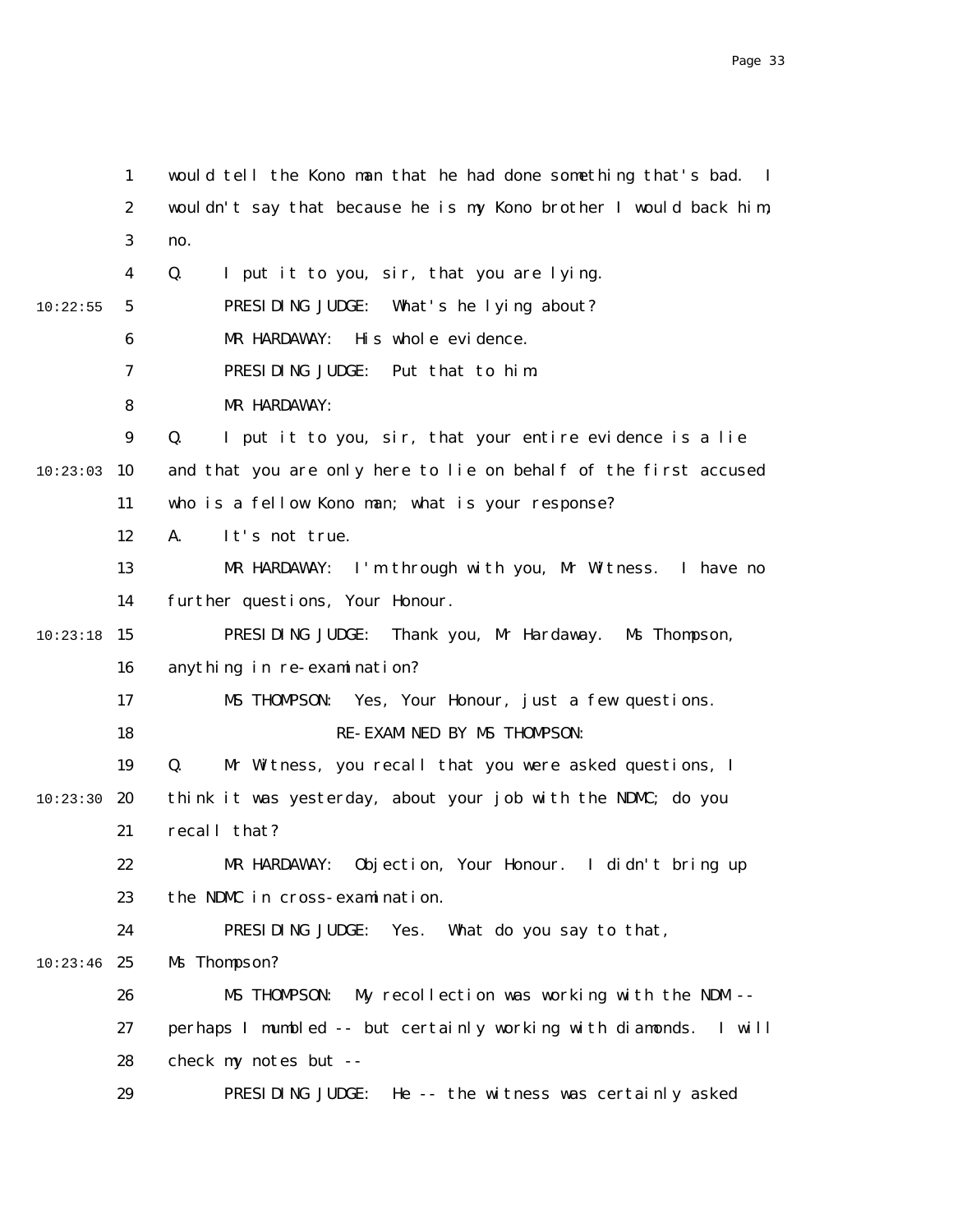would tell the Kono man that he had done something that's bad. I wouldn't say that because he is my Kono brother I would back him, no.

Q. I put it to you, sir, that you are lying.

PRESIDING JUDGE: What's he lying about?

MR HARDAWAY: His whole evidence.

PRESIDING JUDGE: Put that to him.

MR HARDAWAY:

Q. I put it to you, sir, that your entire evidence is a lie and that you are only here to lie on behalf of the first accused who is a fellow Kono man; what is your response?

A. It's not true.

MR HARDAWAY: I'm through with you, Mr Witness. I have no further questions, Your Honour.

PRESIDING JUDGE: Thank you, Mr Hardaway. Ms Thompson, anything in re-examination?

MS THOMPSON: Yes, Your Honour, just a few questions.

RE-EXAMINED BY MS THOMPSON:

Q. Mr Witness, you recall that you were asked questions, I think it was yesterday, about your job with the NDMC; do you recall that?

MR HARDAWAY: Objection, Your Honour. I didn't bring up the NDMC in cross-examination.

PRESIDING JUDGE: Yes. What do you say to that, Ms Thompson?

MS THOMPSON: My recollection was working with the NDM -- perhaps I mumbled -- but certainly working with diamonds. I will check my notes but --

PRESIDING JUDGE: He -- the witness was certainly asked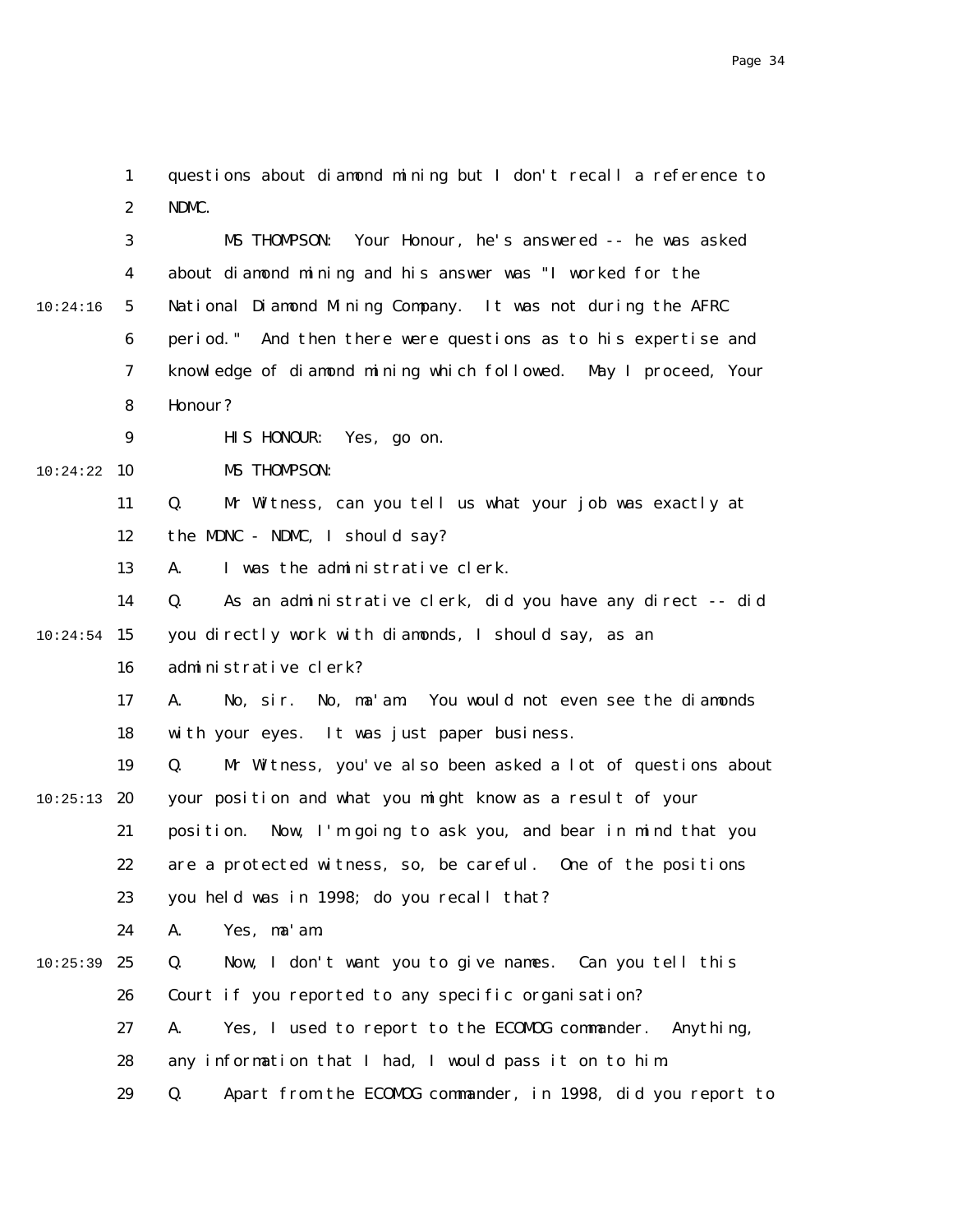1 questions about diamond mining but I don't recall a reference to
2 NDMC.

3 MS THOMPSON: Your Honour, he's answered -- he was asked
4 about diamond mining and his answer was "I worked for the
10:24:16 5 National Diamond Mining Company. It was not during the AFRC
6 period." And then there were questions as to his expertise and
7 knowledge of diamond mining which followed. May I proceed, Your
8 Honour?

9 HIS HONOUR: Yes, go on.

10:24:22 10 MS THOMPSON:

11 Q. Mr Witness, can you tell us what your job was exactly at
12 the MDNC - NDMC, I should say?

13 A. I was the administrative clerk.

14 Q. As an administrative clerk, did you have any direct -- did
10:24:54 15 you directly work with diamonds, I should say, as an
16 administrative clerk?

17 A. No, sir. No, ma'am. You would not even see the diamonds
18 with your eyes. It was just paper business.

19 Q. Mr Witness, you've also been asked a lot of questions about
10:25:13 20 your position and what you might know as a result of your
21 position. Now, I'm going to ask you, and bear in mind that you
22 are a protected witness, so, be careful. One of the positions
23 you held was in 1998; do you recall that?

24 A. Yes, ma'am.

10:25:39 25 Q. Now, I don't want you to give names. Can you tell this
26 Court if you reported to any specific organisation?

27 A. Yes, I used to report to the ECOMOG commander. Anything,
28 any information that I had, I would pass it on to him.

29 Q. Apart from the ECOMOG commander, in 1998, did you report to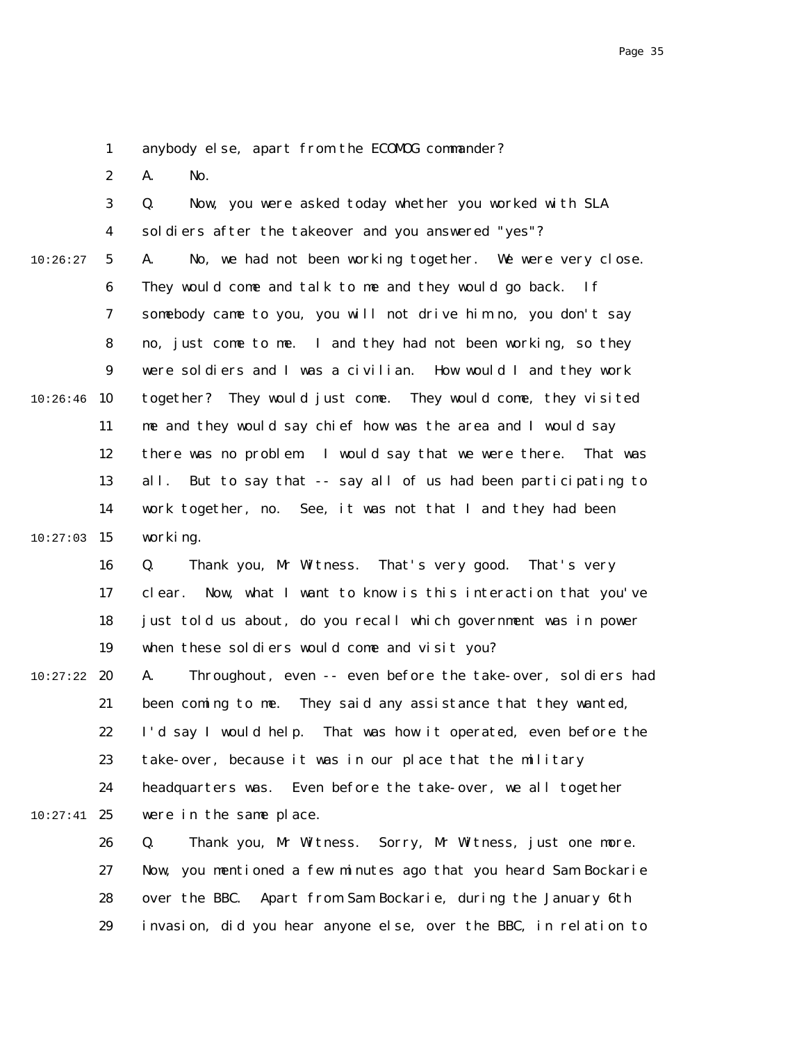anybody else, apart from the ECOMOG commander?

A. No.

Q. Now, you were asked today whether you worked with SLA soldiers after the takeover and you answered "yes"?

A. No, we had not been working together. We were very close. They would come and talk to me and they would go back. If somebody came to you, you will not drive him no, you don't say no, just come to me. I and they had not been working, so they were soldiers and I was a civilian. How would I and they work together? They would just come. They would come, they visited me and they would say chief how was the area and I would say there was no problem. I would say that we were there. That was all. But to say that -- say all of us had been participating to work together, no. See, it was not that I and they had been working.

Q. Thank you, Mr Witness. That's very good. That's very clear. Now, what I want to know is this interaction that you've just told us about, do you recall which government was in power when these soldiers would come and visit you?

A. Throughout, even -- even before the take-over, soldiers had been coming to me. They said any assistance that they wanted, I'd say I would help. That was how it operated, even before the take-over, because it was in our place that the military headquarters was. Even before the take-over, we all together were in the same place.

Q. Thank you, Mr Witness. Sorry, Mr Witness, just one more. Now, you mentioned a few minutes ago that you heard Sam Bockarie over the BBC. Apart from Sam Bockarie, during the January 6th invasion, did you hear anyone else, over the BBC, in relation to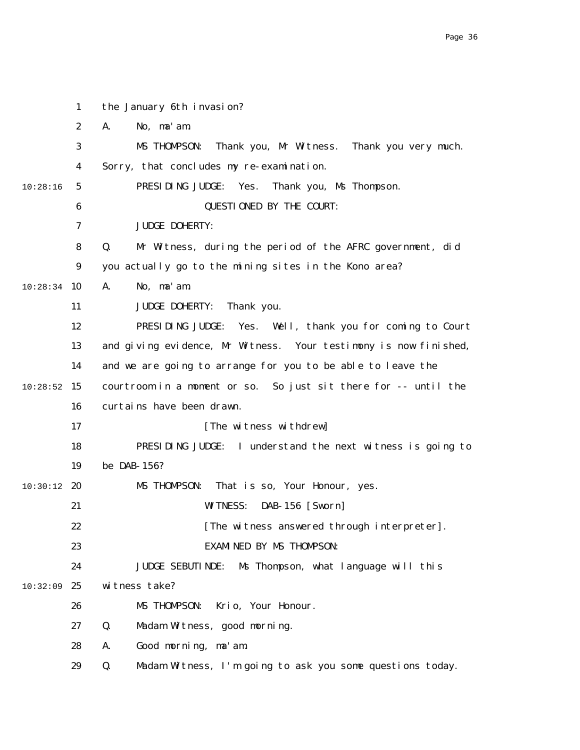1 the January 6th invasion?

2 A. No, ma'am.

3 MS THOMPSON: Thank you, Mr Witness. Thank you very much.

4 Sorry, that concludes my re-examination.

10:28:16 5 PRESIDING JUDGE: Yes. Thank you, Ms Thompson.

6 QUESTIONED BY THE COURT:

7 JUDGE DOHERTY:

8 Q. Mr Witness, during the period of the AFRC government, did

9 you actually go to the mining sites in the Kono area?

10:28:34 10 A. No, ma'am.

11 JUDGE DOHERTY: Thank you.

12 PRESIDING JUDGE: Yes. Well, thank you for coming to Court

13 and giving evidence, Mr Witness. Your testimony is now finished,

14 and we are going to arrange for you to be able to leave the

10:28:52 15 courtroom in a moment or so. So just sit there for -- until the

16 curtains have been drawn.

17 [The witness withdrew]

18 PRESIDING JUDGE: I understand the next witness is going to

19 be DAB-156?

10:30:12 20 MS THOMPSON: That is so, Your Honour, yes.

21 WITNESS: DAB-156 [Sworn]

22 [The witness answered through interpreter].

23 EXAMINED BY MS THOMPSON:

24 JUDGE SEBUTINDE: Ms Thompson, what language will this

10:32:09 25 witness take?

26 MS THOMPSON: Krio, Your Honour.

27 Q. Madam Witness, good morning.

28 A. Good morning, ma'am.

29 Q. Madam Witness, I'm going to ask you some questions today.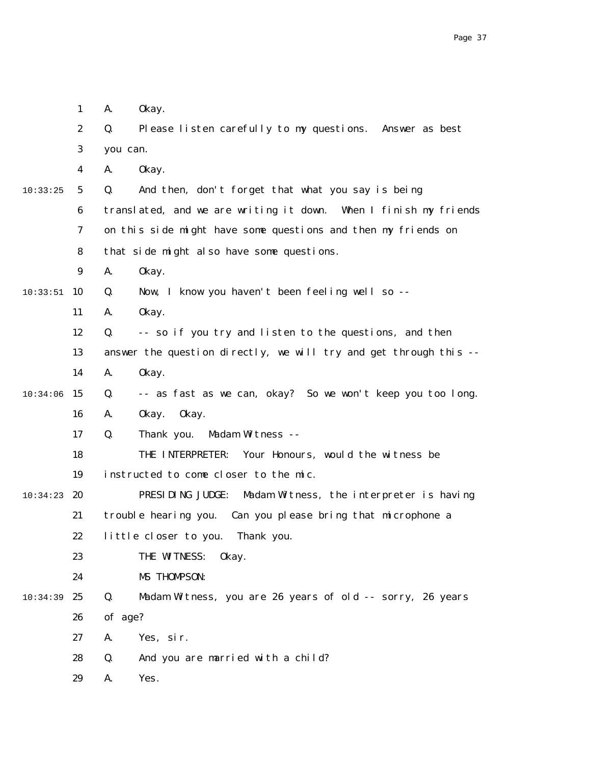A. Okay.

Q. Please listen carefully to my questions. Answer as best you can.

A. Okay.

Q. And then, don't forget that what you say is being translated, and we are writing it down. When I finish my friends on this side might have some questions and then my friends on that side might also have some questions.

A. Okay.

Q. Now, I know you haven't been feeling well so --

A. Okay.

Q. -- so if you try and listen to the questions, and then answer the question directly, we will try and get through this --

A. Okay.

Q. -- as fast as we can, okay? So we won't keep you too long.

A. Okay. Okay.

Q. Thank you. Madam Witness --

THE INTERPRETER: Your Honours, would the witness be instructed to come closer to the mic.

PRESIDING JUDGE: Madam Witness, the interpreter is having trouble hearing you. Can you please bring that microphone a little closer to you. Thank you.

THE WITNESS: Okay.

MS THOMPSON:

Q. Madam Witness, you are 26 years of old -- sorry, 26 years of age?

A. Yes, sir.

Q. And you are married with a child?

A. Yes.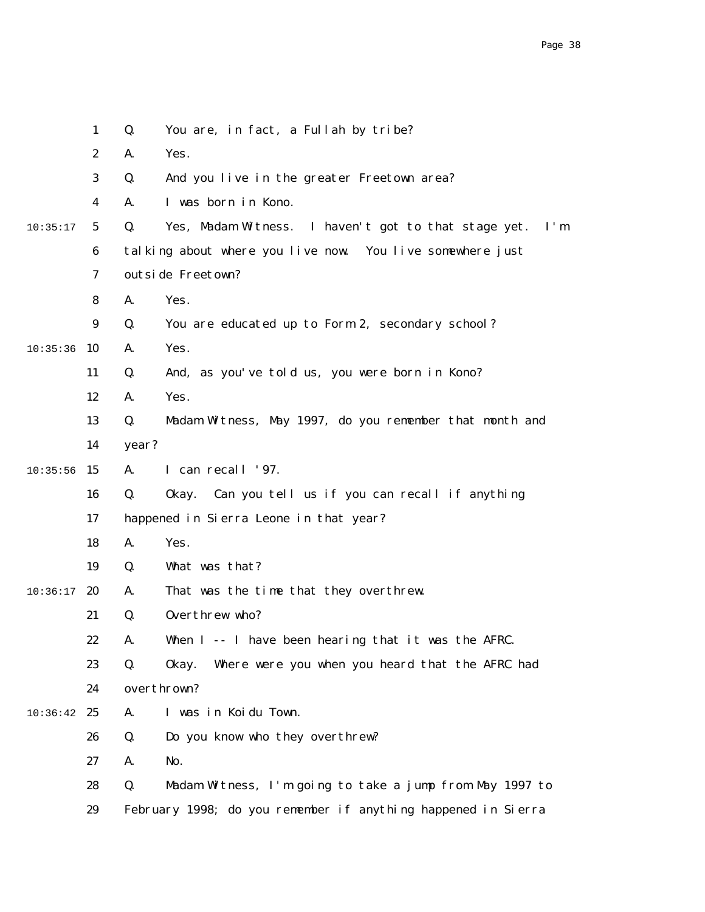1 Q. You are, in fact, a Fullah by tribe?

2 A. Yes.

3 Q. And you live in the greater Freetown area?

4 A. I was born in Kono.

10:35:17 5 Q. Yes, Madam Witness. I haven't got to that stage yet. I'm

6 talking about where you live now. You live somewhere just

7 outside Freetown?

8 A. Yes.

9 Q. You are educated up to Form 2, secondary school?

10:35:36 10 A. Yes.

11 Q. And, as you've told us, you were born in Kono?

12 A. Yes.

13 Q. Madam Witness, May 1997, do you remember that month and

14 year?

10:35:56 15 A. I can recall '97.

16 Q. Okay. Can you tell us if you can recall if anything

17 happened in Sierra Leone in that year?

18 A. Yes.

19 Q. What was that?

10:36:17 20 A. That was the time that they overthrew.

21 Q. Overthrew who?

22 A. When I -- I have been hearing that it was the AFRC.

23 Q. Okay. Where were you when you heard that the AFRC had

24 overthrown?

10:36:42 25 A. I was in Koidu Town.

26 Q. Do you know who they overthrew?

27 A. No.

28 Q. Madam Witness, I'm going to take a jump from May 1997 to

29 February 1998; do you remember if anything happened in Sierra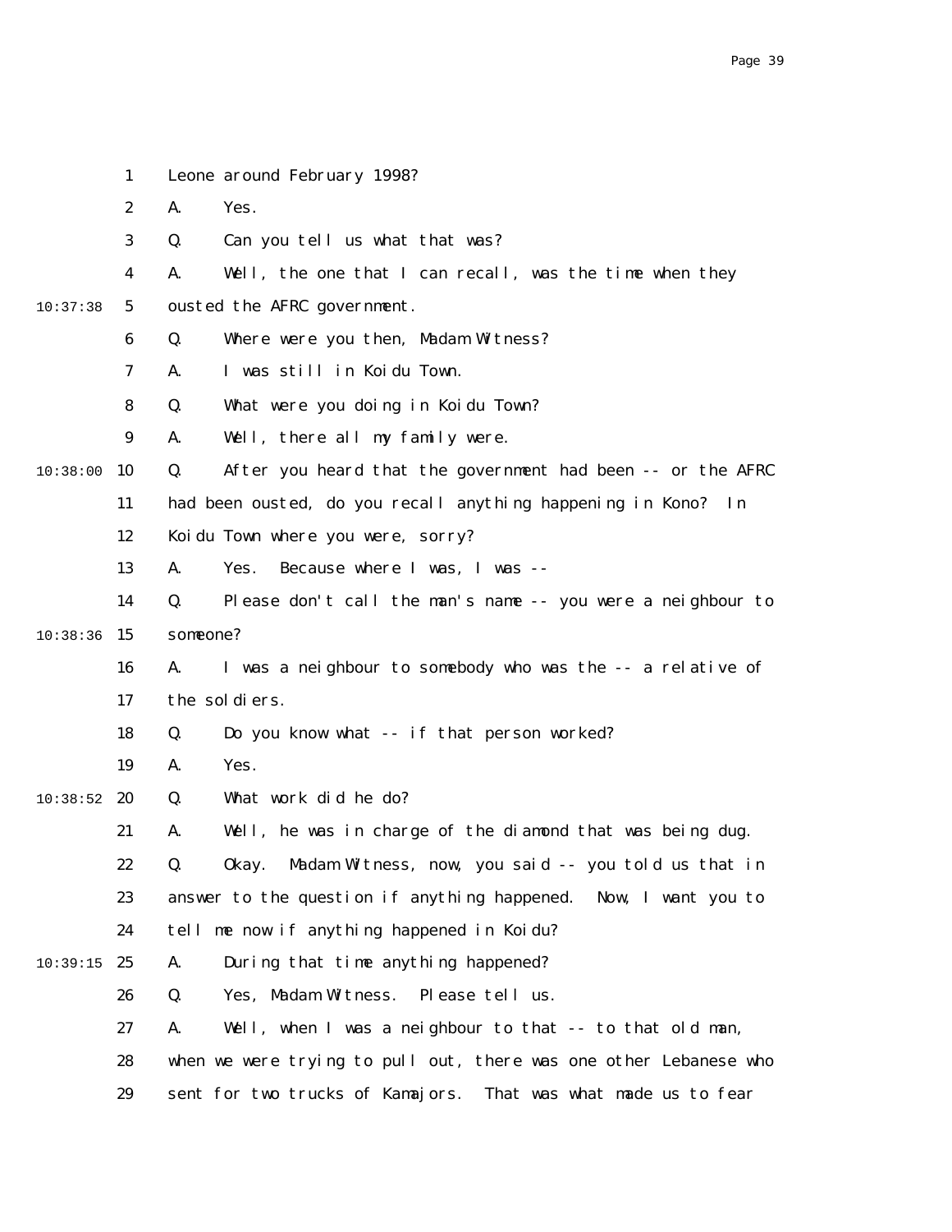Leone around February 1998?

A. Yes.

Q. Can you tell us what that was?

A. Well, the one that I can recall, was the time when they ousted the AFRC government.

Q. Where were you then, Madam Witness?

A. I was still in Koidu Town.

Q. What were you doing in Koidu Town?

A. Well, there all my family were.

Q. After you heard that the government had been -- or the AFRC had been ousted, do you recall anything happening in Kono? In Koidu Town where you were, sorry?

A. Yes. Because where I was, I was --

Q. Please don't call the man's name -- you were a neighbour to someone?

A. I was a neighbour to somebody who was the -- a relative of the soldiers.

Q. Do you know what -- if that person worked?

A. Yes.

Q. What work did he do?

A. Well, he was in charge of the diamond that was being dug.

Q. Okay. Madam Witness, now, you said -- you told us that in answer to the question if anything happened. Now, I want you to tell me now if anything happened in Koidu?

A. During that time anything happened?

Q. Yes, Madam Witness. Please tell us.

A. Well, when I was a neighbour to that -- to that old man, when we were trying to pull out, there was one other Lebanese who sent for two trucks of Kamajors. That was what made us to fear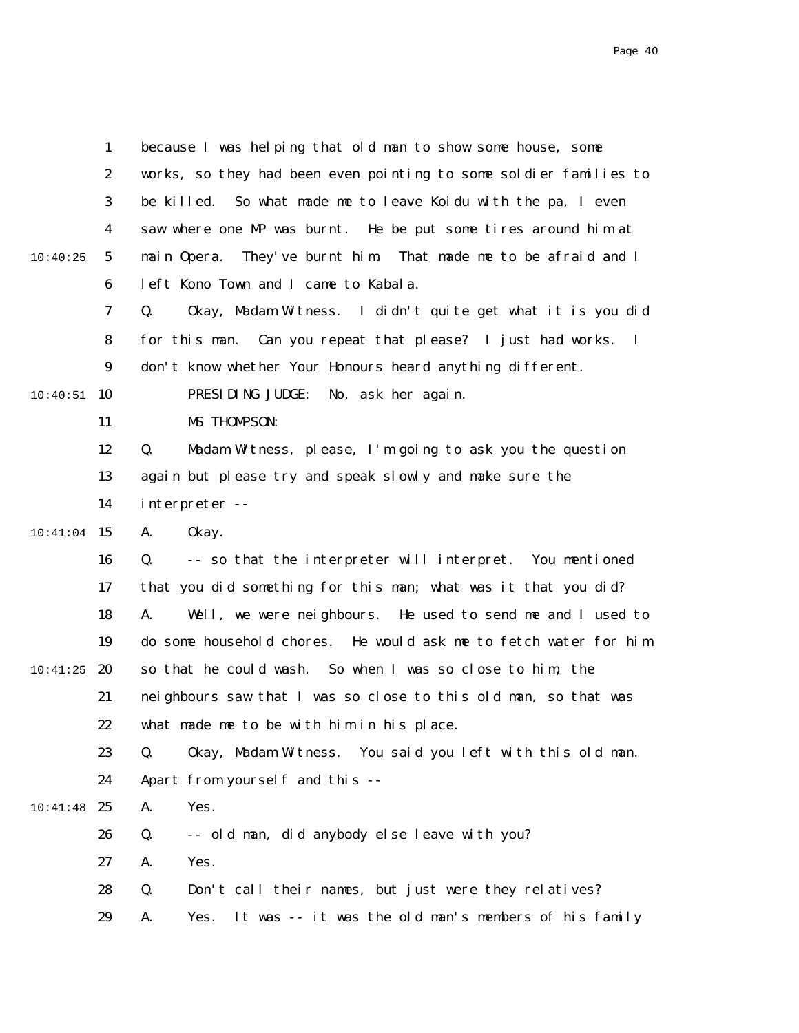because I was helping that old man to show some house, some works, so they had been even pointing to some soldier families to be killed. So what made me to leave Koidu with the pa, I even saw where one MP was burnt. He be put some tires around him at main Opera. They've burnt him. That made me to be afraid and I left Kono Town and I came to Kabala.

Q. Okay, Madam Witness. I didn't quite get what it is you did for this man. Can you repeat that please? I just had works. I don't know whether Your Honours heard anything different.

PRESIDING JUDGE: No, ask her again.

MS THOMPSON:

Q. Madam Witness, please, I'm going to ask you the question again but please try and speak slowly and make sure the interpreter --

A. Okay.

Q. -- so that the interpreter will interpret. You mentioned that you did something for this man; what was it that you did?

A. Well, we were neighbours. He used to send me and I used to do some household chores. He would ask me to fetch water for him so that he could wash. So when I was so close to him, the neighbours saw that I was so close to this old man, so that was what made me to be with him in his place.

Q. Okay, Madam Witness. You said you left with this old man. Apart from yourself and this --

A. Yes.

Q. -- old man, did anybody else leave with you?

A. Yes.

Q. Don't call their names, but just were they relatives?

A. Yes. It was -- it was the old man's members of his family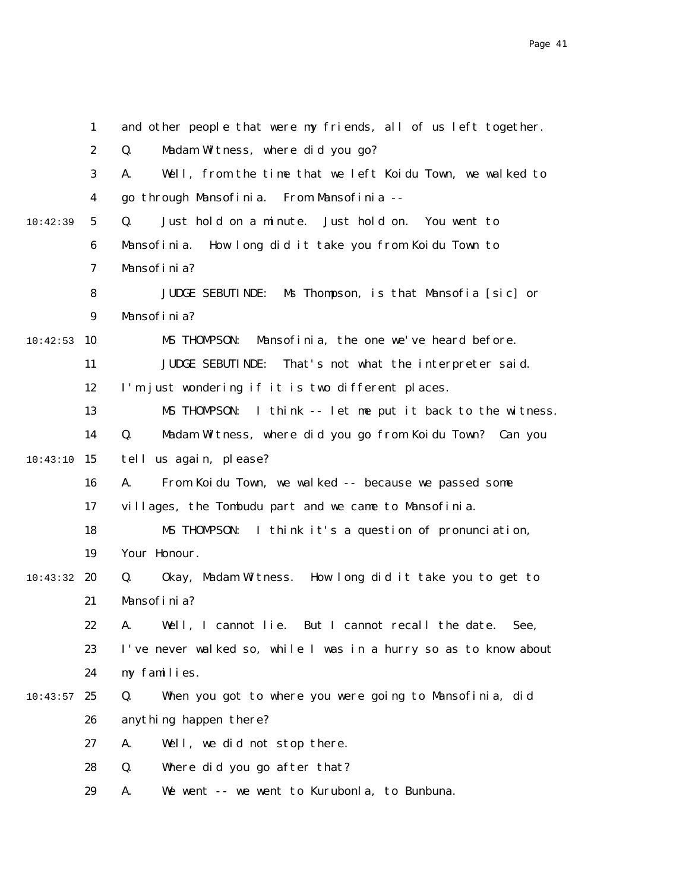1 and other people that were my friends, all of us left together.

2 Q. Madam Witness, where did you go?

3 A. Well, from the time that we left Koidu Town, we walked to

4 go through Mansofinia. From Mansofinia --

10:42:39 5 Q. Just hold on a minute. Just hold on. You went to

6 Mansofinia. How long did it take you from Koidu Town to

7 Mansofinia?

8 JUDGE SEBUTINDE: Ms Thompson, is that Mansofia [sic] or

9 Mansofinia?

10:42:53 10 MS THOMPSON: Mansofinia, the one we've heard before.

11 JUDGE SEBUTINDE: That's not what the interpreter said.

12 I'm just wondering if it is two different places.

13 MS THOMPSON: I think -- let me put it back to the witness.

14 Q. Madam Witness, where did you go from Koidu Town? Can you

10:43:10 15 tell us again, please?

16 A. From Koidu Town, we walked -- because we passed some

17 villages, the Tombudu part and we came to Mansofinia.

18 MS THOMPSON: I think it's a question of pronunciation,

19 Your Honour.

10:43:32 20 Q. Okay, Madam Witness. How long did it take you to get to

21 Mansofinia?

22 A. Well, I cannot lie. But I cannot recall the date. See,

23 I've never walked so, while I was in a hurry so as to know about

24 my families.

10:43:57 25 Q. When you got to where you were going to Mansofinia, did

26 anything happen there?

27 A. Well, we did not stop there.

28 Q. Where did you go after that?

29 A. We went -- we went to Kurubonla, to Bunbuna.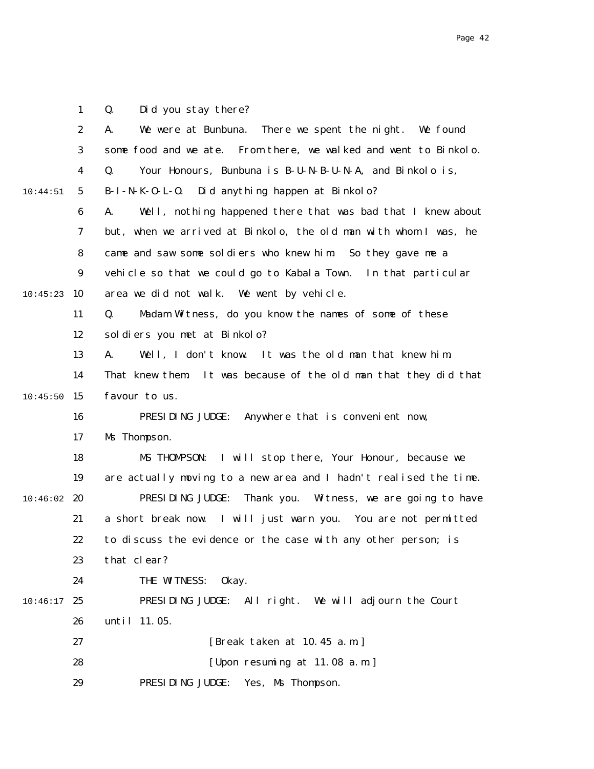Q. Did you stay there?

A. We were at Bunbuna. There we spent the night. We found some food and we ate. From there, we walked and went to Binkolo.

Q. Your Honours, Bunbuna is B-U-N-B-U-N-A, and Binkolo is, B-I-N-K-O-L-O. Did anything happen at Binkolo?

A. Well, nothing happened there that was bad that I knew about but, when we arrived at Binkolo, the old man with whom I was, he came and saw some soldiers who knew him. So they gave me a vehicle so that we could go to Kabala Town. In that particular area we did not walk. We went by vehicle.

Q. Madam Witness, do you know the names of some of these soldiers you met at Binkolo?

A. Well, I don't know. It was the old man that knew him. That knew them. It was because of the old man that they did that favour to us.

PRESIDING JUDGE: Anywhere that is convenient now, Ms Thompson.

MS THOMPSON: I will stop there, Your Honour, because we are actually moving to a new area and I hadn't realised the time.

PRESIDING JUDGE: Thank you. Witness, we are going to have a short break now. I will just warn you. You are not permitted to discuss the evidence or the case with any other person; is that clear?

THE WITNESS: Okay.

PRESIDING JUDGE: All right. We will adjourn the Court until 11.05.

[Break taken at 10.45 a.m.]

[Upon resuming at 11.08 a.m.]

PRESIDING JUDGE: Yes, Ms Thompson.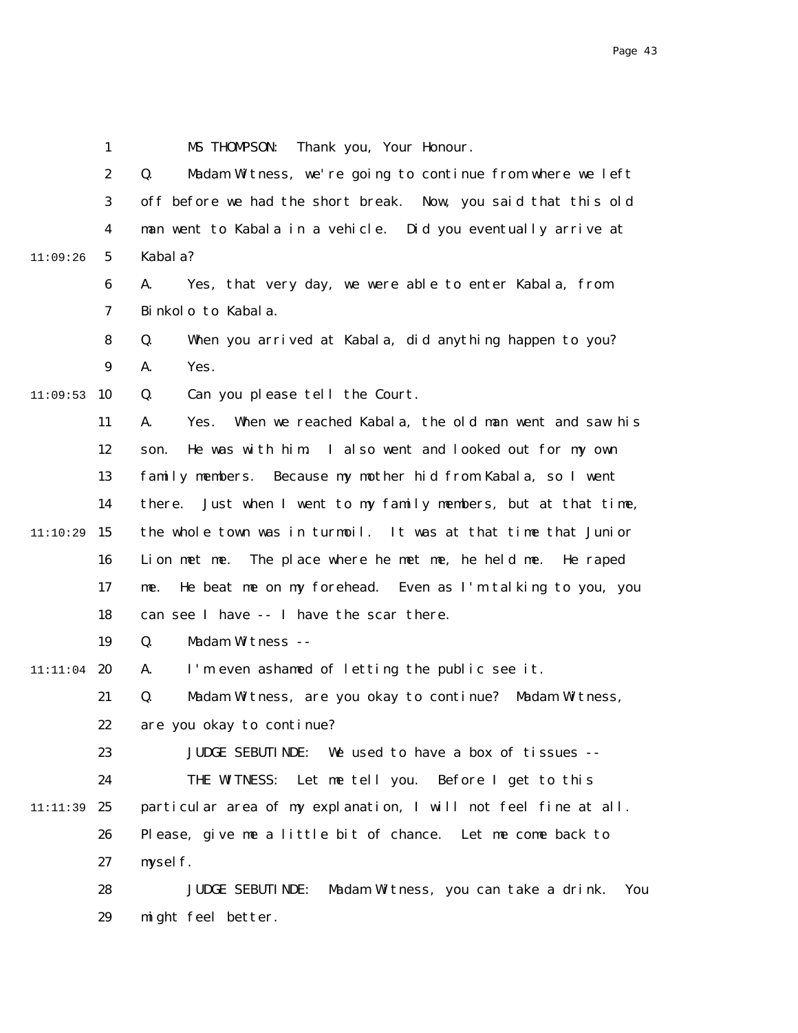MS THOMPSON: Thank you, Your Honour.

Q. Madam Witness, we're going to continue from where we left off before we had the short break. Now, you said that this old man went to Kabala in a vehicle. Did you eventually arrive at Kabala?

A. Yes, that very day, we were able to enter Kabala, from Binkolo to Kabala.

Q. When you arrived at Kabala, did anything happen to you?

A. Yes.

Q. Can you please tell the Court.

A. Yes. When we reached Kabala, the old man went and saw his son. He was with him. I also went and looked out for my own family members. Because my mother hid from Kabala, so I went there. Just when I went to my family members, but at that time, the whole town was in turmoil. It was at that time that Junior Lion met me. The place where he met me, he held me. He raped me. He beat me on my forehead. Even as I'm talking to you, you can see I have -- I have the scar there.

Q. Madam Witness --

A. I'm even ashamed of letting the public see it.

Q. Madam Witness, are you okay to continue? Madam Witness, are you okay to continue?

JUDGE SEBUTINDE: We used to have a box of tissues --

THE WITNESS: Let me tell you. Before I get to this particular area of my explanation, I will not feel fine at all. Please, give me a little bit of chance. Let me come back to myself.

JUDGE SEBUTINDE: Madam Witness, you can take a drink. You might feel better.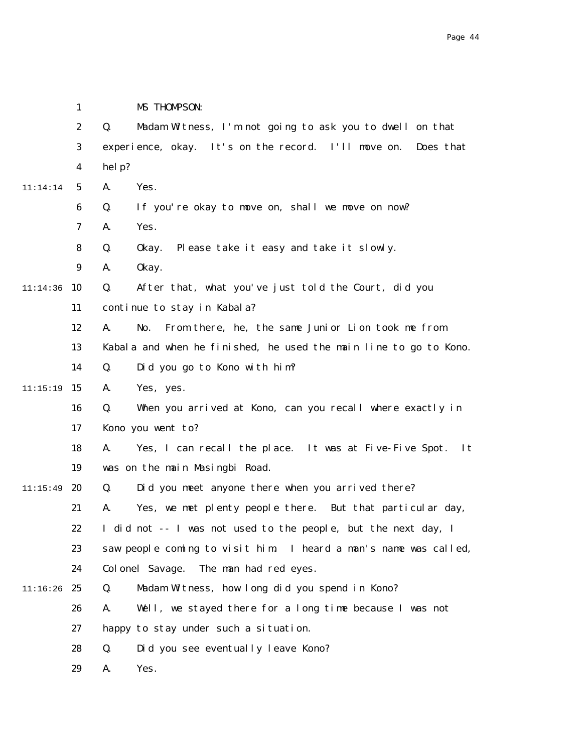MS THOMPSON:

Q. Madam Witness, I'm not going to ask you to dwell on that experience, okay. It's on the record. I'll move on. Does that help?

A. Yes.

Q. If you're okay to move on, shall we move on now?

A. Yes.

Q. Okay. Please take it easy and take it slowly.

A. Okay.

Q. After that, what you've just told the Court, did you continue to stay in Kabala?

A. No. From there, he, the same Junior Lion took me from Kabala and when he finished, he used the main line to go to Kono.

Q. Did you go to Kono with him?

A. Yes, yes.

Q. When you arrived at Kono, can you recall where exactly in Kono you went to?

A. Yes, I can recall the place. It was at Five-Five Spot. It was on the main Masingbi Road.

Q. Did you meet anyone there when you arrived there?

A. Yes, we met plenty people there. But that particular day, I did not -- I was not used to the people, but the next day, I saw people coming to visit him. I heard a man's name was called, Colonel Savage. The man had red eyes.

Q. Madam Witness, how long did you spend in Kono?

A. Well, we stayed there for a long time because I was not happy to stay under such a situation.

Q. Did you see eventually leave Kono?

A. Yes.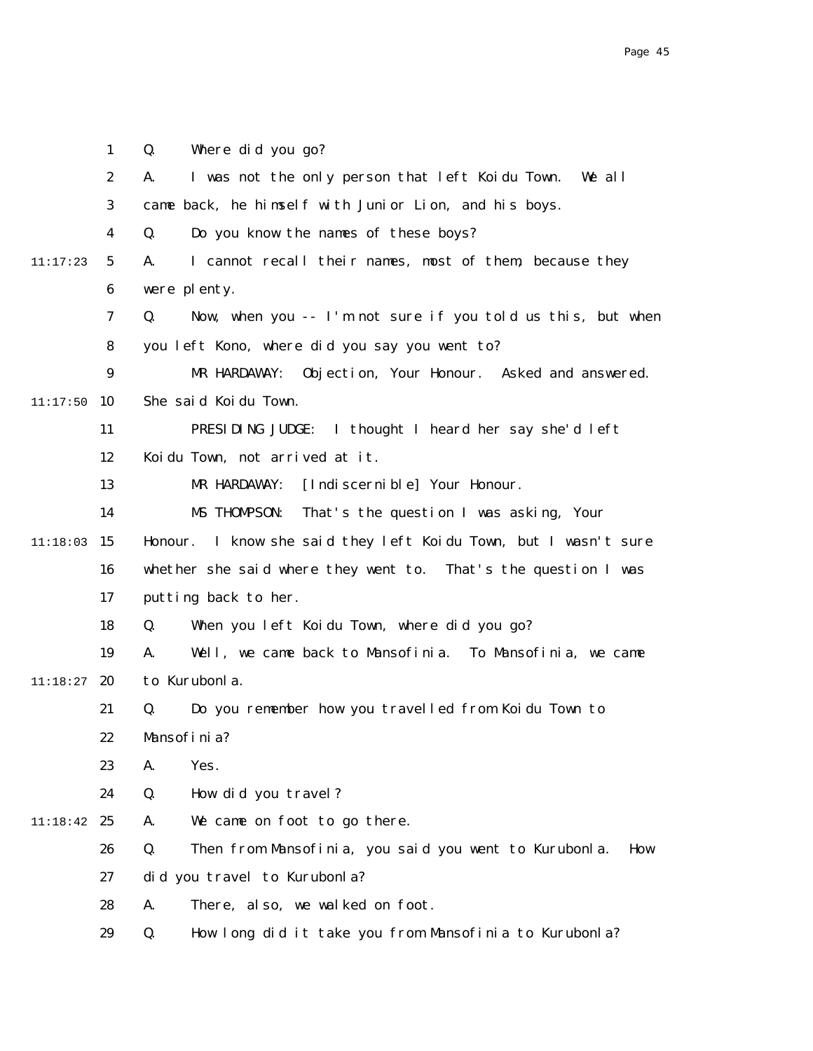Q. Where did you go?

A. I was not the only person that left Koidu Town. We all came back, he himself with Junior Lion, and his boys.

Q. Do you know the names of these boys?

11:17:23 A. I cannot recall their names, most of them, because they were plenty.

Q. Now, when you -- I'm not sure if you told us this, but when you left Kono, where did you say you went to?

MR HARDAWAY: Objection, Your Honour. Asked and answered.

11:17:50 She said Koidu Town.

PRESIDING JUDGE: I thought I heard her say she'd left Koidu Town, not arrived at it.

MR HARDAWAY: [Indiscernible] Your Honour.

MS THOMPSON: That's the question I was asking, Your

11:18:03 Honour. I know she said they left Koidu Town, but I wasn't sure whether she said where they went to. That's the question I was putting back to her.

Q. When you left Koidu Town, where did you go?

A. Well, we came back to Mansofinia. To Mansofinia, we came

11:18:27 to Kurubonla.

Q. Do you remember how you travelled from Koidu Town to Mansofinia?

A. Yes.

Q. How did you travel?

11:18:42 A. We came on foot to go there.

Q. Then from Mansofinia, you said you went to Kurubonla. How did you travel to Kurubonla?

A. There, also, we walked on foot.

Q. How long did it take you from Mansofinia to Kurubonla?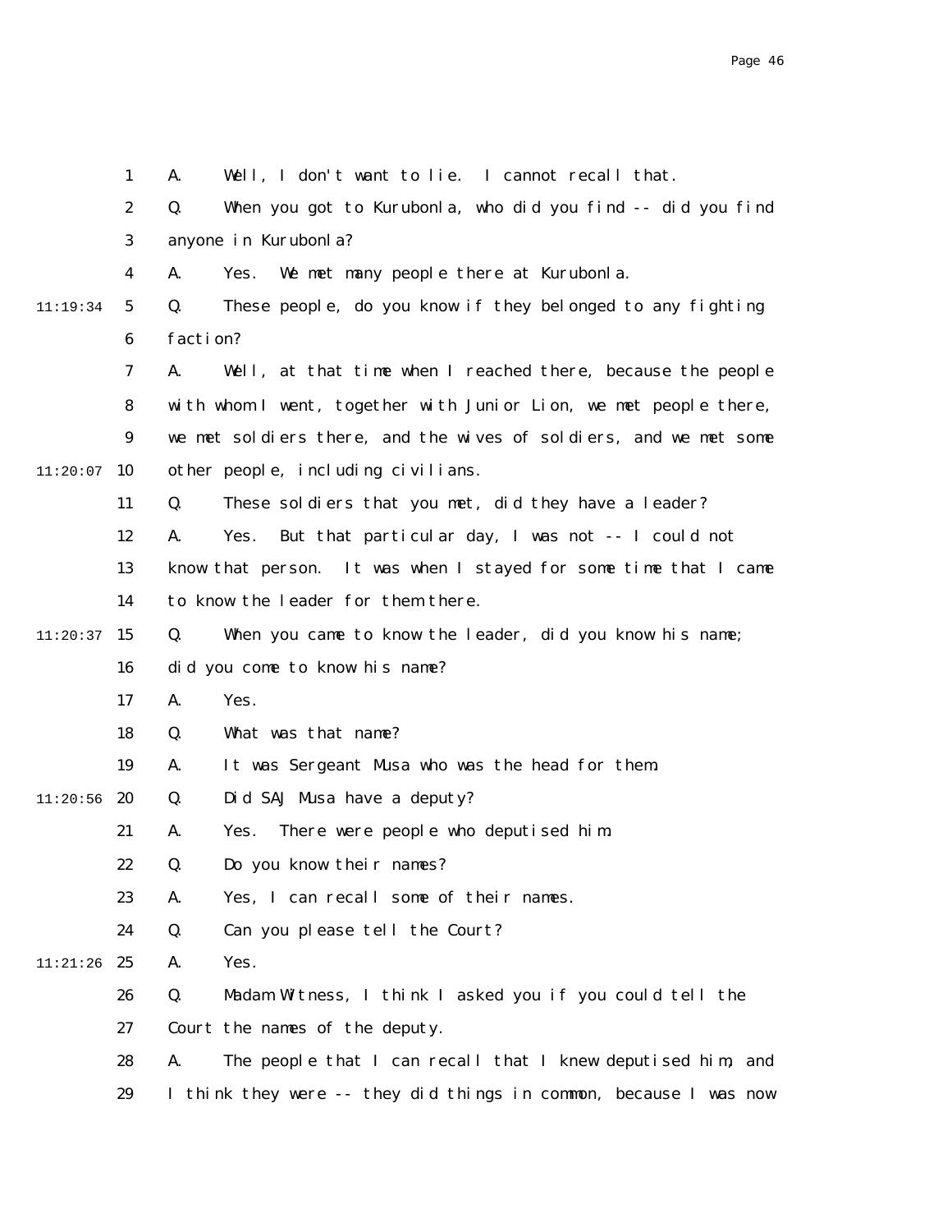1 A. Well, I don't want to lie. I cannot recall that.

2 Q. When you got to Kurubonla, who did you find -- did you find

3 anyone in Kurubonla?

4 A. Yes. We met many people there at Kurubonla.

11:19:34 5 Q. These people, do you know if they belonged to any fighting

6 faction?

7 A. Well, at that time when I reached there, because the people

8 with whom I went, together with Junior Lion, we met people there,

9 we met soldiers there, and the wives of soldiers, and we met some

11:20:07 10 other people, including civilians.

11 Q. These soldiers that you met, did they have a leader?

12 A. Yes. But that particular day, I was not -- I could not

13 know that person. It was when I stayed for some time that I came

14 to know the leader for them there.

11:20:37 15 Q. When you came to know the leader, did you know his name;

16 did you come to know his name?

17 A. Yes.

18 Q. What was that name?

19 A. It was Sergeant Musa who was the head for them.

11:20:56 20 Q. Did SAJ Musa have a deputy?

21 A. Yes. There were people who deputised him.

22 Q. Do you know their names?

23 A. Yes, I can recall some of their names.

24 Q. Can you please tell the Court?

11:21:26 25 A. Yes.

26 Q. Madam Witness, I think I asked you if you could tell the

27 Court the names of the deputy.

28 A. The people that I can recall that I knew deputised him, and

29 I think they were -- they did things in common, because I was now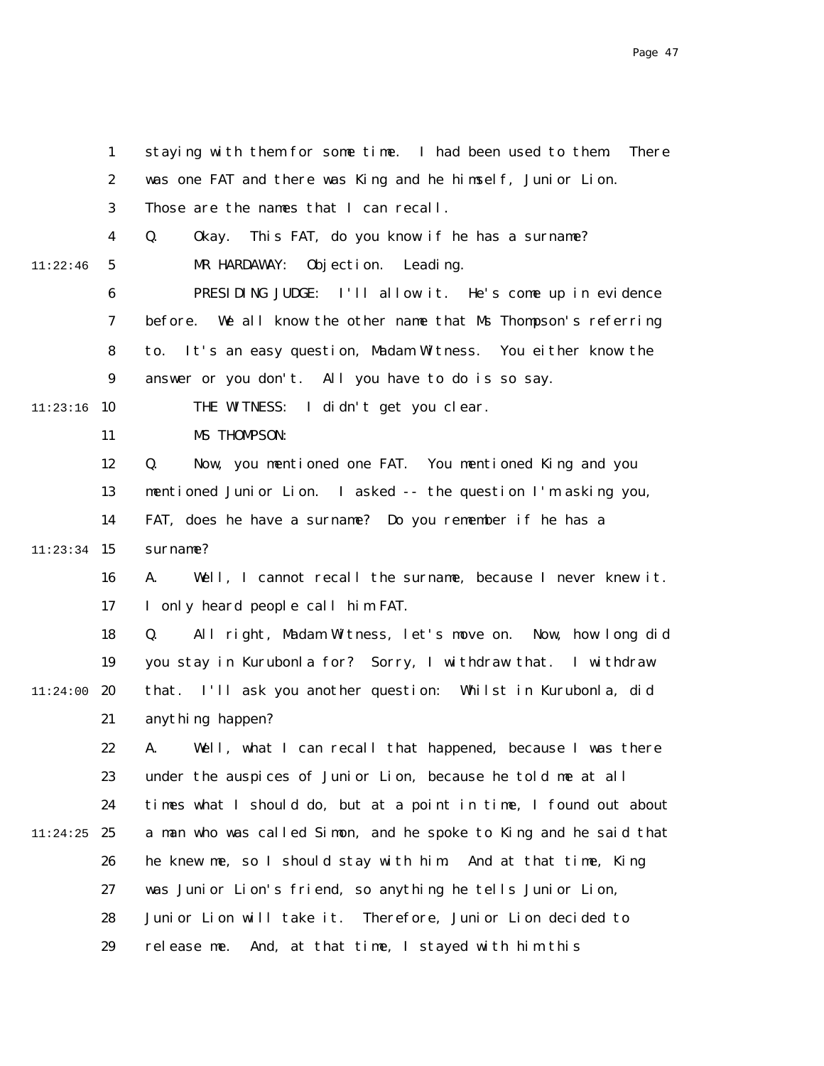staying with them for some time. I had been used to them. There was one FAT and there was King and he himself, Junior Lion. Those are the names that I can recall.

Q. Okay. This FAT, do you know if he has a surname?

MR HARDAWAY: Objection. Leading.

PRESIDING JUDGE: I'll allow it. He's come up in evidence before. We all know the other name that Ms Thompson's referring to. It's an easy question, Madam Witness. You either know the answer or you don't. All you have to do is so say.

THE WITNESS: I didn't get you clear.

MS THOMPSON:

Q. Now, you mentioned one FAT. You mentioned King and you mentioned Junior Lion. I asked -- the question I'm asking you, FAT, does he have a surname? Do you remember if he has a surname?

A. Well, I cannot recall the surname, because I never knew it. I only heard people call him FAT.

Q. All right, Madam Witness, let's move on. Now, how long did you stay in Kurubonla for? Sorry, I withdraw that. I withdraw that. I'll ask you another question: Whilst in Kurubonla, did anything happen?

A. Well, what I can recall that happened, because I was there under the auspices of Junior Lion, because he told me at all times what I should do, but at a point in time, I found out about a man who was called Simon, and he spoke to King and he said that he knew me, so I should stay with him. And at that time, King was Junior Lion's friend, so anything he tells Junior Lion, Junior Lion will take it. Therefore, Junior Lion decided to release me. And, at that time, I stayed with him this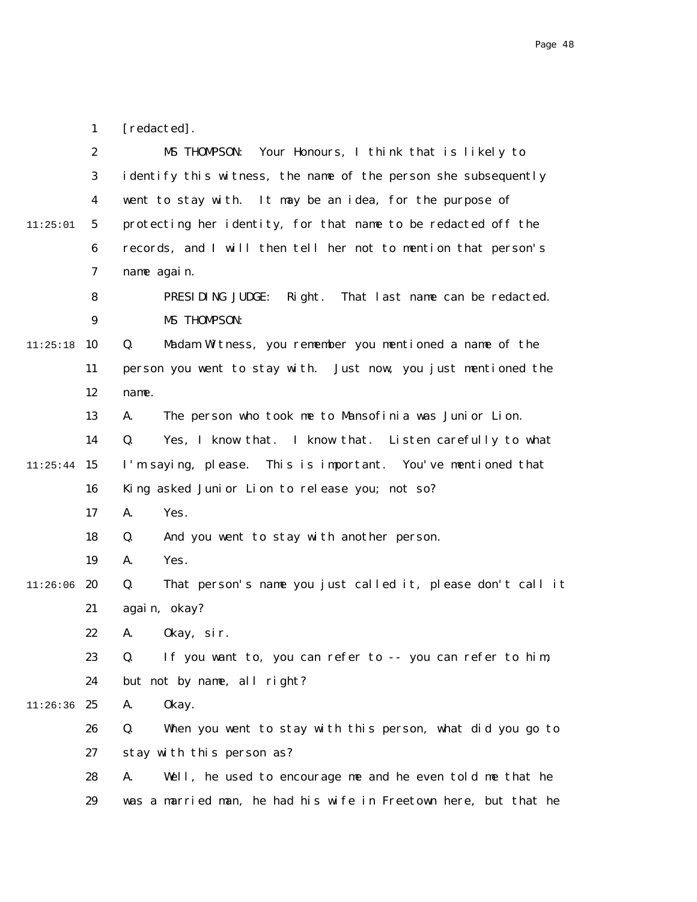1 [redacted].

2 MS THOMPSON: Your Honours, I think that is likely to
3 identify this witness, the name of the person she subsequently
4 went to stay with. It may be an idea, for the purpose of
11:25:01 5 protecting her identity, for that name to be redacted off the
6 records, and I will then tell her not to mention that person's
7 name again.

8 PRESIDING JUDGE: Right. That last name can be redacted.

9 MS THOMPSON:

11:25:18 10 Q. Madam Witness, you remember you mentioned a name of the
11 person you went to stay with. Just now, you just mentioned the
12 name.

13 A. The person who took me to Mansofinia was Junior Lion.

14 Q. Yes, I know that. I know that. Listen carefully to what
11:25:44 15 I'm saying, please. This is important. You've mentioned that
16 King asked Junior Lion to release you; not so?

17 A. Yes.

18 Q. And you went to stay with another person.

19 A. Yes.

11:26:06 20 Q. That person's name you just called it, please don't call it
21 again, okay?

22 A. Okay, sir.

23 Q. If you want to, you can refer to -- you can refer to him,
24 but not by name, all right?

11:26:36 25 A. Okay.

26 Q. When you went to stay with this person, what did you go to
27 stay with this person as?

28 A. Well, he used to encourage me and he even told me that he
29 was a married man, he had his wife in Freetown here, but that he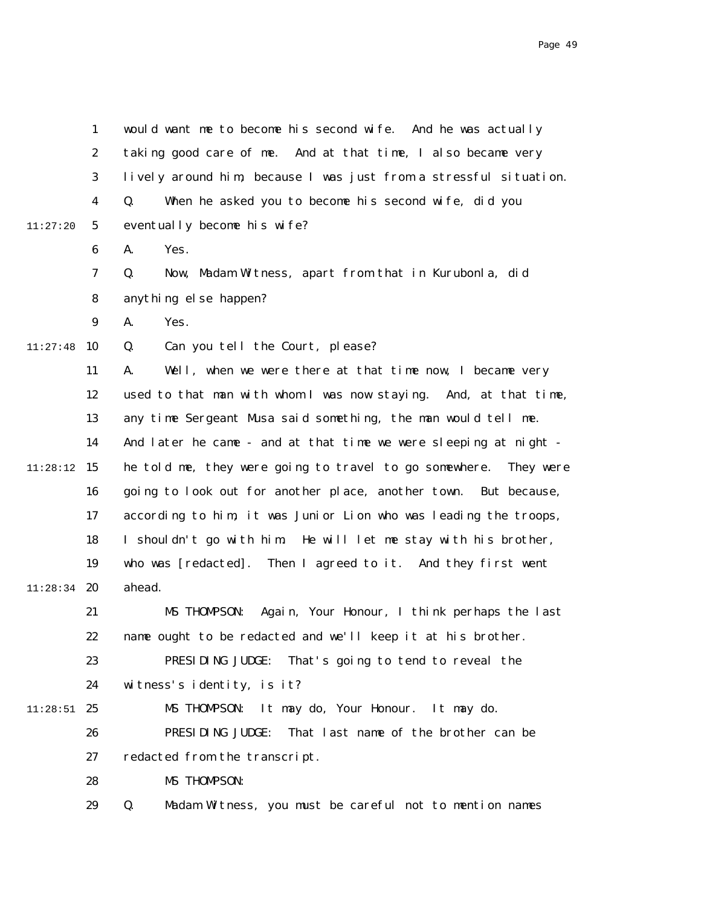would want me to become his second wife. And he was actually taking good care of me. And at that time, I also became very lively around him, because I was just from a stressful situation.

Q. When he asked you to become his second wife, did you eventually become his wife?

A. Yes.

Q. Now, Madam Witness, apart from that in Kurubonla, did anything else happen?

A. Yes.

Q. Can you tell the Court, please?

A. Well, when we were there at that time now, I became very used to that man with whom I was now staying. And, at that time, any time Sergeant Musa said something, the man would tell me. And later he came - and at that time we were sleeping at night - he told me, they were going to travel to go somewhere. They were going to look out for another place, another town. But because, according to him, it was Junior Lion who was leading the troops, I shouldn't go with him. He will let me stay with his brother, who was [redacted]. Then I agreed to it. And they first went ahead.

MS THOMPSON: Again, Your Honour, I think perhaps the last name ought to be redacted and we'll keep it at his brother.

PRESIDING JUDGE: That's going to tend to reveal the witness's identity, is it?

MS THOMPSON: It may do, Your Honour. It may do.

PRESIDING JUDGE: That last name of the brother can be redacted from the transcript.

MS THOMPSON:

Q. Madam Witness, you must be careful not to mention names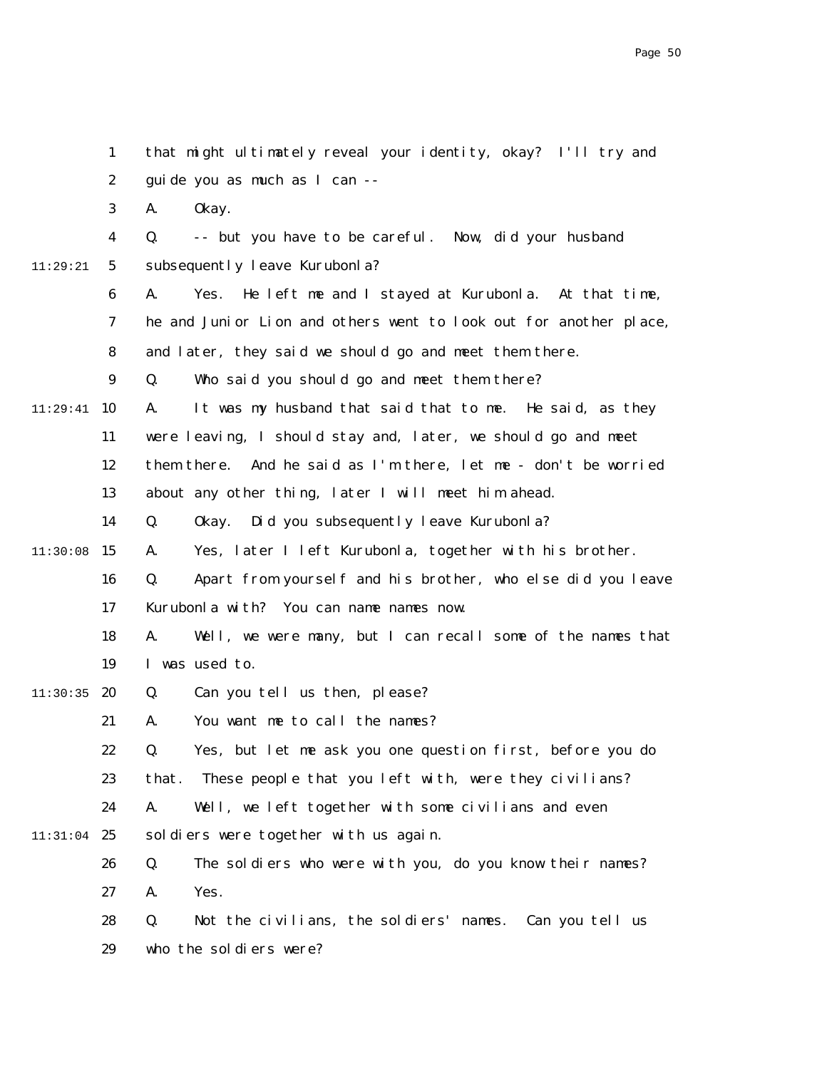that might ultimately reveal your identity, okay? I'll try and guide you as much as I can --

A. Okay.

Q. -- but you have to be careful. Now, did your husband subsequently leave Kurubonla?

A. Yes. He left me and I stayed at Kurubonla. At that time, he and Junior Lion and others went to look out for another place, and later, they said we should go and meet them there.

Q. Who said you should go and meet them there?

A. It was my husband that said that to me. He said, as they were leaving, I should stay and, later, we should go and meet them there. And he said as I'm there, let me - don't be worried about any other thing, later I will meet him ahead.

Q. Okay. Did you subsequently leave Kurubonla?

A. Yes, later I left Kurubonla, together with his brother.

Q. Apart from yourself and his brother, who else did you leave Kurubonla with? You can name names now.

A. Well, we were many, but I can recall some of the names that I was used to.

Q. Can you tell us then, please?

A. You want me to call the names?

Q. Yes, but let me ask you one question first, before you do that. These people that you left with, were they civilians?

A. Well, we left together with some civilians and even soldiers were together with us again.

Q. The soldiers who were with you, do you know their names?

A. Yes.

Q. Not the civilians, the soldiers' names. Can you tell us who the soldiers were?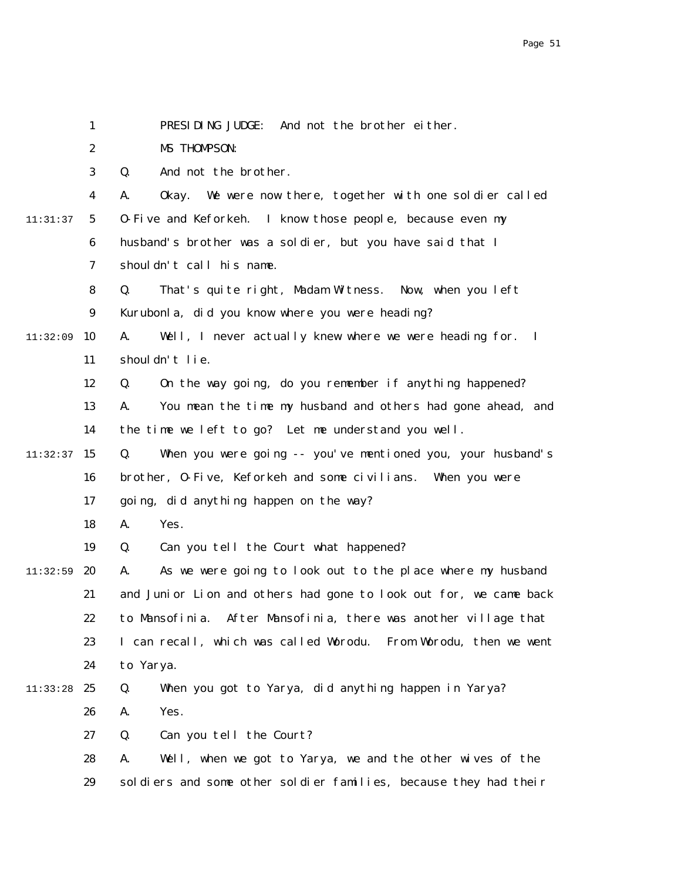PRESIDING JUDGE: And not the brother either.

MS THOMPSON:

Q. And not the brother.

A. Okay. We were now there, together with one soldier called O-Five and Keforkeh. I know those people, because even my husband's brother was a soldier, but you have said that I shouldn't call his name.

Q. That's quite right, Madam Witness. Now, when you left Kurubonla, did you know where you were heading?

A. Well, I never actually knew where we were heading for. I shouldn't lie.

Q. On the way going, do you remember if anything happened?

A. You mean the time my husband and others had gone ahead, and the time we left to go? Let me understand you well.

Q. When you were going -- you've mentioned you, your husband's brother, O-Five, Keforkeh and some civilians. When you were going, did anything happen on the way?

A. Yes.

Q. Can you tell the Court what happened?

A. As we were going to look out to the place where my husband and Junior Lion and others had gone to look out for, we came back to Mansofinia. After Mansofinia, there was another village that I can recall, which was called Worodu. From Worodu, then we went to Yarya.

Q. When you got to Yarya, did anything happen in Yarya?

A. Yes.

Q. Can you tell the Court?

A. Well, when we got to Yarya, we and the other wives of the soldiers and some other soldier families, because they had their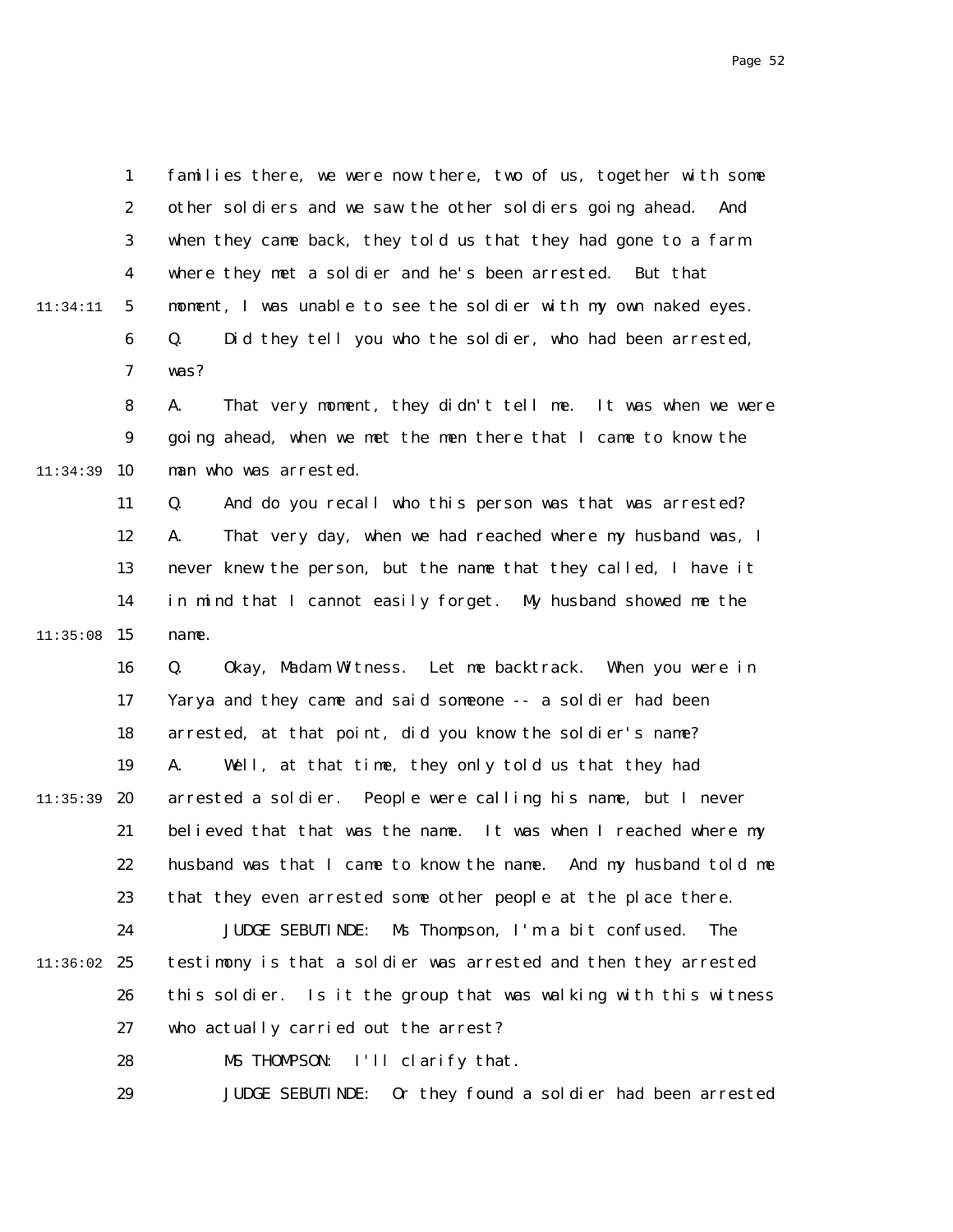families there, we were now there, two of us, together with some other soldiers and we saw the other soldiers going ahead. And when they came back, they told us that they had gone to a farm where they met a soldier and he's been arrested. But that moment, I was unable to see the soldier with my own naked eyes.

Q. Did they tell you who the soldier, who had been arrested, was?

A. That very moment, they didn't tell me. It was when we were going ahead, when we met the men there that I came to know the man who was arrested.

Q. And do you recall who this person was that was arrested?

A. That very day, when we had reached where my husband was, I never knew the person, but the name that they called, I have it in mind that I cannot easily forget. My husband showed me the name.

Q. Okay, Madam Witness. Let me backtrack. When you were in Yarya and they came and said someone -- a soldier had been arrested, at that point, did you know the soldier's name?

A. Well, at that time, they only told us that they had arrested a soldier. People were calling his name, but I never believed that that was the name. It was when I reached where my husband was that I came to know the name. And my husband told me that they even arrested some other people at the place there.

JUDGE SEBUTINDE: Ms Thompson, I'm a bit confused. The testimony is that a soldier was arrested and then they arrested this soldier. Is it the group that was walking with this witness who actually carried out the arrest?

MS THOMPSON: I'll clarify that.

JUDGE SEBUTINDE: Or they found a soldier had been arrested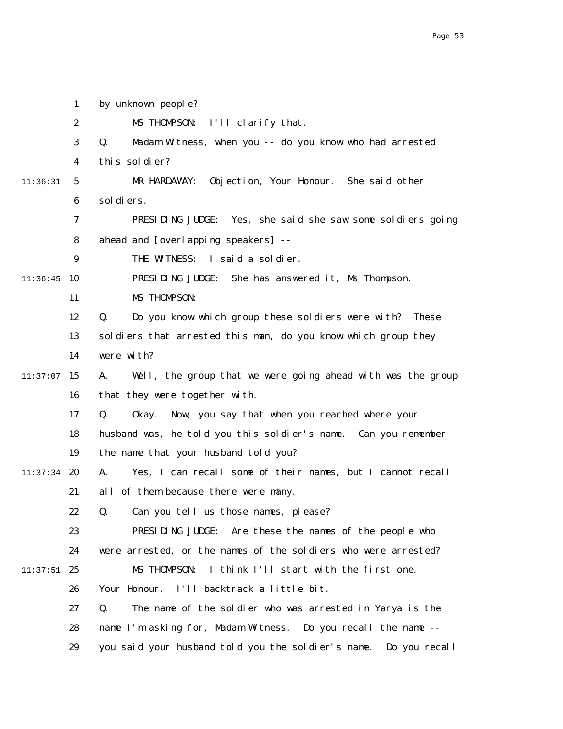1 by unknown people?

2 MS THOMPSON: I'll clarify that.

3 Q. Madam Witness, when you -- do you know who had arrested

4 this soldier?

11:36:31 5 MR HARDAWAY: Objection, Your Honour. She said other

6 soldiers.

7 PRESIDING JUDGE: Yes, she said she saw some soldiers going

8 ahead and [overlapping speakers] --

9 THE WITNESS: I said a soldier.

11:36:45 10 PRESIDING JUDGE: She has answered it, Ms Thompson.

11 MS THOMPSON:

12 Q. Do you know which group these soldiers were with? These

13 soldiers that arrested this man, do you know which group they

14 were with?

11:37:07 15 A. Well, the group that we were going ahead with was the group

16 that they were together with.

17 Q. Okay. Now, you say that when you reached where your

18 husband was, he told you this soldier's name. Can you remember

19 the name that your husband told you?

11:37:34 20 A. Yes, I can recall some of their names, but I cannot recall

21 all of them because there were many.

22 Q. Can you tell us those names, please?

23 PRESIDING JUDGE: Are these the names of the people who

24 were arrested, or the names of the soldiers who were arrested?

11:37:51 25 MS THOMPSON: I think I'll start with the first one,

26 Your Honour. I'll backtrack a little bit.

27 Q. The name of the soldier who was arrested in Yarya is the

28 name I'm asking for, Madam Witness. Do you recall the name --

29 you said your husband told you the soldier's name. Do you recall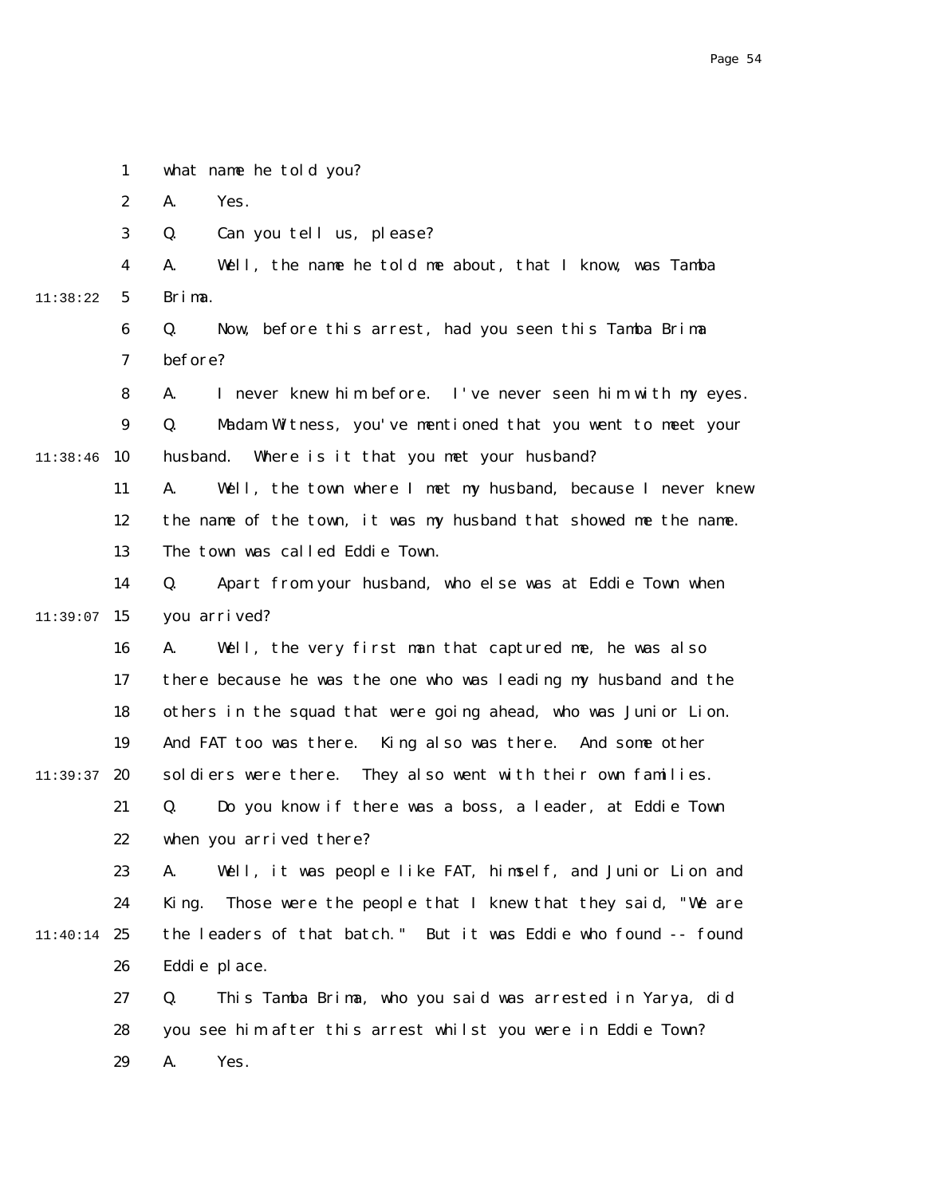what name he told you?

A. Yes.

Q. Can you tell us, please?

A. Well, the name he told me about, that I know, was Tamba Brima.

Q. Now, before this arrest, had you seen this Tamba Brima before?

A. I never knew him before. I've never seen him with my eyes.

Q. Madam Witness, you've mentioned that you went to meet your husband. Where is it that you met your husband?

A. Well, the town where I met my husband, because I never knew the name of the town, it was my husband that showed me the name. The town was called Eddie Town.

Q. Apart from your husband, who else was at Eddie Town when you arrived?

A. Well, the very first man that captured me, he was also there because he was the one who was leading my husband and the others in the squad that were going ahead, who was Junior Lion. And FAT too was there. King also was there. And some other soldiers were there. They also went with their own families.

Q. Do you know if there was a boss, a leader, at Eddie Town when you arrived there?

A. Well, it was people like FAT, himself, and Junior Lion and King. Those were the people that I knew that they said, "We are the leaders of that batch." But it was Eddie who found -- found Eddie place.

Q. This Tamba Brima, who you said was arrested in Yarya, did you see him after this arrest whilst you were in Eddie Town?

A. Yes.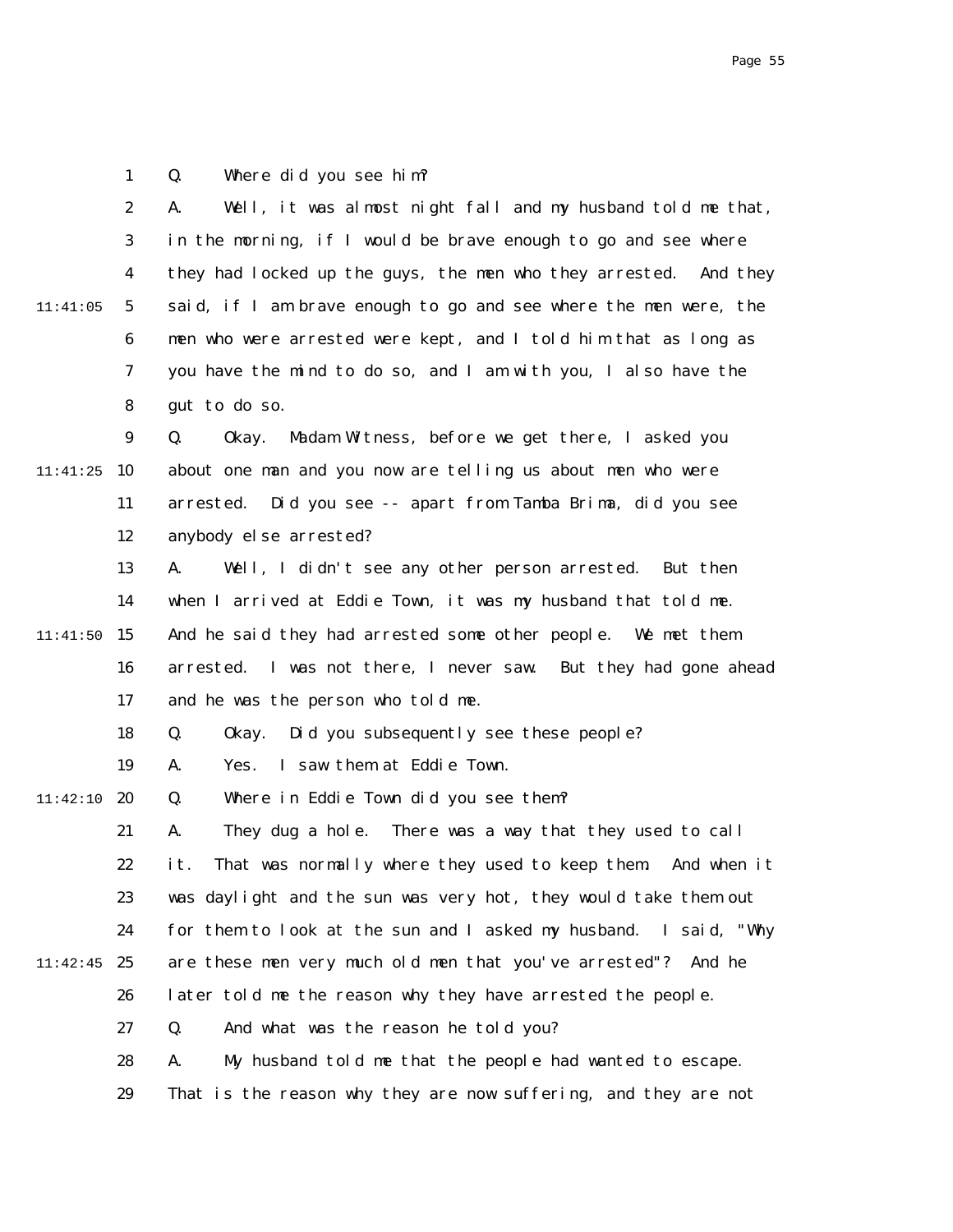Q. Where did you see him?

A. Well, it was almost night fall and my husband told me that, in the morning, if I would be brave enough to go and see where they had locked up the guys, the men who they arrested. And they said, if I am brave enough to go and see where the men were, the men who were arrested were kept, and I told him that as long as you have the mind to do so, and I am with you, I also have the gut to do so.

Q. Okay. Madam Witness, before we get there, I asked you about one man and you now are telling us about men who were arrested. Did you see -- apart from Tamba Brima, did you see anybody else arrested?

A. Well, I didn't see any other person arrested. But then when I arrived at Eddie Town, it was my husband that told me. And he said they had arrested some other people. We met them arrested. I was not there, I never saw. But they had gone ahead and he was the person who told me.

Q. Okay. Did you subsequently see these people?

A. Yes. I saw them at Eddie Town.

Q. Where in Eddie Town did you see them?

A. They dug a hole. There was a way that they used to call it. That was normally where they used to keep them. And when it was daylight and the sun was very hot, they would take them out for them to look at the sun and I asked my husband. I said, "Why are these men very much old men that you've arrested"? And he later told me the reason why they have arrested the people.

Q. And what was the reason he told you?

A. My husband told me that the people had wanted to escape. That is the reason why they are now suffering, and they are not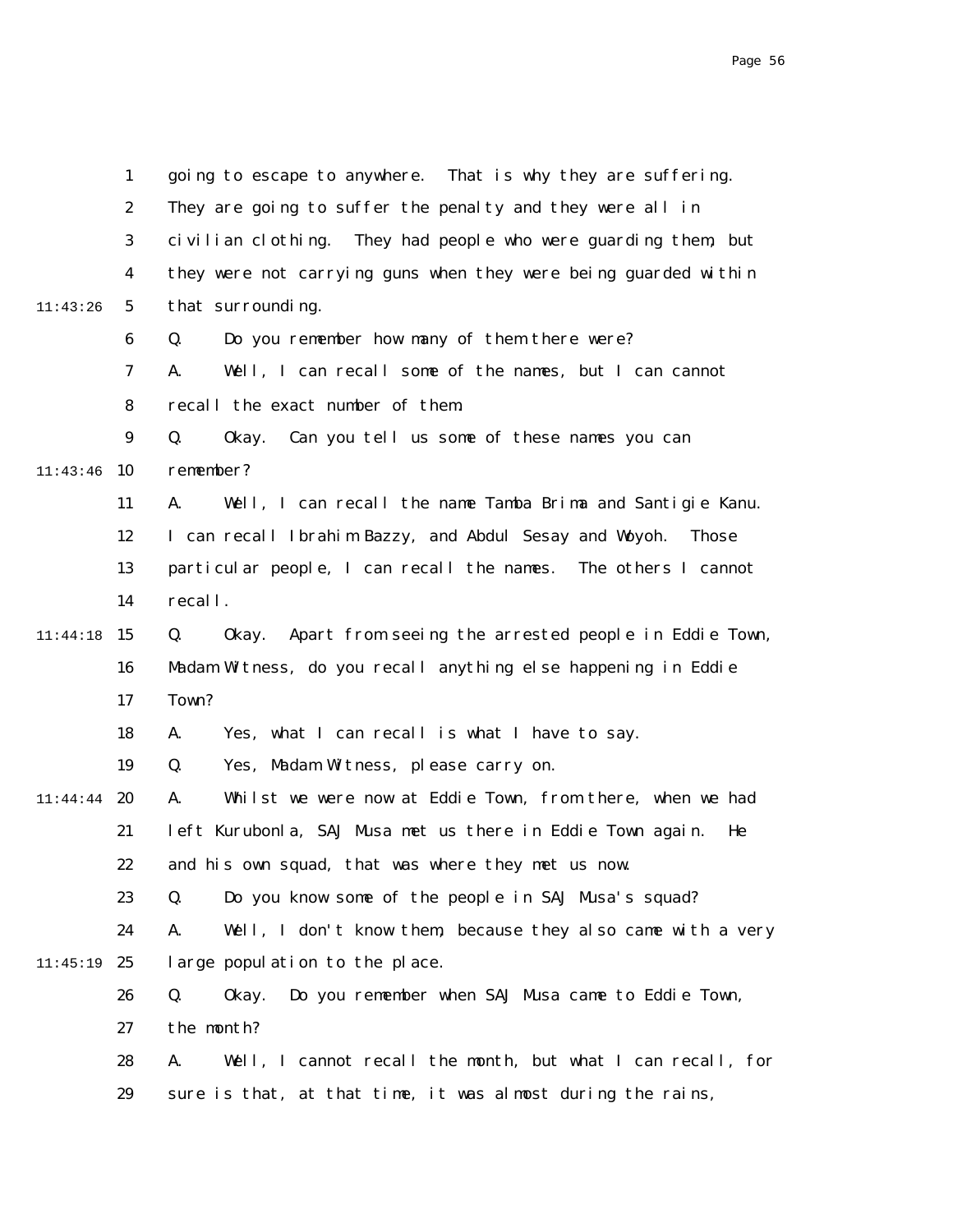going to escape to anywhere. That is why they are suffering. They are going to suffer the penalty and they were all in civilian clothing. They had people who were guarding them, but they were not carrying guns when they were being guarded within that surrounding.

Q. Do you remember how many of them there were?

A. Well, I can recall some of the names, but I can cannot recall the exact number of them.

Q. Okay. Can you tell us some of these names you can remember?

A. Well, I can recall the name Tamba Brima and Santigie Kanu. I can recall Ibrahim Bazzy, and Abdul Sesay and Woyoh. Those particular people, I can recall the names. The others I cannot recall.

Q. Okay. Apart from seeing the arrested people in Eddie Town, Madam Witness, do you recall anything else happening in Eddie Town?

A. Yes, what I can recall is what I have to say.

Q. Yes, Madam Witness, please carry on.

A. Whilst we were now at Eddie Town, from there, when we had left Kurubonla, SAJ Musa met us there in Eddie Town again. He and his own squad, that was where they met us now.

Q. Do you know some of the people in SAJ Musa's squad?

A. Well, I don't know them, because they also came with a very large population to the place.

Q. Okay. Do you remember when SAJ Musa came to Eddie Town, the month?

A. Well, I cannot recall the month, but what I can recall, for sure is that, at that time, it was almost during the rains,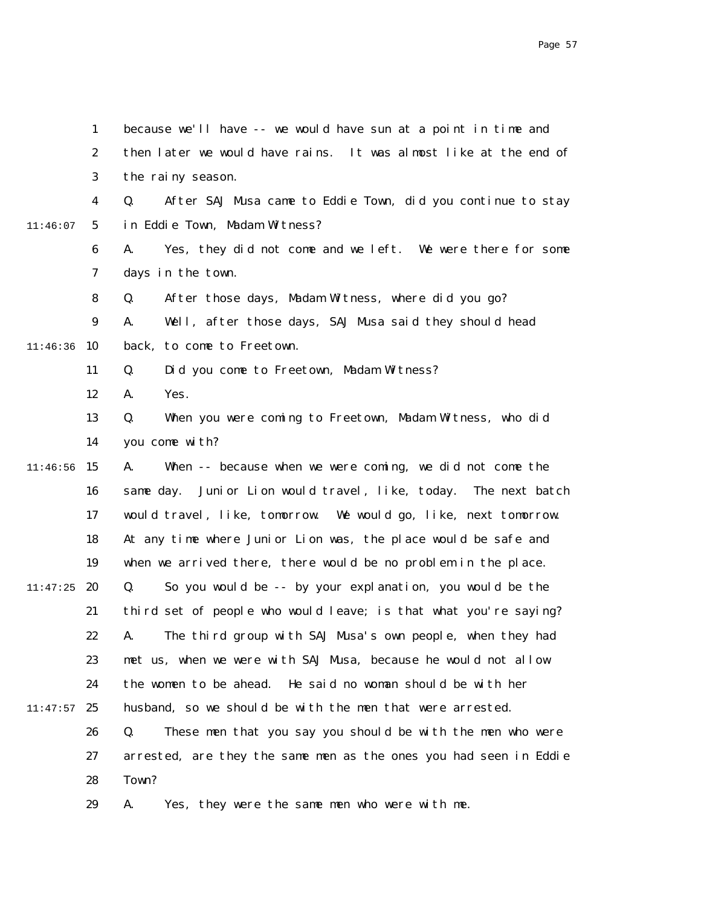because we'll have -- we would have sun at a point in time and then later we would have rains. It was almost like at the end of the rainy season.

Q. After SAJ Musa came to Eddie Town, did you continue to stay in Eddie Town, Madam Witness?

A. Yes, they did not come and we left. We were there for some days in the town.

Q. After those days, Madam Witness, where did you go?

A. Well, after those days, SAJ Musa said they should head back, to come to Freetown.

Q. Did you come to Freetown, Madam Witness?

A. Yes.

Q. When you were coming to Freetown, Madam Witness, who did you come with?

A. When -- because when we were coming, we did not come the same day. Junior Lion would travel, like, today. The next batch would travel, like, tomorrow. We would go, like, next tomorrow. At any time where Junior Lion was, the place would be safe and when we arrived there, there would be no problem in the place.

Q. So you would be -- by your explanation, you would be the third set of people who would leave; is that what you're saying?

A. The third group with SAJ Musa's own people, when they had met us, when we were with SAJ Musa, because he would not allow the women to be ahead. He said no woman should be with her husband, so we should be with the men that were arrested.

Q. These men that you say you should be with the men who were arrested, are they the same men as the ones you had seen in Eddie Town?

A. Yes, they were the same men who were with me.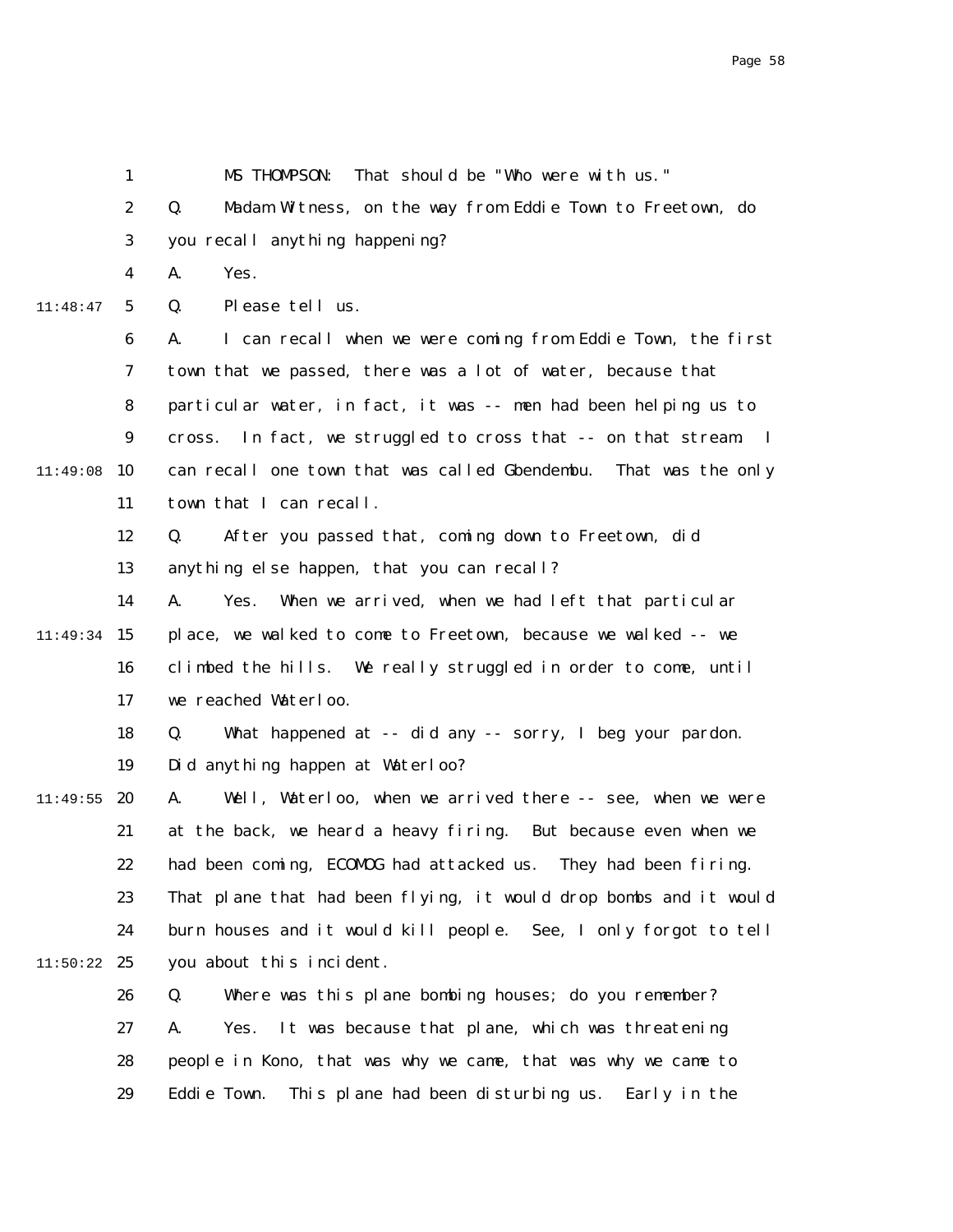MS THOMPSON: That should be "Who were with us."

Q. Madam Witness, on the way from Eddie Town to Freetown, do you recall anything happening?

A. Yes.

Q. Please tell us.

A. I can recall when we were coming from Eddie Town, the first town that we passed, there was a lot of water, because that particular water, in fact, it was -- men had been helping us to cross. In fact, we struggled to cross that -- on that stream. I can recall one town that was called Gbendembu. That was the only town that I can recall.

Q. After you passed that, coming down to Freetown, did anything else happen, that you can recall?

A. Yes. When we arrived, when we had left that particular place, we walked to come to Freetown, because we walked -- we climbed the hills. We really struggled in order to come, until we reached Waterloo.

Q. What happened at -- did any -- sorry, I beg your pardon. Did anything happen at Waterloo?

A. Well, Waterloo, when we arrived there -- see, when we were at the back, we heard a heavy firing. But because even when we had been coming, ECOMOG had attacked us. They had been firing. That plane that had been flying, it would drop bombs and it would burn houses and it would kill people. See, I only forgot to tell you about this incident.

Q. Where was this plane bombing houses; do you remember?

A. Yes. It was because that plane, which was threatening people in Kono, that was why we came, that was why we came to Eddie Town. This plane had been disturbing us. Early in the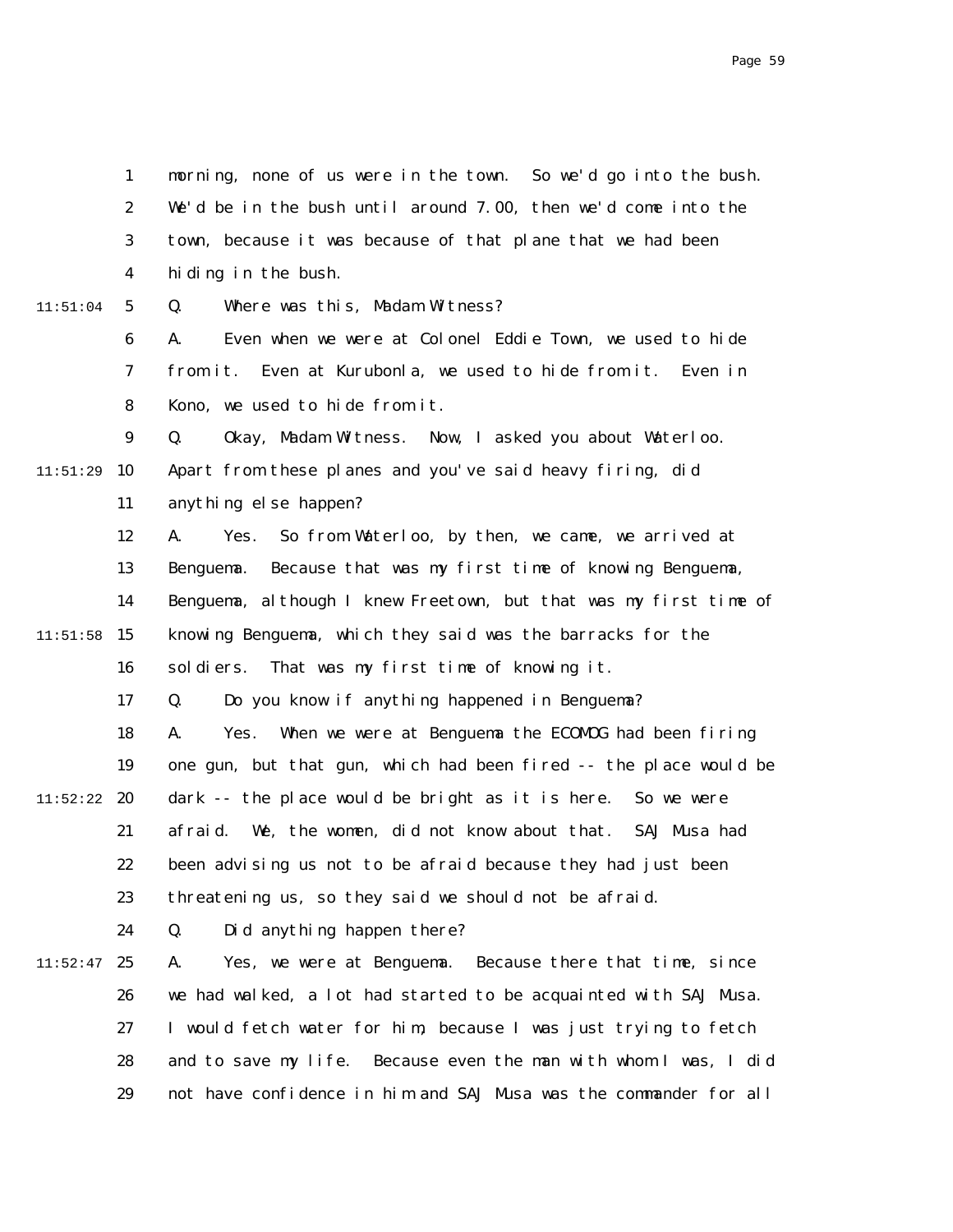morning, none of us were in the town. So we'd go into the bush. We'd be in the bush until around 7.00, then we'd come into the town, because it was because of that plane that we had been hiding in the bush.

Q. Where was this, Madam Witness?

A. Even when we were at Colonel Eddie Town, we used to hide from it. Even at Kurubonla, we used to hide from it. Even in Kono, we used to hide from it.

Q. Okay, Madam Witness. Now, I asked you about Waterloo. Apart from these planes and you've said heavy firing, did anything else happen?

A. Yes. So from Waterloo, by then, we came, we arrived at Benguema. Because that was my first time of knowing Benguema, Benguema, although I knew Freetown, but that was my first time of knowing Benguema, which they said was the barracks for the soldiers. That was my first time of knowing it.

Q. Do you know if anything happened in Benguema?

A. Yes. When we were at Benguema the ECOMOG had been firing one gun, but that gun, which had been fired -- the place would be dark -- the place would be bright as it is here. So we were afraid. We, the women, did not know about that. SAJ Musa had been advising us not to be afraid because they had just been threatening us, so they said we should not be afraid.

Q. Did anything happen there?

A. Yes, we were at Benguema. Because there that time, since we had walked, a lot had started to be acquainted with SAJ Musa. I would fetch water for him, because I was just trying to fetch and to save my life. Because even the man with whom I was, I did not have confidence in him and SAJ Musa was the commander for all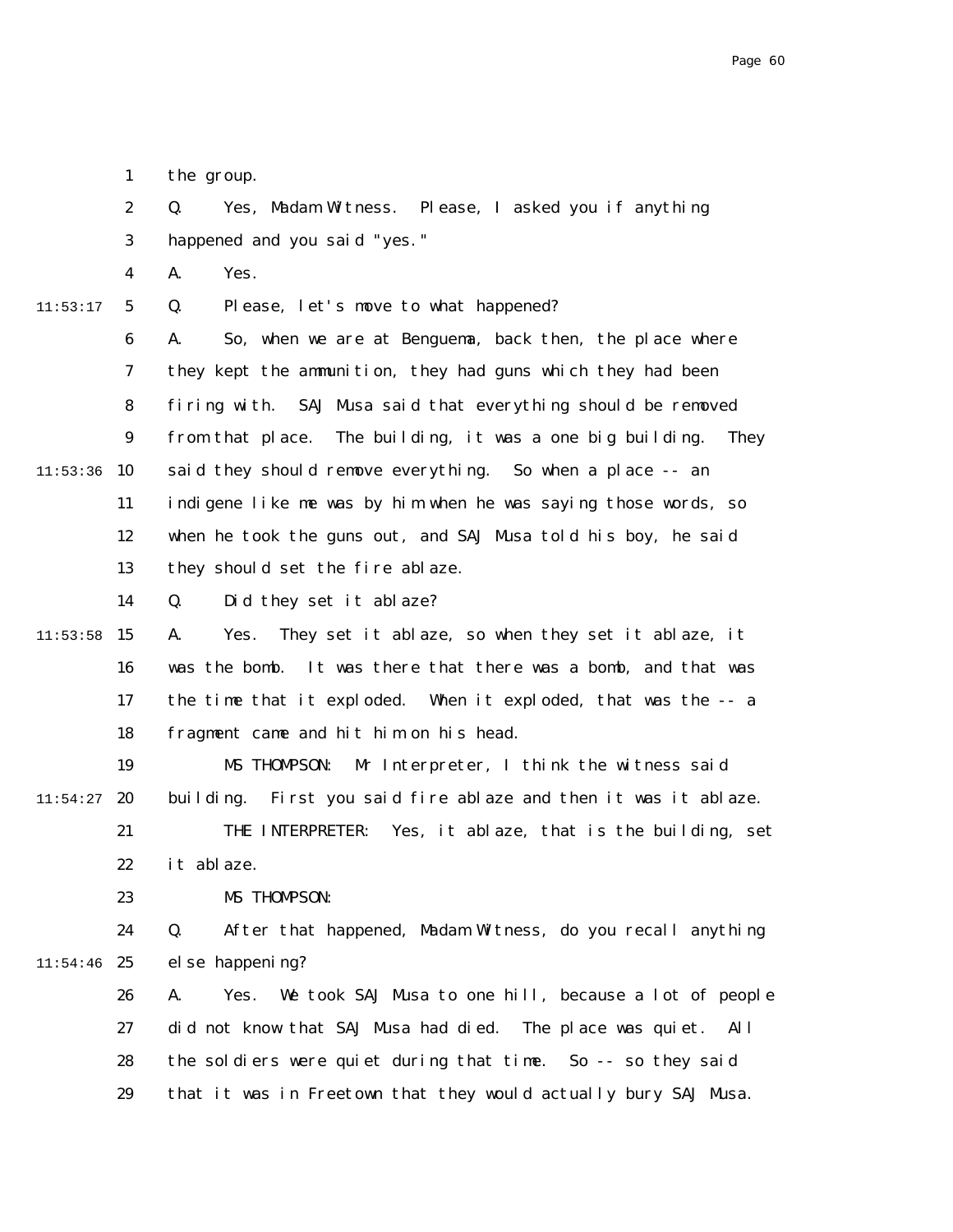the group.

Q. Yes, Madam Witness. Please, I asked you if anything happened and you said "yes."

A. Yes.

Q. Please, let's move to what happened?

A. So, when we are at Benguema, back then, the place where they kept the ammunition, they had guns which they had been firing with. SAJ Musa said that everything should be removed from that place. The building, it was a one big building. They said they should remove everything. So when a place -- an indigene like me was by him when he was saying those words, so when he took the guns out, and SAJ Musa told his boy, he said they should set the fire ablaze.

Q. Did they set it ablaze?

A. Yes. They set it ablaze, so when they set it ablaze, it was the bomb. It was there that there was a bomb, and that was the time that it exploded. When it exploded, that was the -- a fragment came and hit him on his head.

MS THOMPSON: Mr Interpreter, I think the witness said building. First you said fire ablaze and then it was it ablaze.

THE INTERPRETER: Yes, it ablaze, that is the building, set it ablaze.

MS THOMPSON:

Q. After that happened, Madam Witness, do you recall anything else happening?

A. Yes. We took SAJ Musa to one hill, because a lot of people did not know that SAJ Musa had died. The place was quiet. All the soldiers were quiet during that time. So -- so they said that it was in Freetown that they would actually bury SAJ Musa.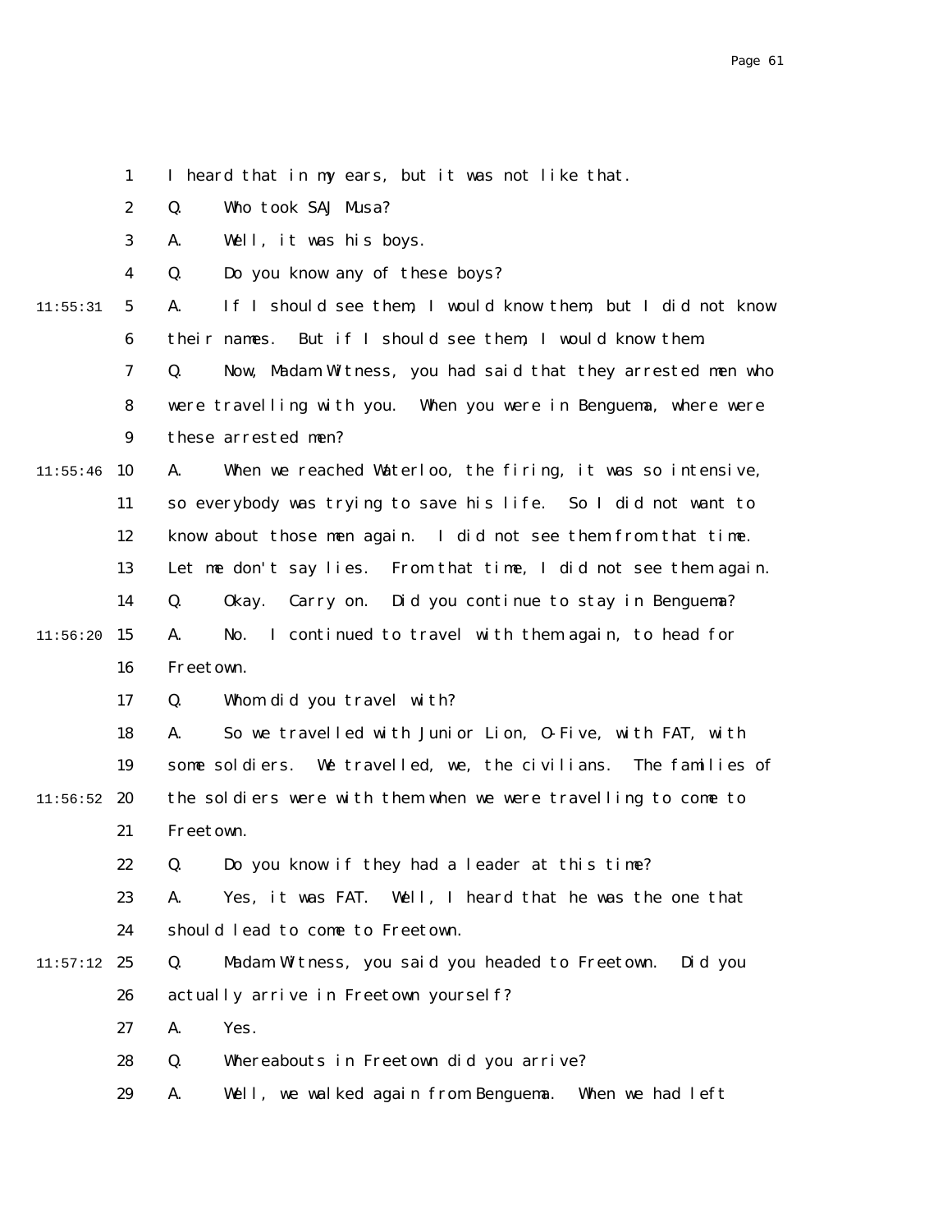I heard that in my ears, but it was not like that.

Q. Who took SAJ Musa?

A. Well, it was his boys.

Q. Do you know any of these boys?

A. If I should see them, I would know them, but I did not know their names. But if I should see them, I would know them.

Q. Now, Madam Witness, you had said that they arrested men who were travelling with you. When you were in Benguema, where were these arrested men?

A. When we reached Waterloo, the firing, it was so intensive, so everybody was trying to save his life. So I did not want to know about those men again. I did not see them from that time. Let me don't say lies. From that time, I did not see them again.

Q. Okay. Carry on. Did you continue to stay in Benguema?

A. No. I continued to travel with them again, to head for Freetown.

Q. Whom did you travel with?

A. So we travelled with Junior Lion, O-Five, with FAT, with some soldiers. We travelled, we, the civilians. The families of the soldiers were with them when we were travelling to come to Freetown.

Q. Do you know if they had a leader at this time?

A. Yes, it was FAT. Well, I heard that he was the one that should lead to come to Freetown.

Q. Madam Witness, you said you headed to Freetown. Did you actually arrive in Freetown yourself?

A. Yes.

Q. Whereabouts in Freetown did you arrive?

A. Well, we walked again from Benguema. When we had left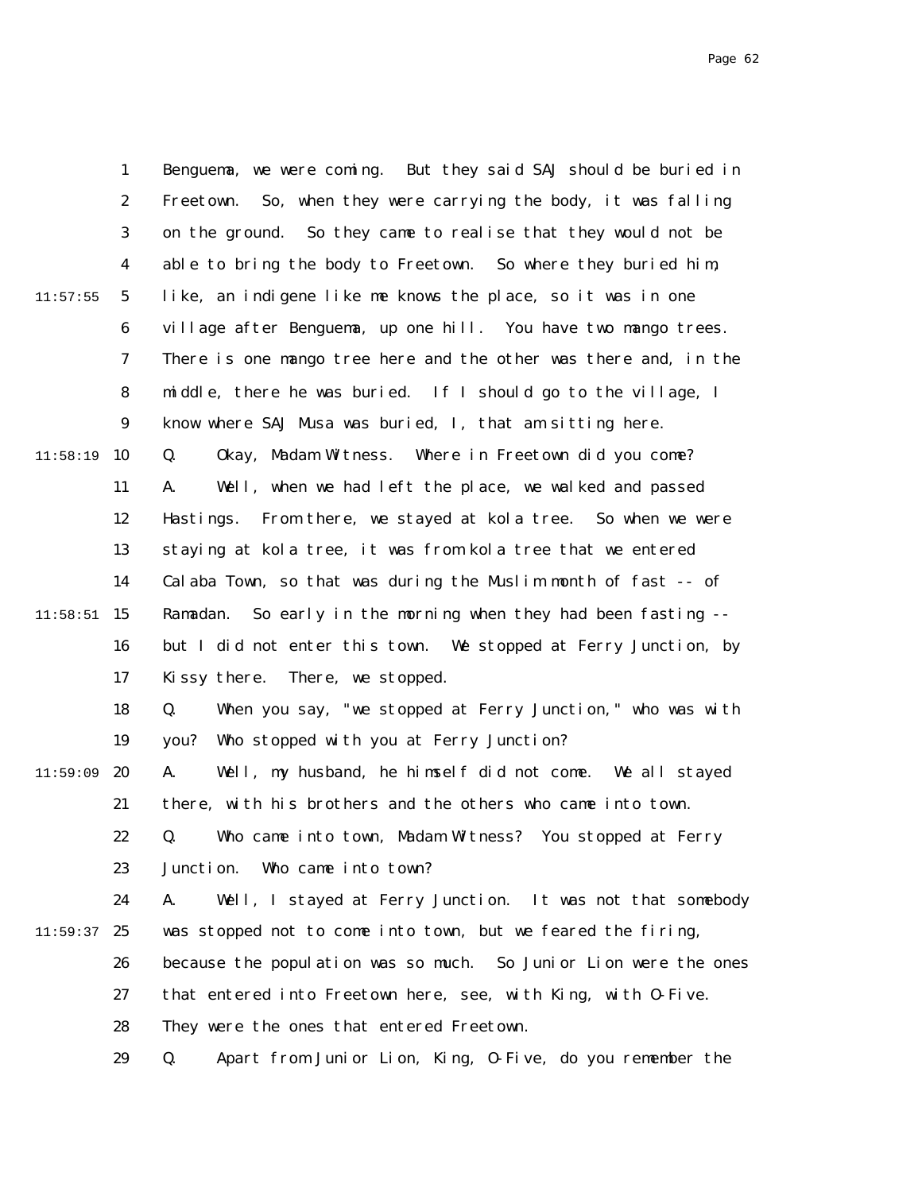Benguema, we were coming. But they said SAJ should be buried in Freetown. So, when they were carrying the body, it was falling on the ground. So they came to realise that they would not be able to bring the body to Freetown. So where they buried him, like, an indigene like me knows the place, so it was in one village after Benguema, up one hill. You have two mango trees. There is one mango tree here and the other was there and, in the middle, there he was buried. If I should go to the village, I know where SAJ Musa was buried, I, that am sitting here.

Q. Okay, Madam Witness. Where in Freetown did you come?

A. Well, when we had left the place, we walked and passed Hastings. From there, we stayed at kola tree. So when we were staying at kola tree, it was from kola tree that we entered Calaba Town, so that was during the Muslim month of fast -- of Ramadan. So early in the morning when they had been fasting -- but I did not enter this town. We stopped at Ferry Junction, by Kissy there. There, we stopped.

Q. When you say, "we stopped at Ferry Junction," who was with you? Who stopped with you at Ferry Junction?

A. Well, my husband, he himself did not come. We all stayed there, with his brothers and the others who came into town.

Q. Who came into town, Madam Witness? You stopped at Ferry Junction. Who came into town?

A. Well, I stayed at Ferry Junction. It was not that somebody was stopped not to come into town, but we feared the firing, because the population was so much. So Junior Lion were the ones that entered into Freetown here, see, with King, with O-Five. They were the ones that entered Freetown.

Q. Apart from Junior Lion, King, O-Five, do you remember the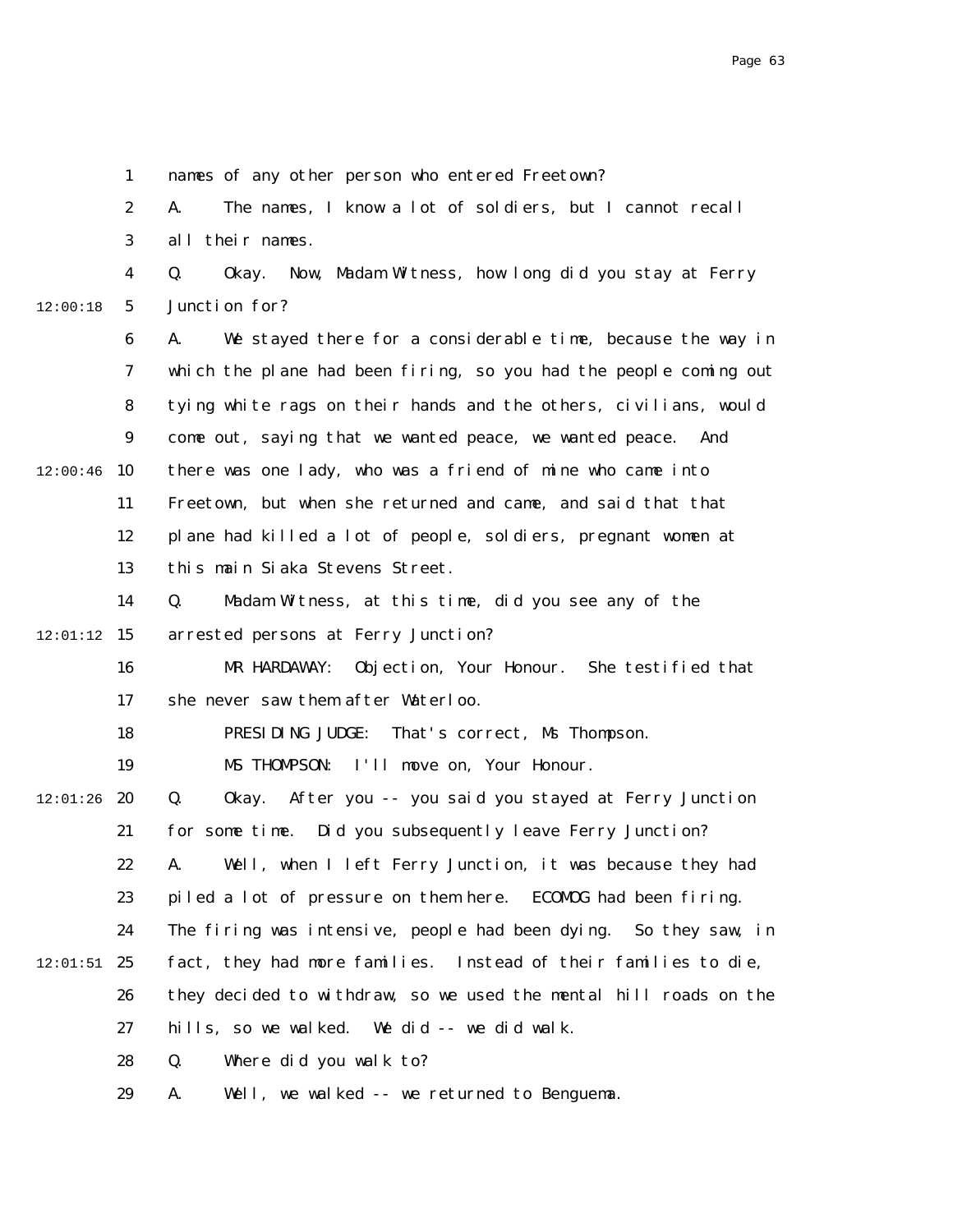names of any other person who entered Freetown?

A. The names, I know a lot of soldiers, but I cannot recall all their names.

Q. Okay. Now, Madam Witness, how long did you stay at Ferry Junction for?

A. We stayed there for a considerable time, because the way in which the plane had been firing, so you had the people coming out tying white rags on their hands and the others, civilians, would come out, saying that we wanted peace, we wanted peace. And there was one lady, who was a friend of mine who came into Freetown, but when she returned and came, and said that that plane had killed a lot of people, soldiers, pregnant women at this main Siaka Stevens Street.

Q. Madam Witness, at this time, did you see any of the arrested persons at Ferry Junction?

MR HARDAWAY: Objection, Your Honour. She testified that she never saw them after Waterloo.

PRESIDING JUDGE: That's correct, Ms Thompson.

MS THOMPSON: I'll move on, Your Honour.

Q. Okay. After you -- you said you stayed at Ferry Junction for some time. Did you subsequently leave Ferry Junction?

A. Well, when I left Ferry Junction, it was because they had piled a lot of pressure on them here. ECOMOG had been firing. The firing was intensive, people had been dying. So they saw, in fact, they had more families. Instead of their families to die, they decided to withdraw, so we used the mental hill roads on the hills, so we walked. We did -- we did walk.

Q. Where did you walk to?

A. Well, we walked -- we returned to Benguema.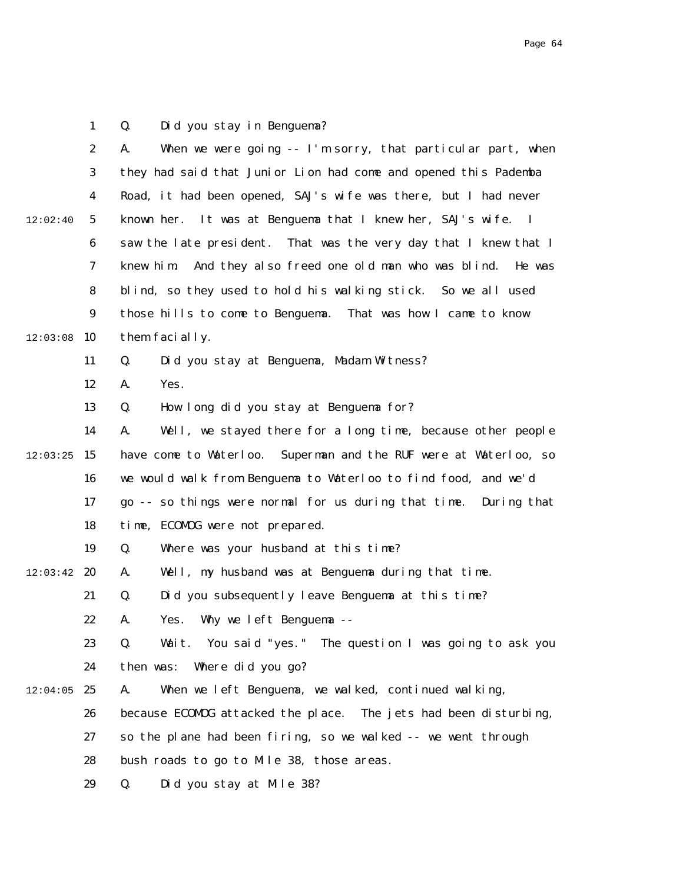Q. Did you stay in Benguema?

A. When we were going -- I'm sorry, that particular part, when they had said that Junior Lion had come and opened this Pademba Road, it had been opened, SAJ's wife was there, but I had never known her. It was at Benguema that I knew her, SAJ's wife. I saw the late president. That was the very day that I knew that I knew him. And they also freed one old man who was blind. He was blind, so they used to hold his walking stick. So we all used those hills to come to Benguema. That was how I came to know them facially.

Q. Did you stay at Benguema, Madam Witness?

A. Yes.

Q. How long did you stay at Benguema for?

A. Well, we stayed there for a long time, because other people have come to Waterloo. Superman and the RUF were at Waterloo, so we would walk from Benguema to Waterloo to find food, and we'd go -- so things were normal for us during that time. During that time, ECOMOG were not prepared.

Q. Where was your husband at this time?

A. Well, my husband was at Benguema during that time.

Q. Did you subsequently leave Benguema at this time?

A. Yes. Why we left Benguema --

Q. Wait. You said "yes." The question I was going to ask you then was: Where did you go?

A. When we left Benguema, we walked, continued walking, because ECOMOG attacked the place. The jets had been disturbing, so the plane had been firing, so we walked -- we went through bush roads to go to Mile 38, those areas.

Q. Did you stay at Mile 38?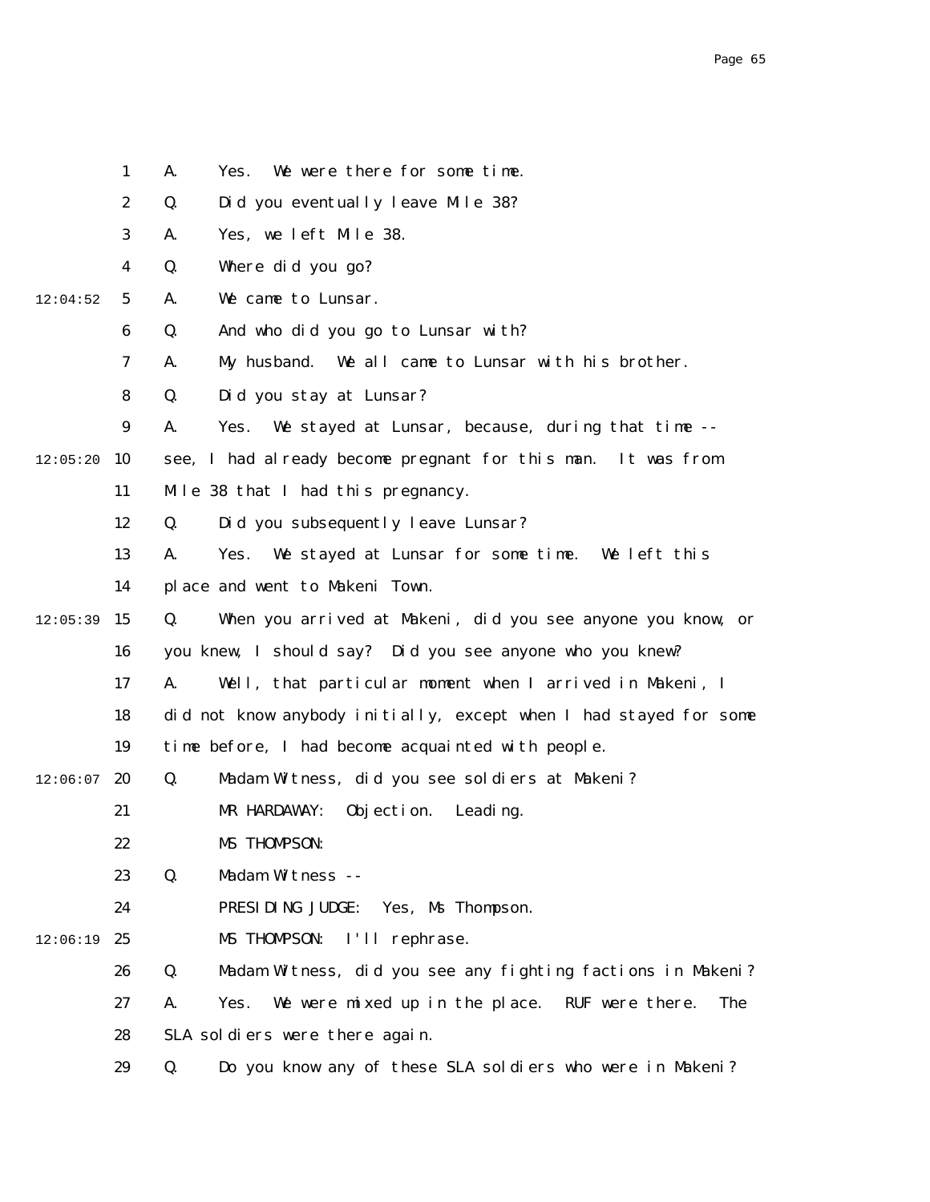1 A. Yes. We were there for some time.

2 Q. Did you eventually leave Mile 38?

3 A. Yes, we left Mile 38.

4 Q. Where did you go?

12:04:52 5 A. We came to Lunsar.

6 Q. And who did you go to Lunsar with?

7 A. My husband. We all came to Lunsar with his brother.

8 Q. Did you stay at Lunsar?

9 A. Yes. We stayed at Lunsar, because, during that time --

12:05:20 10 see, I had already become pregnant for this man. It was from

11 Mile 38 that I had this pregnancy.

12 Q. Did you subsequently leave Lunsar?

13 A. Yes. We stayed at Lunsar for some time. We left this

14 place and went to Makeni Town.

12:05:39 15 Q. When you arrived at Makeni, did you see anyone you know, or

16 you knew, I should say? Did you see anyone who you knew?

17 A. Well, that particular moment when I arrived in Makeni, I

18 did not know anybody initially, except when I had stayed for some

19 time before, I had become acquainted with people.

12:06:07 20 Q. Madam Witness, did you see soldiers at Makeni?

21 MR HARDAWAY: Objection. Leading.

22 MS THOMPSON:

23 Q. Madam Witness --

24 PRESIDING JUDGE: Yes, Ms Thompson.

12:06:19 25 MS THOMPSON: I'll rephrase.

26 Q. Madam Witness, did you see any fighting factions in Makeni?

27 A. Yes. We were mixed up in the place. RUF were there. The

28 SLA soldiers were there again.

29 Q. Do you know any of these SLA soldiers who were in Makeni?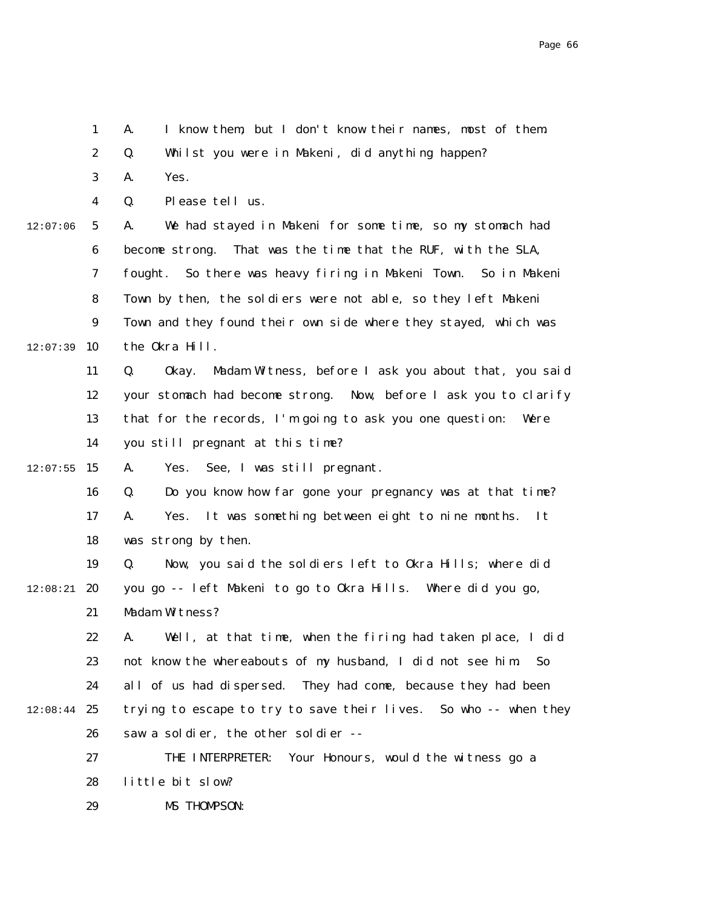A. I know them, but I don't know their names, most of them.

Q. Whilst you were in Makeni, did anything happen?

A. Yes.

Q. Please tell us.

A. We had stayed in Makeni for some time, so my stomach had become strong. That was the time that the RUF, with the SLA, fought. So there was heavy firing in Makeni Town. So in Makeni Town by then, the soldiers were not able, so they left Makeni Town and they found their own side where they stayed, which was the Okra Hill.

Q. Okay. Madam Witness, before I ask you about that, you said your stomach had become strong. Now, before I ask you to clarify that for the records, I'm going to ask you one question: Were you still pregnant at this time?

A. Yes. See, I was still pregnant.

Q. Do you know how far gone your pregnancy was at that time?

A. Yes. It was something between eight to nine months. It was strong by then.

Q. Now, you said the soldiers left to Okra Hills; where did you go -- left Makeni to go to Okra Hills. Where did you go, Madam Witness?

A. Well, at that time, when the firing had taken place, I did not know the whereabouts of my husband, I did not see him. So all of us had dispersed. They had come, because they had been trying to escape to try to save their lives. So who -- when they saw a soldier, the other soldier --

THE INTERPRETER: Your Honours, would the witness go a little bit slow?

MS THOMPSON: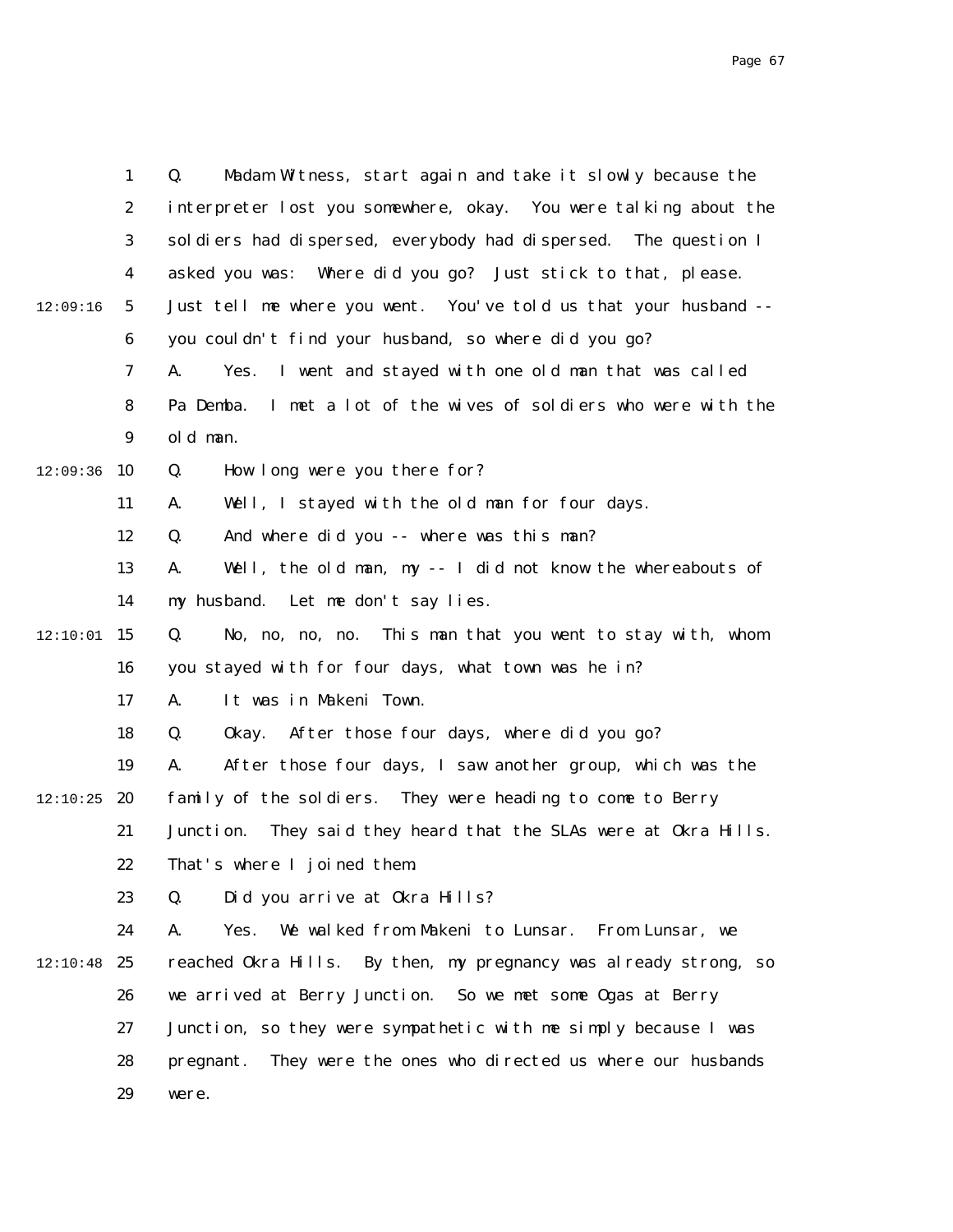Q. Madam Witness, start again and take it slowly because the interpreter lost you somewhere, okay. You were talking about the soldiers had dispersed, everybody had dispersed. The question I asked you was: Where did you go? Just stick to that, please. Just tell me where you went. You've told us that your husband -- you couldn't find your husband, so where did you go?

A. Yes. I went and stayed with one old man that was called Pa Demba. I met a lot of the wives of soldiers who were with the old man.

Q. How long were you there for?

A. Well, I stayed with the old man for four days.

Q. And where did you -- where was this man?

A. Well, the old man, my -- I did not know the whereabouts of my husband. Let me don't say lies.

Q. No, no, no, no. This man that you went to stay with, whom you stayed with for four days, what town was he in?

A. It was in Makeni Town.

Q. Okay. After those four days, where did you go?

A. After those four days, I saw another group, which was the family of the soldiers. They were heading to come to Berry Junction. They said they heard that the SLAs were at Okra Hills. That's where I joined them.

Q. Did you arrive at Okra Hills?

A. Yes. We walked from Makeni to Lunsar. From Lunsar, we reached Okra Hills. By then, my pregnancy was already strong, so we arrived at Berry Junction. So we met some Ogas at Berry Junction, so they were sympathetic with me simply because I was pregnant. They were the ones who directed us where our husbands were.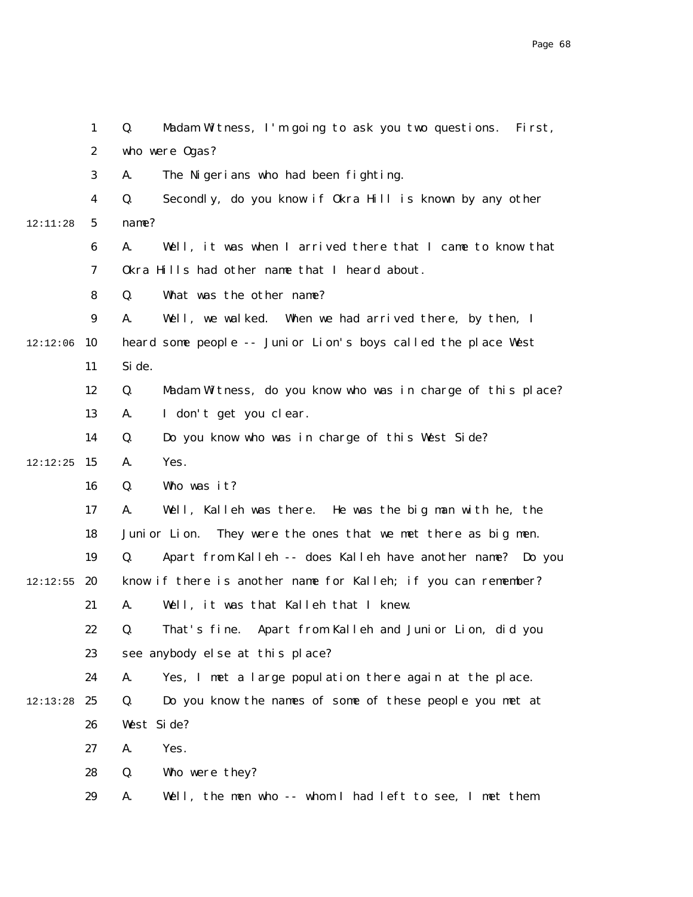1 Q. Madam Witness, I'm going to ask you two questions. First,
2 who were Ogas?
3 A. The Nigerians who had been fighting.
4 Q. Secondly, do you know if Okra Hill is known by any other
12:11:28 5 name?
6 A. Well, it was when I arrived there that I came to know that
7 Okra Hills had other name that I heard about.
8 Q. What was the other name?
9 A. Well, we walked. When we had arrived there, by then, I
12:12:06 10 heard some people -- Junior Lion's boys called the place West
11 Side.
12 Q. Madam Witness, do you know who was in charge of this place?
13 A. I don't get you clear.
14 Q. Do you know who was in charge of this West Side?
12:12:25 15 A. Yes.
16 Q. Who was it?
17 A. Well, Kalleh was there. He was the big man with he, the
18 Junior Lion. They were the ones that we met there as big men.
19 Q. Apart from Kalleh -- does Kalleh have another name? Do you
12:12:55 20 know if there is another name for Kalleh; if you can remember?
21 A. Well, it was that Kalleh that I knew.
22 Q. That's fine. Apart from Kalleh and Junior Lion, did you
23 see anybody else at this place?
24 A. Yes, I met a large population there again at the place.
12:13:28 25 Q. Do you know the names of some of these people you met at
26 West Side?
27 A. Yes.
28 Q. Who were they?
29 A. Well, the men who -- whom I had left to see, I met them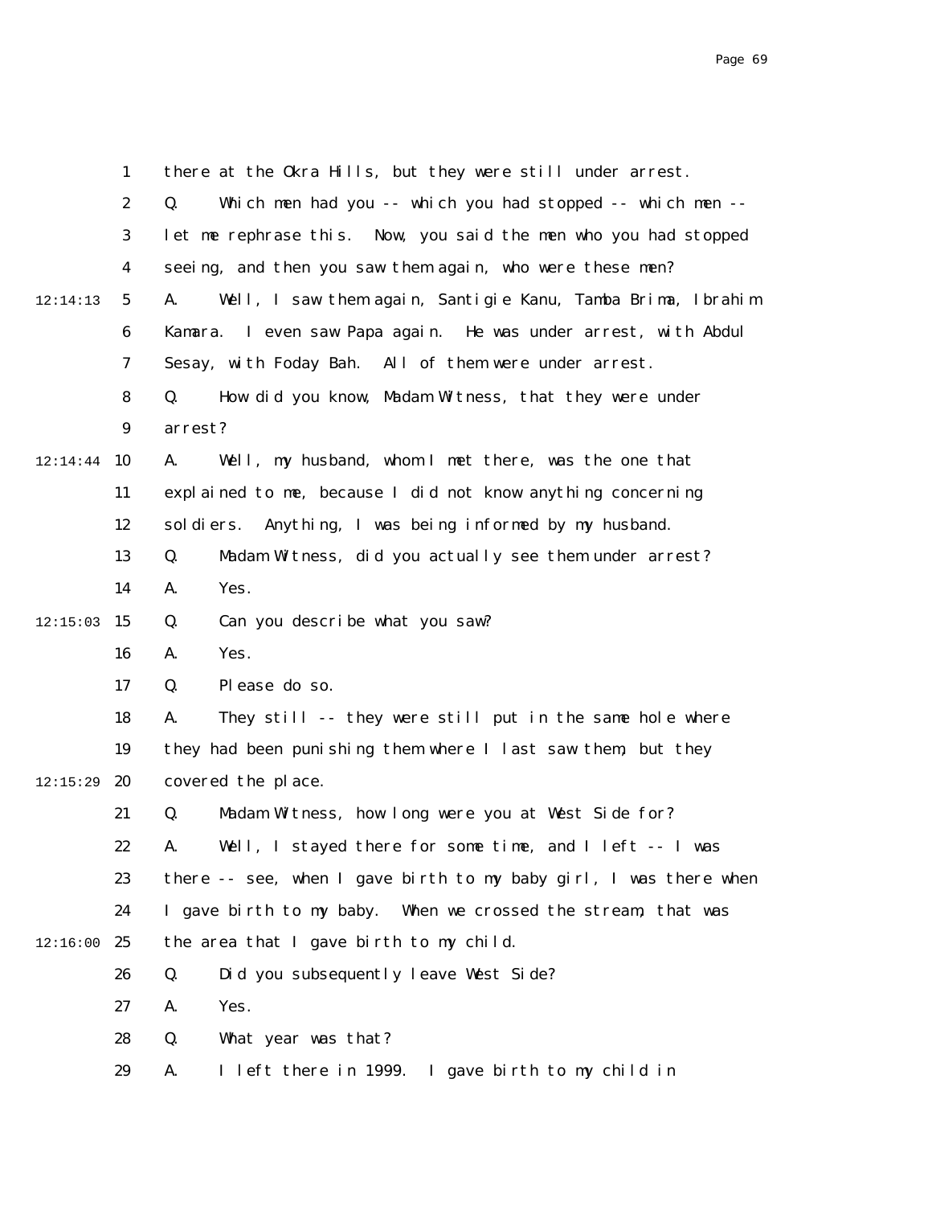there at the Okra Hills, but they were still under arrest.

Q. Which men had you -- which you had stopped -- which men -- let me rephrase this. Now, you said the men who you had stopped seeing, and then you saw them again, who were these men?

A. Well, I saw them again, Santigie Kanu, Tamba Brima, Ibrahim Kamara. I even saw Papa again. He was under arrest, with Abdul Sesay, with Foday Bah. All of them were under arrest.

Q. How did you know, Madam Witness, that they were under arrest?

A. Well, my husband, whom I met there, was the one that explained to me, because I did not know anything concerning soldiers. Anything, I was being informed by my husband.

Q. Madam Witness, did you actually see them under arrest?

A. Yes.

Q. Can you describe what you saw?

A. Yes.

Q. Please do so.

A. They still -- they were still put in the same hole where they had been punishing them where I last saw them, but they covered the place.

Q. Madam Witness, how long were you at West Side for?

A. Well, I stayed there for some time, and I left -- I was there -- see, when I gave birth to my baby girl, I was there when I gave birth to my baby. When we crossed the stream, that was the area that I gave birth to my child.

Q. Did you subsequently leave West Side?

A. Yes.

Q. What year was that?

A. I left there in 1999. I gave birth to my child in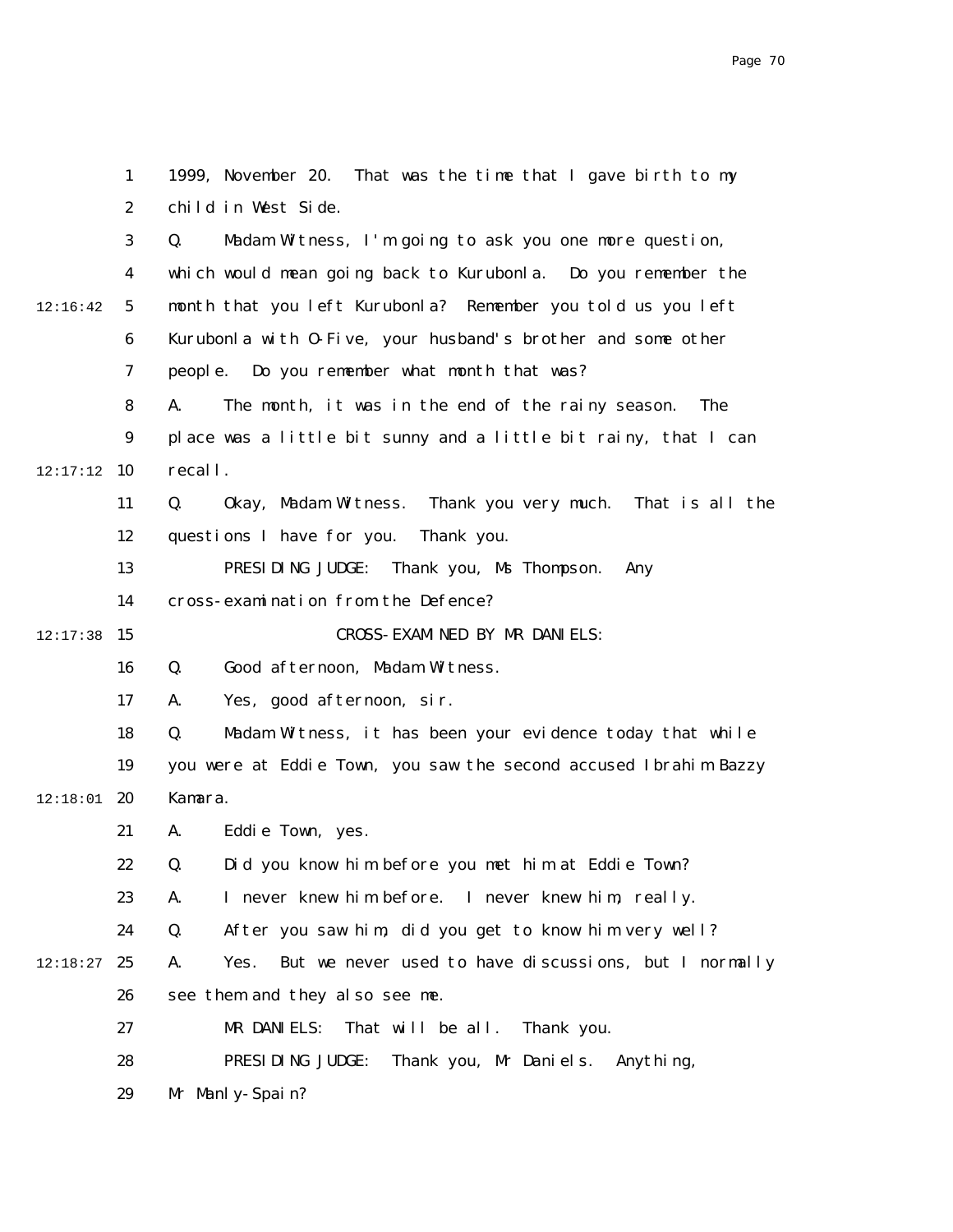1999, November 20. That was the time that I gave birth to my child in West Side.

Q. Madam Witness, I'm going to ask you one more question, which would mean going back to Kurubonla. Do you remember the month that you left Kurubonla? Remember you told us you left Kurubonla with O-Five, your husband's brother and some other people. Do you remember what month that was?

A. The month, it was in the end of the rainy season. The place was a little bit sunny and a little bit rainy, that I can recall.

Q. Okay, Madam Witness. Thank you very much. That is all the questions I have for you. Thank you.

PRESIDING JUDGE: Thank you, Ms Thompson. Any cross-examination from the Defence?

CROSS-EXAMINED BY MR DANIELS:

Q. Good afternoon, Madam Witness.

A. Yes, good afternoon, sir.

Q. Madam Witness, it has been your evidence today that while you were at Eddie Town, you saw the second accused Ibrahim Bazzy Kamara.

A. Eddie Town, yes.

Q. Did you know him before you met him at Eddie Town?

A. I never knew him before. I never knew him, really.

Q. After you saw him, did you get to know him very well?

A. Yes. But we never used to have discussions, but I normally see them and they also see me.

MR DANIELS: That will be all. Thank you.

PRESIDING JUDGE: Thank you, Mr Daniels. Anything, Mr Manly-Spain?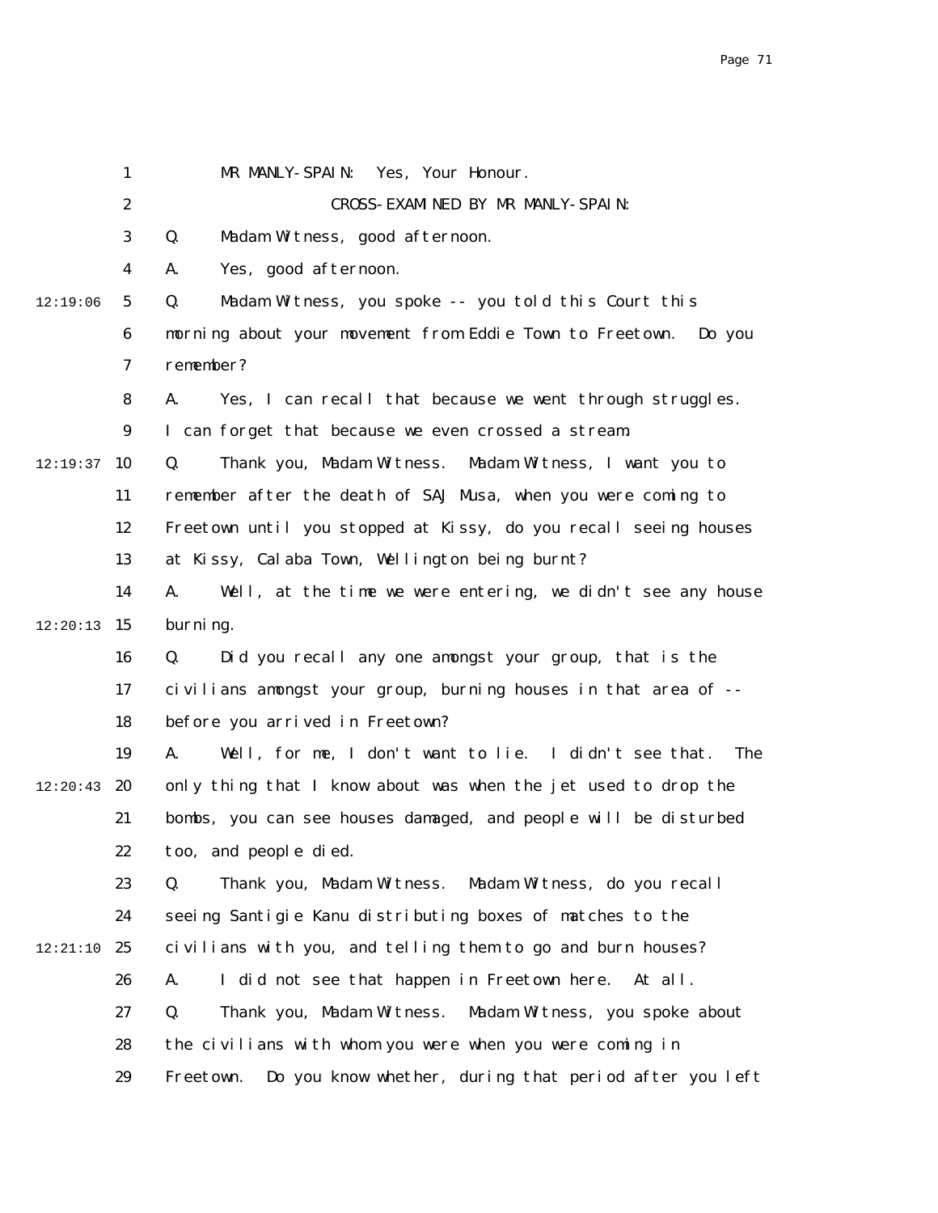MR MANLY-SPAIN: Yes, Your Honour.

CROSS-EXAMINED BY MR MANLY-SPAIN:

Q. Madam Witness, good afternoon.

A. Yes, good afternoon.

12:19:06 Q. Madam Witness, you spoke -- you told this Court this morning about your movement from Eddie Town to Freetown. Do you remember?

A. Yes, I can recall that because we went through struggles. I can forget that because we even crossed a stream.

12:19:37 Q. Thank you, Madam Witness. Madam Witness, I want you to remember after the death of SAJ Musa, when you were coming to Freetown until you stopped at Kissy, do you recall seeing houses at Kissy, Calaba Town, Wellington being burnt?

A. Well, at the time we were entering, we didn't see any house

12:20:13 burning.

Q. Did you recall any one amongst your group, that is the civilians amongst your group, burning houses in that area of -- before you arrived in Freetown?

A. Well, for me, I don't want to lie. I didn't see that. The

12:20:43 only thing that I know about was when the jet used to drop the bombs, you can see houses damaged, and people will be disturbed too, and people died.

Q. Thank you, Madam Witness. Madam Witness, do you recall seeing Santigie Kanu distributing boxes of matches to the

12:21:10 civilians with you, and telling them to go and burn houses?

A. I did not see that happen in Freetown here. At all.

Q. Thank you, Madam Witness. Madam Witness, you spoke about the civilians with whom you were when you were coming in Freetown. Do you know whether, during that period after you left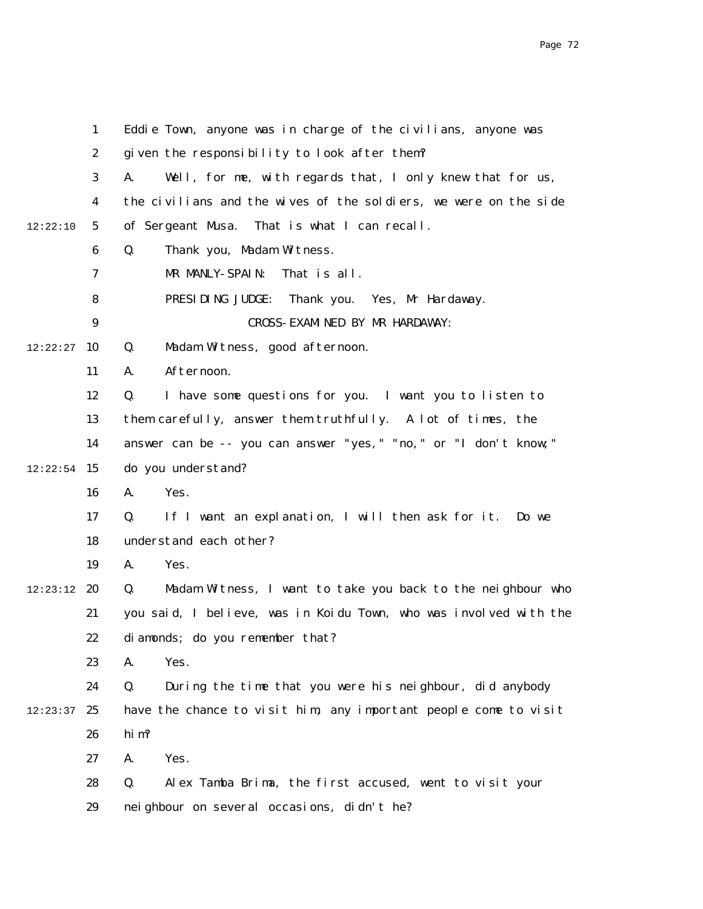Eddie Town, anyone was in charge of the civilians, anyone was given the responsibility to look after them?

A. Well, for me, with regards that, I only knew that for us, the civilians and the wives of the soldiers, we were on the side of Sergeant Musa. That is what I can recall.

Q. Thank you, Madam Witness.

MR MANLY-SPAIN: That is all.

PRESIDING JUDGE: Thank you. Yes, Mr Hardaway.

CROSS-EXAMINED BY MR HARDAWAY:

Q. Madam Witness, good afternoon.

A. Afternoon.

Q. I have some questions for you. I want you to listen to them carefully, answer them truthfully. A lot of times, the answer can be -- you can answer "yes," "no," or "I don't know;" do you understand?

A. Yes.

Q. If I want an explanation, I will then ask for it. Do we understand each other?

A. Yes.

Q. Madam Witness, I want to take you back to the neighbour who you said, I believe, was in Koidu Town, who was involved with the diamonds; do you remember that?

A. Yes.

Q. During the time that you were his neighbour, did anybody have the chance to visit him, any important people come to visit him?

A. Yes.

Q. Alex Tamba Brima, the first accused, went to visit your neighbour on several occasions, didn't he?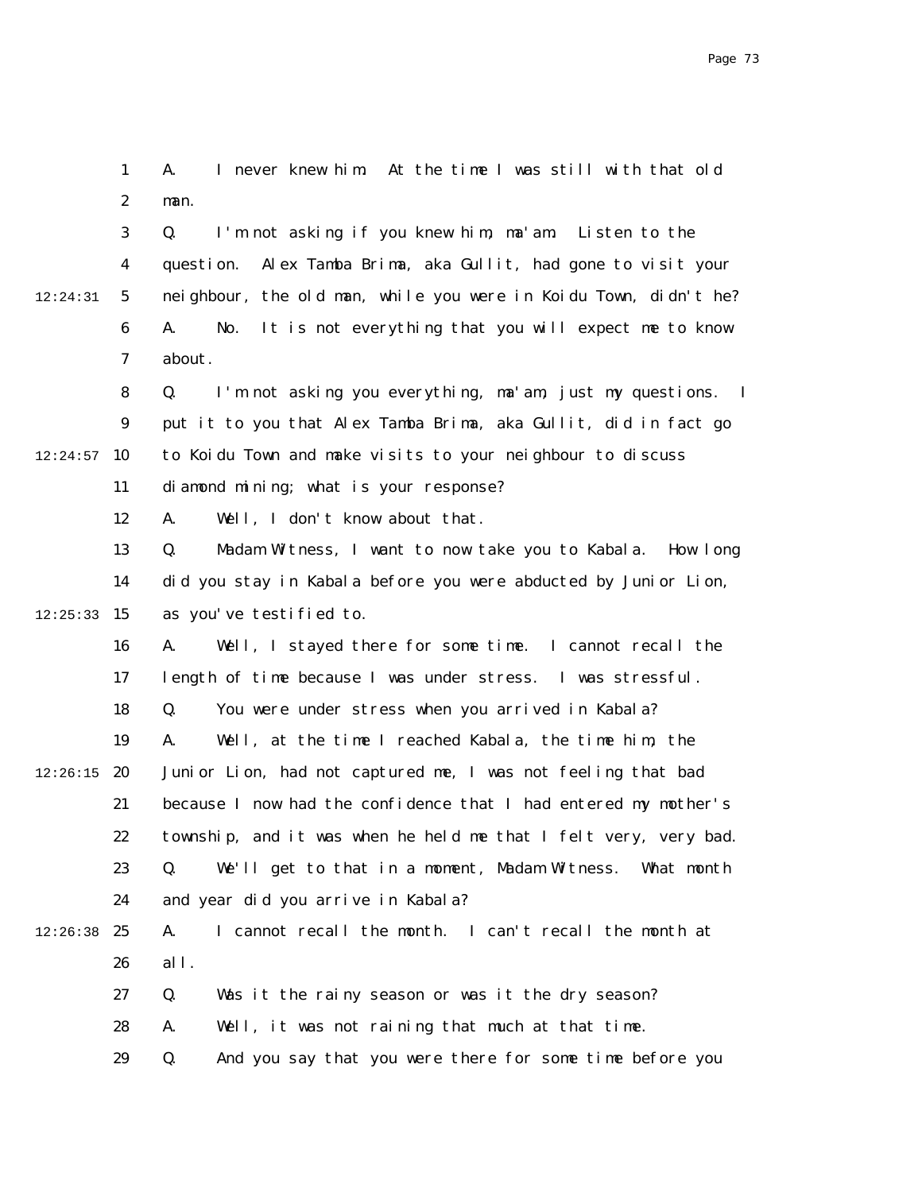A. I never knew him. At the time I was still with that old man.

Q. I'm not asking if you knew him, ma'am. Listen to the question. Alex Tamba Brima, aka Gullit, had gone to visit your neighbour, the old man, while you were in Koidu Town, didn't he?

A. No. It is not everything that you will expect me to know about.

Q. I'm not asking you everything, ma'am, just my questions. I put it to you that Alex Tamba Brima, aka Gullit, did in fact go to Koidu Town and make visits to your neighbour to discuss diamond mining; what is your response?

A. Well, I don't know about that.

Q. Madam Witness, I want to now take you to Kabala. How long did you stay in Kabala before you were abducted by Junior Lion, as you've testified to.

A. Well, I stayed there for some time. I cannot recall the length of time because I was under stress. I was stressful.

Q. You were under stress when you arrived in Kabala?

A. Well, at the time I reached Kabala, the time him, the Junior Lion, had not captured me, I was not feeling that bad because I now had the confidence that I had entered my mother's township, and it was when he held me that I felt very, very bad.

Q. We'll get to that in a moment, Madam Witness. What month and year did you arrive in Kabala?

A. I cannot recall the month. I can't recall the month at all.

Q. Was it the rainy season or was it the dry season?

A. Well, it was not raining that much at that time.

Q. And you say that you were there for some time before you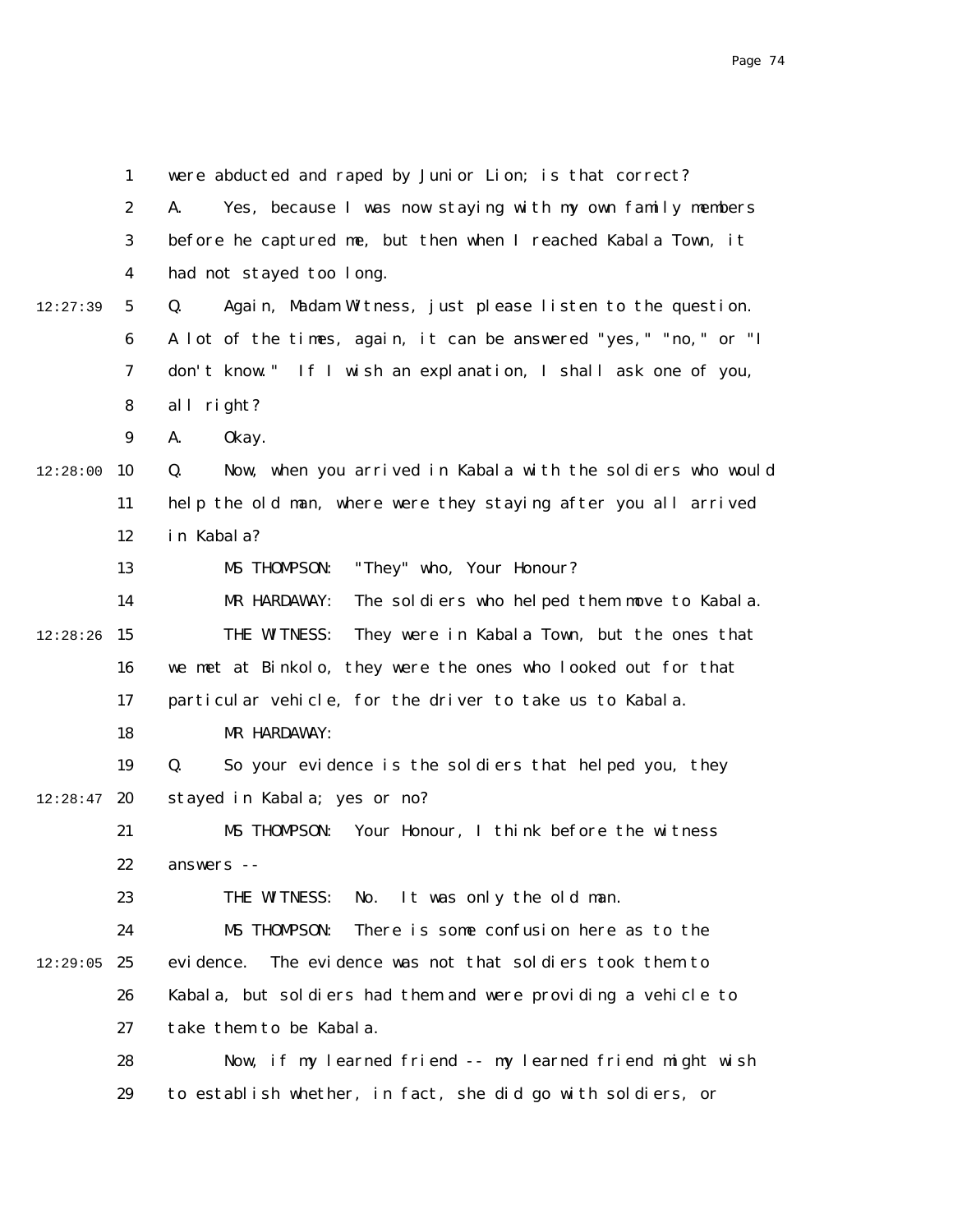were abducted and raped by Junior Lion; is that correct?

A. Yes, because I was now staying with my own family members before he captured me, but then when I reached Kabala Town, it had not stayed too long.

Q. Again, Madam Witness, just please listen to the question. A lot of the times, again, it can be answered "yes," "no," or "I don't know." If I wish an explanation, I shall ask one of you, all right?

A. Okay.

Q. Now, when you arrived in Kabala with the soldiers who would help the old man, where were they staying after you all arrived in Kabala?

MS THOMPSON: "They" who, Your Honour?

MR HARDAWAY: The soldiers who helped them move to Kabala.

THE WITNESS: They were in Kabala Town, but the ones that we met at Binkolo, they were the ones who looked out for that particular vehicle, for the driver to take us to Kabala.

MR HARDAWAY:

Q. So your evidence is the soldiers that helped you, they stayed in Kabala; yes or no?

MS THOMPSON: Your Honour, I think before the witness answers --

THE WITNESS: No. It was only the old man.

MS THOMPSON: There is some confusion here as to the evidence. The evidence was not that soldiers took them to Kabala, but soldiers had them and were providing a vehicle to take them to be Kabala.

Now, if my learned friend -- my learned friend might wish to establish whether, in fact, she did go with soldiers, or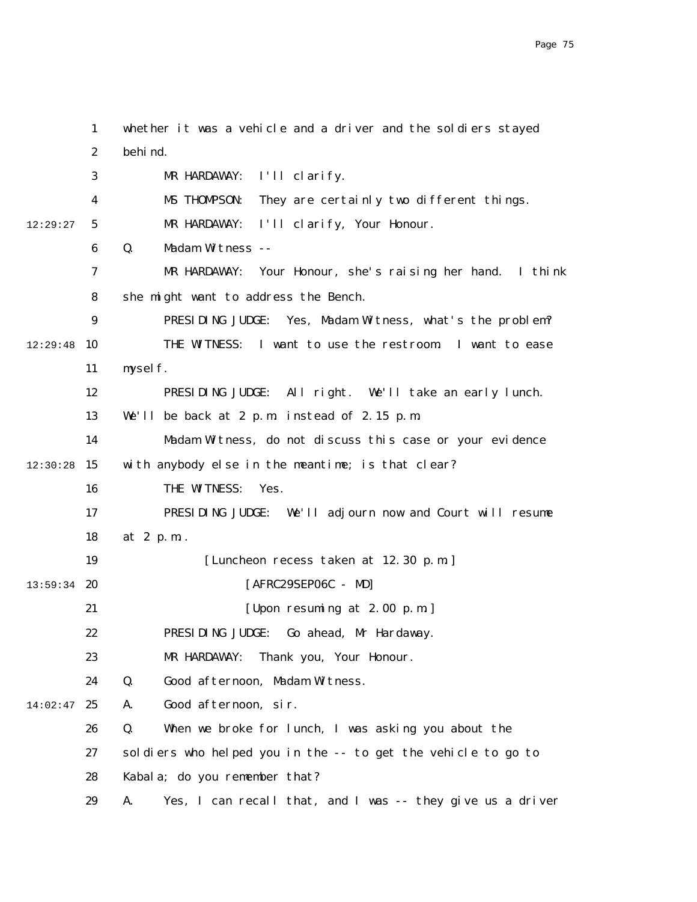whether it was a vehicle and a driver and the soldiers stayed behind.

MR HARDAWAY: I'll clarify.

MS THOMPSON: They are certainly two different things.

MR HARDAWAY: I'll clarify, Your Honour.

Q. Madam Witness --

MR HARDAWAY: Your Honour, she's raising her hand. I think she might want to address the Bench.

PRESIDING JUDGE: Yes, Madam Witness, what's the problem?

THE WITNESS: I want to use the restroom. I want to ease myself.

PRESIDING JUDGE: All right. We'll take an early lunch. We'll be back at 2 p.m. instead of 2.15 p.m.

Madam Witness, do not discuss this case or your evidence with anybody else in the meantime; is that clear?

THE WITNESS: Yes.

PRESIDING JUDGE: We'll adjourn now and Court will resume at 2 p.m..

[Luncheon recess taken at 12.30 p.m.]

[AFRC29SEP06C - MD]

[Upon resuming at 2.00 p.m.]

PRESIDING JUDGE: Go ahead, Mr Hardaway.

MR HARDAWAY: Thank you, Your Honour.

Q. Good afternoon, Madam Witness.

A. Good afternoon, sir.

Q. When we broke for lunch, I was asking you about the soldiers who helped you in the -- to get the vehicle to go to Kabala; do you remember that?

A. Yes, I can recall that, and I was -- they give us a driver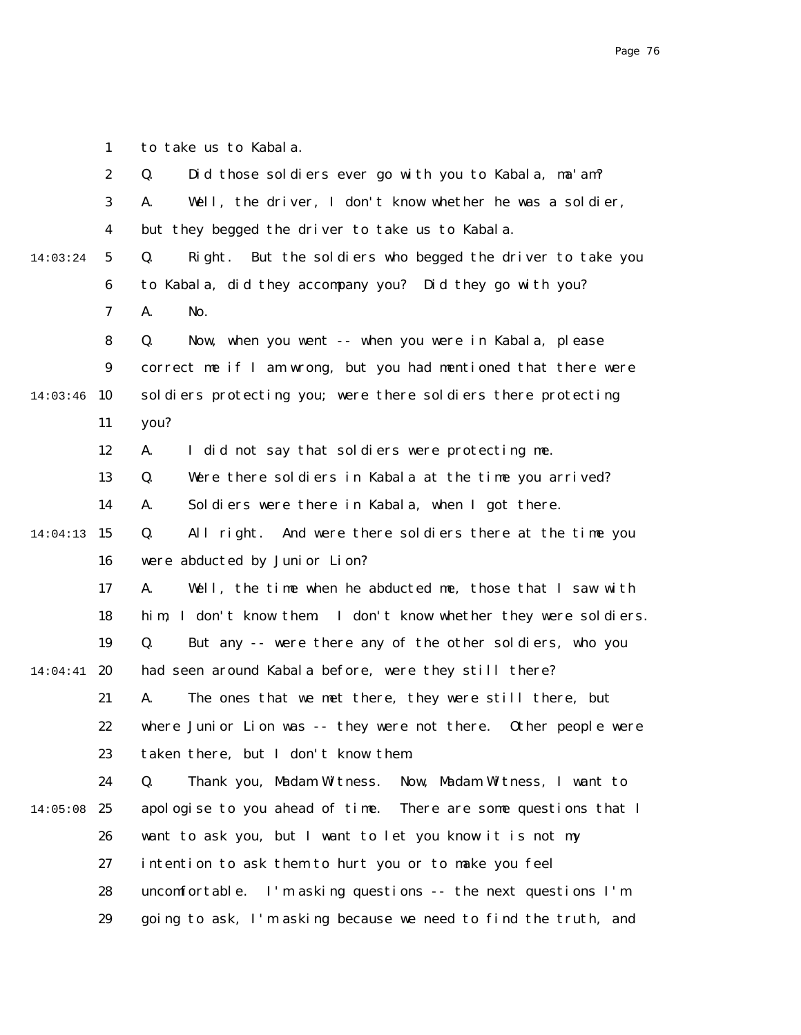to take us to Kabala.

Q. Did those soldiers ever go with you to Kabala, ma'am?

A. Well, the driver, I don't know whether he was a soldier, but they begged the driver to take us to Kabala.

Q. Right. But the soldiers who begged the driver to take you to Kabala, did they accompany you? Did they go with you?

A. No.

Q. Now, when you went -- when you were in Kabala, please correct me if I am wrong, but you had mentioned that there were soldiers protecting you; were there soldiers there protecting you?

A. I did not say that soldiers were protecting me.

Q. Were there soldiers in Kabala at the time you arrived?

A. Soldiers were there in Kabala, when I got there.

Q. All right. And were there soldiers there at the time you were abducted by Junior Lion?

A. Well, the time when he abducted me, those that I saw with him, I don't know them. I don't know whether they were soldiers.

Q. But any -- were there any of the other soldiers, who you had seen around Kabala before, were they still there?

A. The ones that we met there, they were still there, but where Junior Lion was -- they were not there. Other people were taken there, but I don't know them.

Q. Thank you, Madam Witness. Now, Madam Witness, I want to apologise to you ahead of time. There are some questions that I want to ask you, but I want to let you know it is not my intention to ask them to hurt you or to make you feel uncomfortable. I'm asking questions -- the next questions I'm going to ask, I'm asking because we need to find the truth, and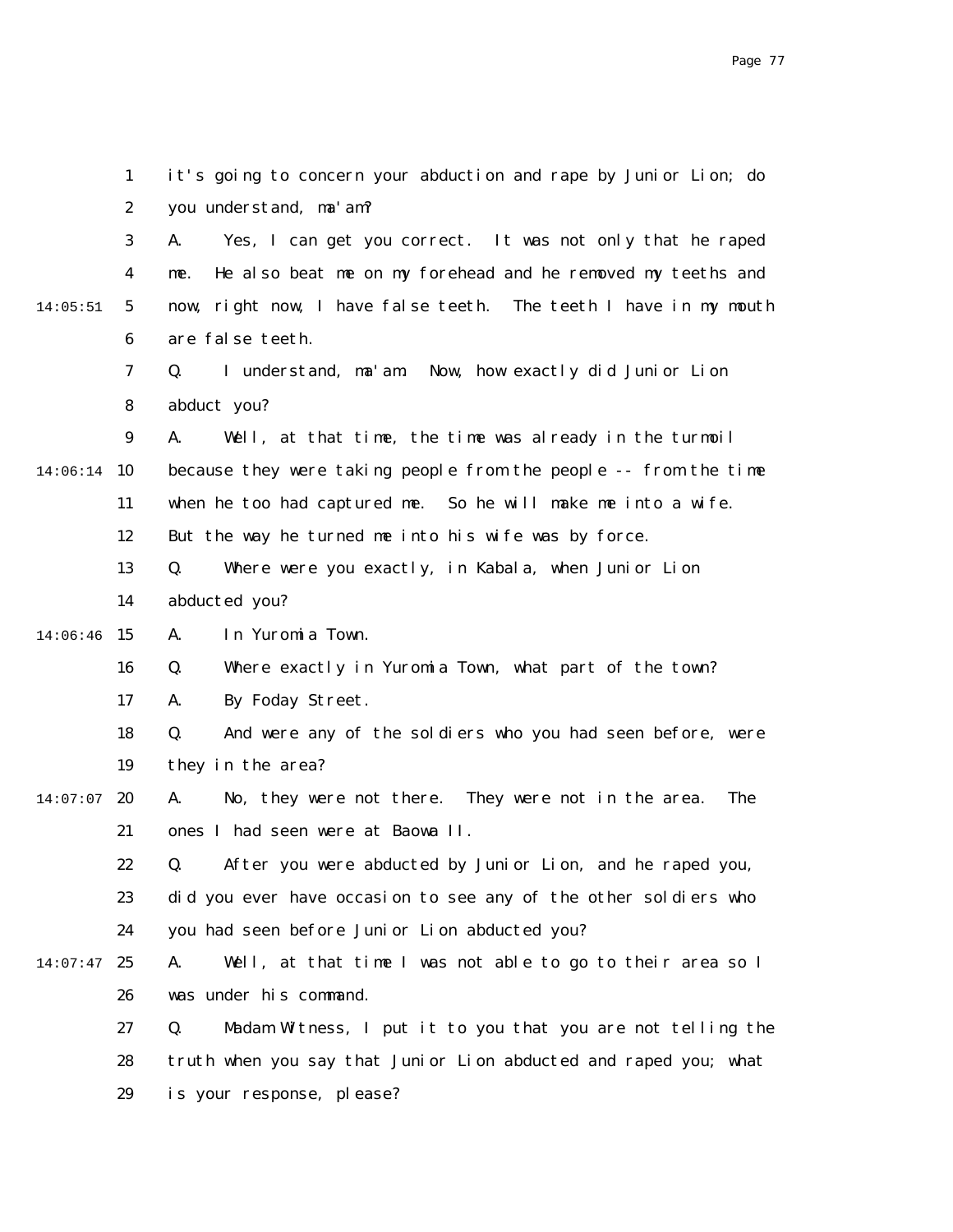1 it's going to concern your abduction and rape by Junior Lion; do
2 you understand, ma'am?
3 A. Yes, I can get you correct. It was not only that he raped
4 me. He also beat me on my forehead and he removed my teeths and
14:05:51 5 now, right now, I have false teeth. The teeth I have in my mouth
6 are false teeth.
7 Q. I understand, ma'am. Now, how exactly did Junior Lion
8 abduct you?
9 A. Well, at that time, the time was already in the turmoil
14:06:14 10 because they were taking people from the people -- from the time
11 when he too had captured me. So he will make me into a wife.
12 But the way he turned me into his wife was by force.
13 Q. Where were you exactly, in Kabala, when Junior Lion
14 abducted you?
14:06:46 15 A. In Yuromia Town.
16 Q. Where exactly in Yuromia Town, what part of the town?
17 A. By Foday Street.
18 Q. And were any of the soldiers who you had seen before, were
19 they in the area?
14:07:07 20 A. No, they were not there. They were not in the area. The
21 ones I had seen were at Baowa II.
22 Q. After you were abducted by Junior Lion, and he raped you,
23 did you ever have occasion to see any of the other soldiers who
24 you had seen before Junior Lion abducted you?
14:07:47 25 A. Well, at that time I was not able to go to their area so I
26 was under his command.
27 Q. Madam Witness, I put it to you that you are not telling the
28 truth when you say that Junior Lion abducted and raped you; what
29 is your response, please?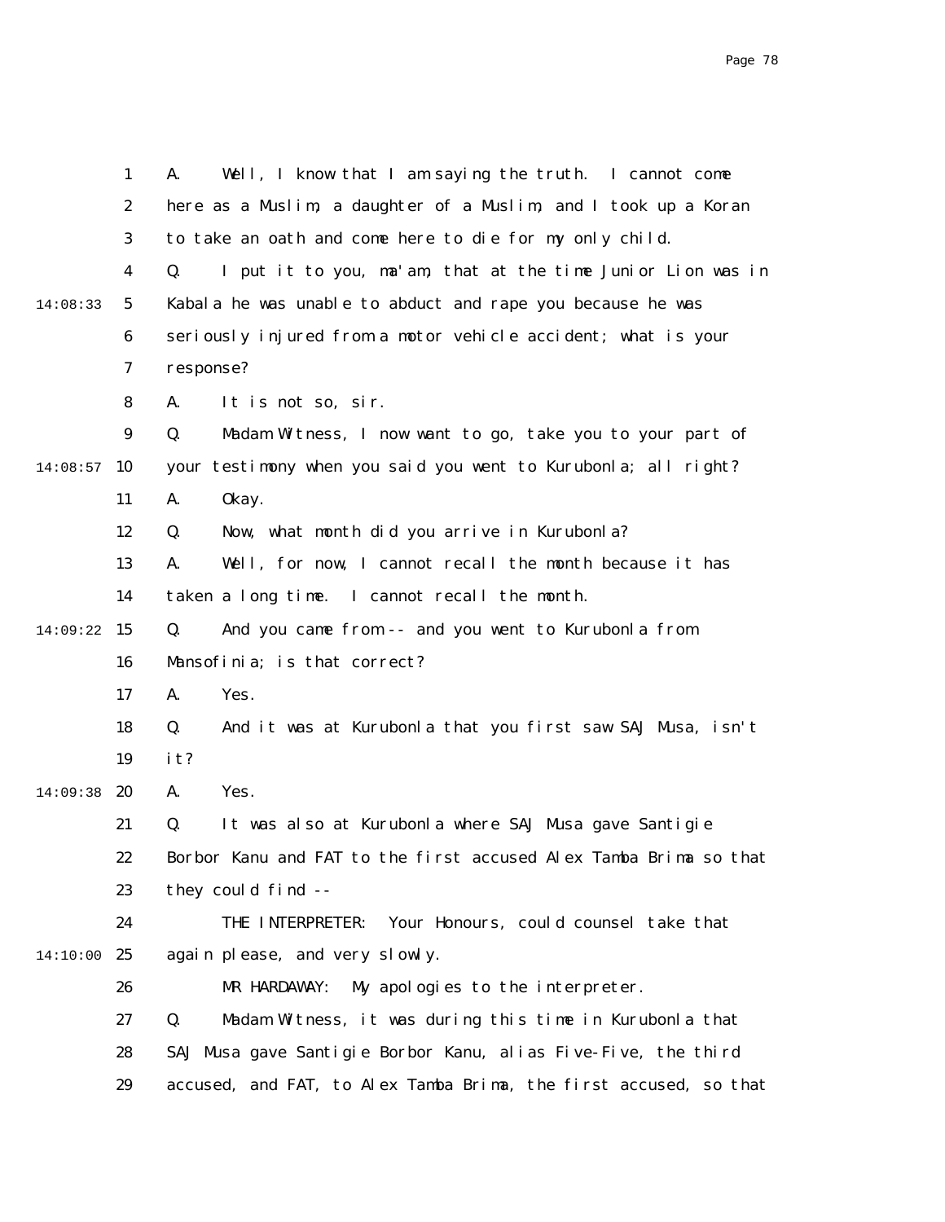A. Well, I know that I am saying the truth. I cannot come here as a Muslim, a daughter of a Muslim, and I took up a Koran to take an oath and come here to die for my only child.

Q. I put it to you, ma'am, that at the time Junior Lion was in Kabala he was unable to abduct and rape you because he was seriously injured from a motor vehicle accident; what is your response?

A. It is not so, sir.

Q. Madam Witness, I now want to go, take you to your part of your testimony when you said you went to Kurubonla; all right?

A. Okay.

Q. Now, what month did you arrive in Kurubonla?

A. Well, for now, I cannot recall the month because it has taken a long time. I cannot recall the month.

Q. And you came from -- and you went to Kurubonla from Mansofinia; is that correct?

A. Yes.

Q. And it was at Kurubonla that you first saw SAJ Musa, isn't it?

A. Yes.

Q. It was also at Kurubonla where SAJ Musa gave Santigie Borbor Kanu and FAT to the first accused Alex Tamba Brima so that they could find --

THE INTERPRETER: Your Honours, could counsel take that again please, and very slowly.

MR HARDAWAY: My apologies to the interpreter.

Q. Madam Witness, it was during this time in Kurubonla that SAJ Musa gave Santigie Borbor Kanu, alias Five-Five, the third accused, and FAT, to Alex Tamba Brima, the first accused, so that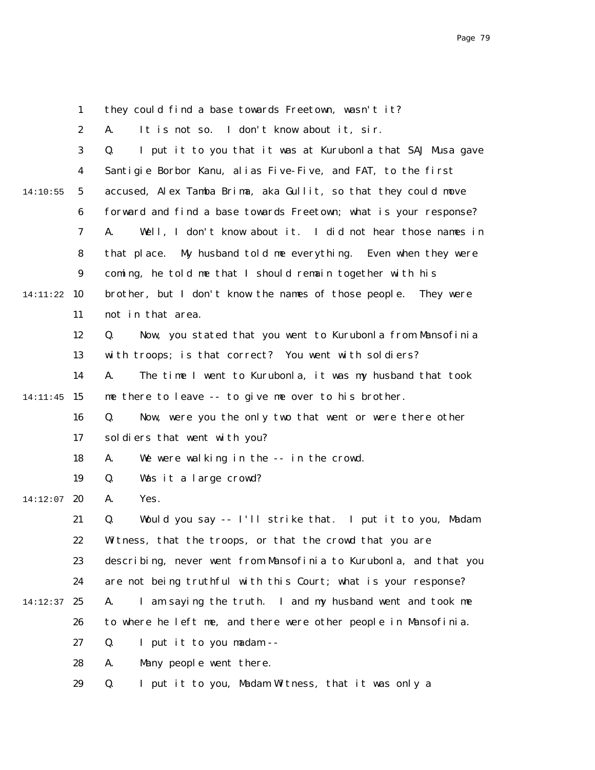they could find a base towards Freetown, wasn't it?

A. It is not so. I don't know about it, sir.

Q. I put it to you that it was at Kurubonla that SAJ Musa gave Santigie Borbor Kanu, alias Five-Five, and FAT, to the first accused, Alex Tamba Brima, aka Gullit, so that they could move forward and find a base towards Freetown; what is your response?

A. Well, I don't know about it. I did not hear those names in that place. My husband told me everything. Even when they were coming, he told me that I should remain together with his brother, but I don't know the names of those people. They were not in that area.

Q. Now, you stated that you went to Kurubonla from Mansofinia with troops; is that correct? You went with soldiers?

A. The time I went to Kurubonla, it was my husband that took me there to leave -- to give me over to his brother.

Q. Now, were you the only two that went or were there other soldiers that went with you?

A. We were walking in the -- in the crowd.

Q. Was it a large crowd?

A. Yes.

Q. Would you say -- I'll strike that. I put it to you, Madam Witness, that the troops, or that the crowd that you are describing, never went from Mansofinia to Kurubonla, and that you are not being truthful with this Court; what is your response?

A. I am saying the truth. I and my husband went and took me to where he left me, and there were other people in Mansofinia.

Q. I put it to you madam --

A. Many people went there.

Q. I put it to you, Madam Witness, that it was only a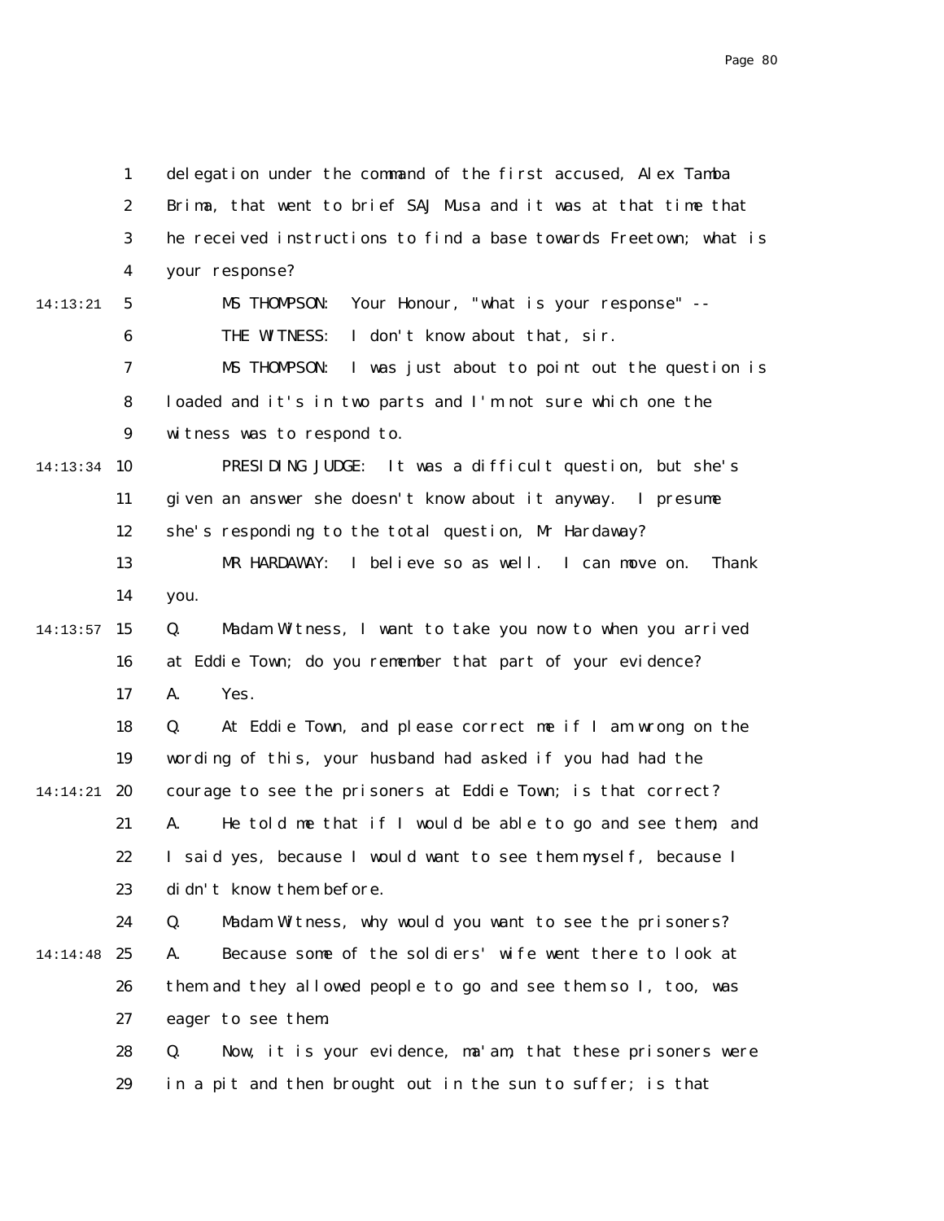delegation under the command of the first accused, Alex Tamba Brima, that went to brief SAJ Musa and it was at that time that he received instructions to find a base towards Freetown; what is your response?

MS THOMPSON: Your Honour, "what is your response" --

THE WITNESS: I don't know about that, sir.

MS THOMPSON: I was just about to point out the question is loaded and it's in two parts and I'm not sure which one the witness was to respond to.

PRESIDING JUDGE: It was a difficult question, but she's given an answer she doesn't know about it anyway. I presume she's responding to the total question, Mr Hardaway?

MR HARDAWAY: I believe so as well. I can move on. Thank you.

Q. Madam Witness, I want to take you now to when you arrived at Eddie Town; do you remember that part of your evidence?

A. Yes.

Q. At Eddie Town, and please correct me if I am wrong on the wording of this, your husband had asked if you had had the courage to see the prisoners at Eddie Town; is that correct?

A. He told me that if I would be able to go and see them, and I said yes, because I would want to see them myself, because I didn't know them before.

Q. Madam Witness, why would you want to see the prisoners?

A. Because some of the soldiers' wife went there to look at them and they allowed people to go and see them so I, too, was eager to see them.

Q. Now, it is your evidence, ma'am, that these prisoners were in a pit and then brought out in the sun to suffer; is that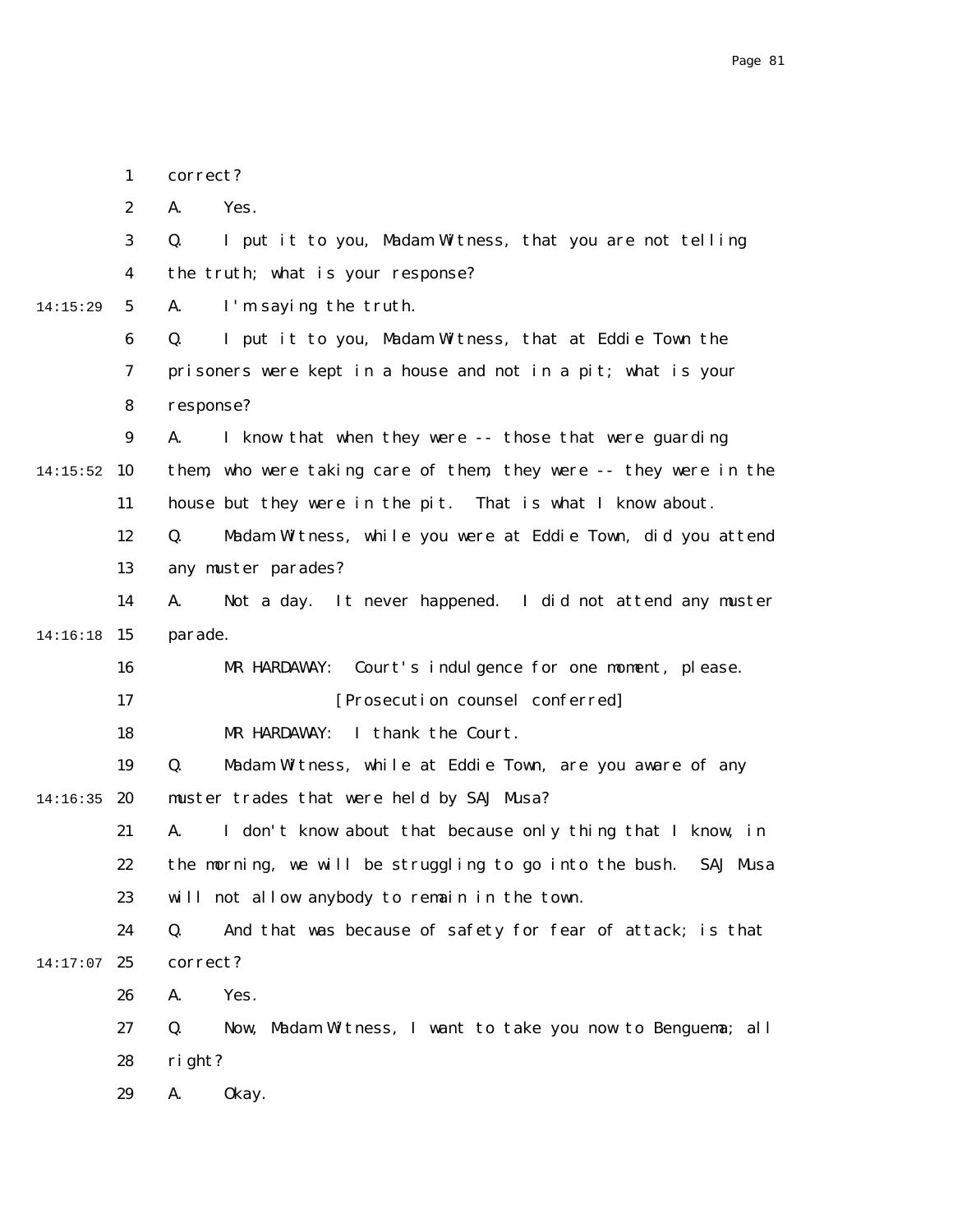correct?

A. Yes.

Q. I put it to you, Madam Witness, that you are not telling the truth; what is your response?

A. I'm saying the truth.

Q. I put it to you, Madam Witness, that at Eddie Town the prisoners were kept in a house and not in a pit; what is your response?

A. I know that when they were -- those that were guarding them, who were taking care of them, they were -- they were in the house but they were in the pit. That is what I know about.

Q. Madam Witness, while you were at Eddie Town, did you attend any muster parades?

A. Not a day. It never happened. I did not attend any muster parade.

MR HARDAWAY: Court's indulgence for one moment, please.

[Prosecution counsel conferred]

MR HARDAWAY: I thank the Court.

Q. Madam Witness, while at Eddie Town, are you aware of any muster trades that were held by SAJ Musa?

A. I don't know about that because only thing that I know, in the morning, we will be struggling to go into the bush. SAJ Musa will not allow anybody to remain in the town.

Q. And that was because of safety for fear of attack; is that correct?

A. Yes.

Q. Now, Madam Witness, I want to take you now to Benguema; all right?

A. Okay.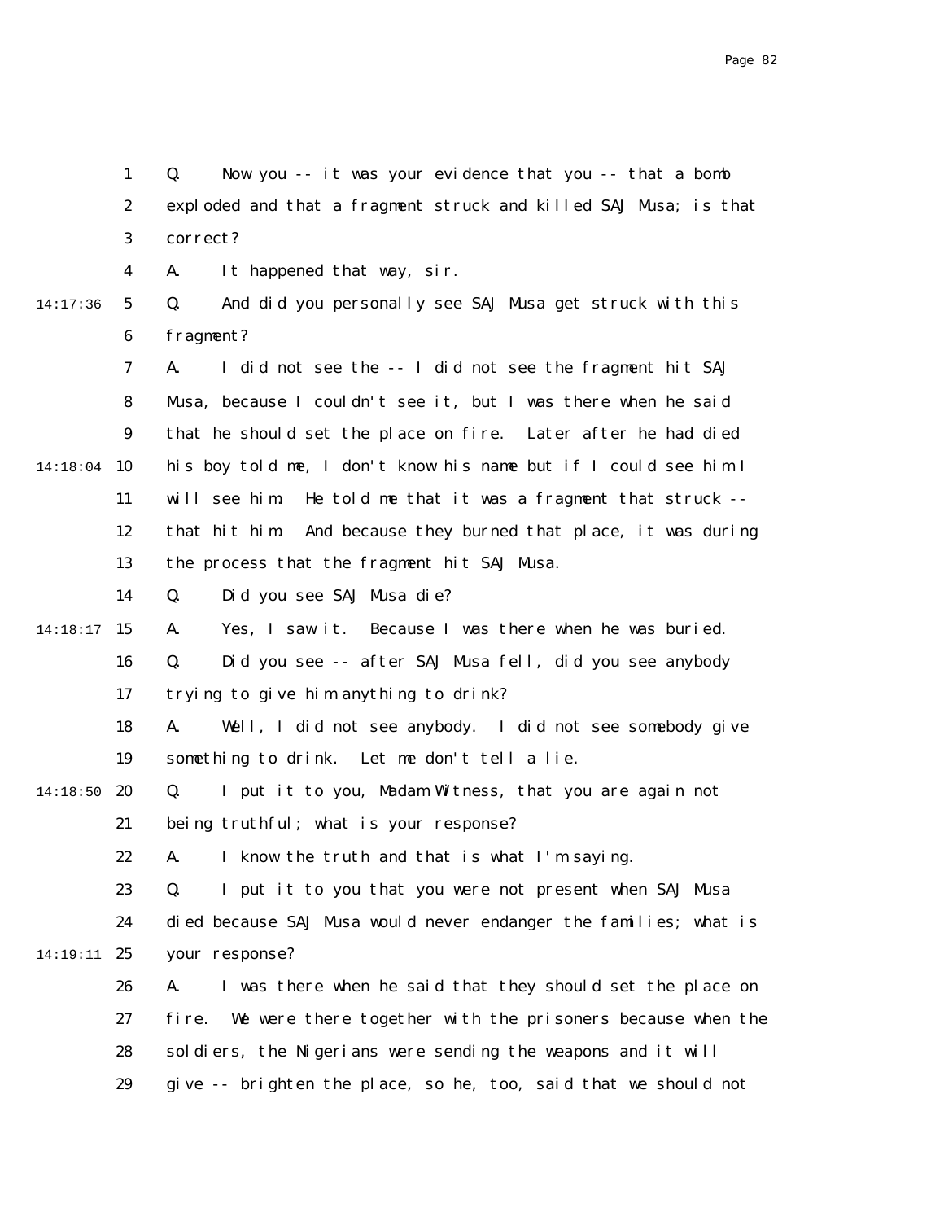1 Q. Now you -- it was your evidence that you -- that a bomb
2 exploded and that a fragment struck and killed SAJ Musa; is that
3 correct?
4 A. It happened that way, sir.
14:17:36 5 Q. And did you personally see SAJ Musa get struck with this
6 fragment?
7 A. I did not see the -- I did not see the fragment hit SAJ
8 Musa, because I couldn't see it, but I was there when he said
9 that he should set the place on fire. Later after he had died
14:18:04 10 his boy told me, I don't know his name but if I could see him I
11 will see him. He told me that it was a fragment that struck --
12 that hit him. And because they burned that place, it was during
13 the process that the fragment hit SAJ Musa.
14 Q. Did you see SAJ Musa die?
14:18:17 15 A. Yes, I saw it. Because I was there when he was buried.
16 Q. Did you see -- after SAJ Musa fell, did you see anybody
17 trying to give him anything to drink?
18 A. Well, I did not see anybody. I did not see somebody give
19 something to drink. Let me don't tell a lie.
14:18:50 20 Q. I put it to you, Madam Witness, that you are again not
21 being truthful; what is your response?
22 A. I know the truth and that is what I'm saying.
23 Q. I put it to you that you were not present when SAJ Musa
24 died because SAJ Musa would never endanger the families; what is
14:19:11 25 your response?
26 A. I was there when he said that they should set the place on
27 fire. We were there together with the prisoners because when the
28 soldiers, the Nigerians were sending the weapons and it will
29 give -- brighten the place, so he, too, said that we should not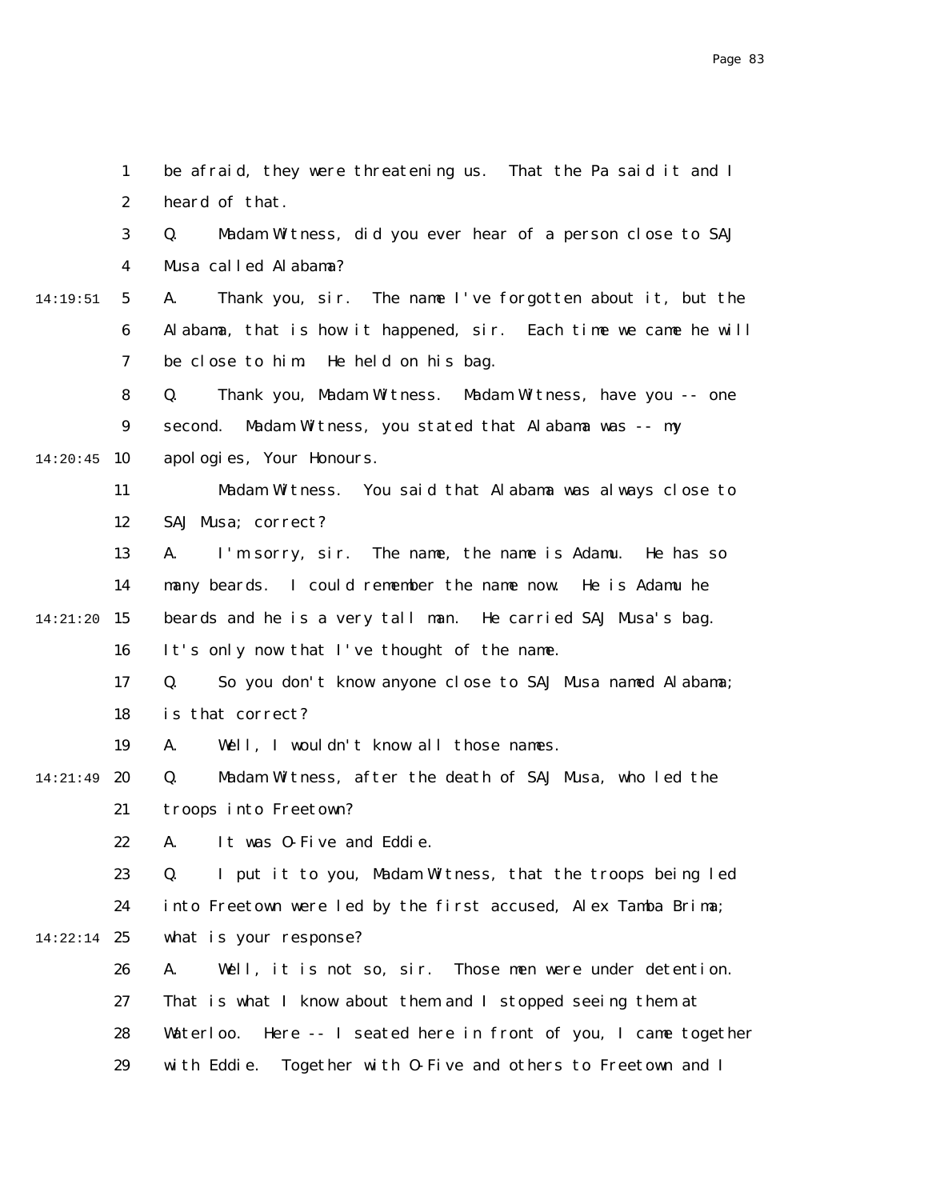be afraid, they were threatening us. That the Pa said it and I heard of that.

Q. Madam Witness, did you ever hear of a person close to SAJ Musa called Alabama?

A. Thank you, sir. The name I've forgotten about it, but the Alabama, that is how it happened, sir. Each time we came he will be close to him. He held on his bag.

Q. Thank you, Madam Witness. Madam Witness, have you -- one second. Madam Witness, you stated that Alabama was -- my apologies, Your Honours.

Madam Witness. You said that Alabama was always close to SAJ Musa; correct?

A. I'm sorry, sir. The name, the name is Adamu. He has so many beards. I could remember the name now. He is Adamu he beards and he is a very tall man. He carried SAJ Musa's bag. It's only now that I've thought of the name.

Q. So you don't know anyone close to SAJ Musa named Alabama; is that correct?

A. Well, I wouldn't know all those names.

Q. Madam Witness, after the death of SAJ Musa, who led the troops into Freetown?

A. It was O-Five and Eddie.

Q. I put it to you, Madam Witness, that the troops being led into Freetown were led by the first accused, Alex Tamba Brima; what is your response?

A. Well, it is not so, sir. Those men were under detention. That is what I know about them and I stopped seeing them at Waterloo. Here -- I seated here in front of you, I came together with Eddie. Together with O-Five and others to Freetown and I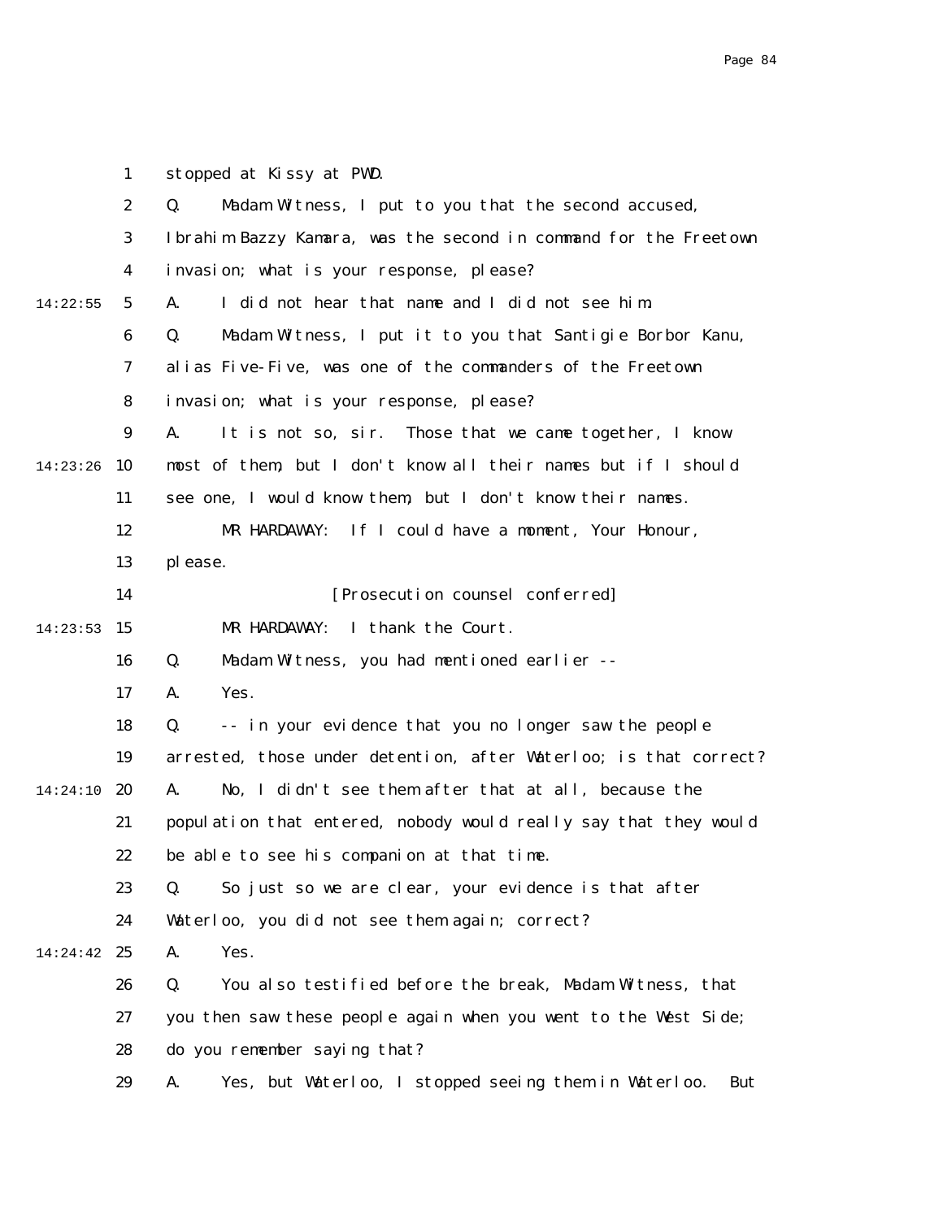stopped at Kissy at PWD.

Q. Madam Witness, I put to you that the second accused, Ibrahim Bazzy Kamara, was the second in command for the Freetown invasion; what is your response, please?

A. I did not hear that name and I did not see him.

Q. Madam Witness, I put it to you that Santigie Borbor Kanu, alias Five-Five, was one of the commanders of the Freetown invasion; what is your response, please?

A. It is not so, sir. Those that we came together, I know most of them, but I don't know all their names but if I should see one, I would know them, but I don't know their names.

MR HARDAWAY: If I could have a moment, Your Honour, please.

[Prosecution counsel conferred]

MR HARDAWAY: I thank the Court.

Q. Madam Witness, you had mentioned earlier --

A. Yes.

Q. -- in your evidence that you no longer saw the people arrested, those under detention, after Waterloo; is that correct?

A. No, I didn't see them after that at all, because the population that entered, nobody would really say that they would be able to see his companion at that time.

Q. So just so we are clear, your evidence is that after Waterloo, you did not see them again; correct?

A. Yes.

Q. You also testified before the break, Madam Witness, that you then saw these people again when you went to the West Side; do you remember saying that?

A. Yes, but Waterloo, I stopped seeing them in Waterloo. But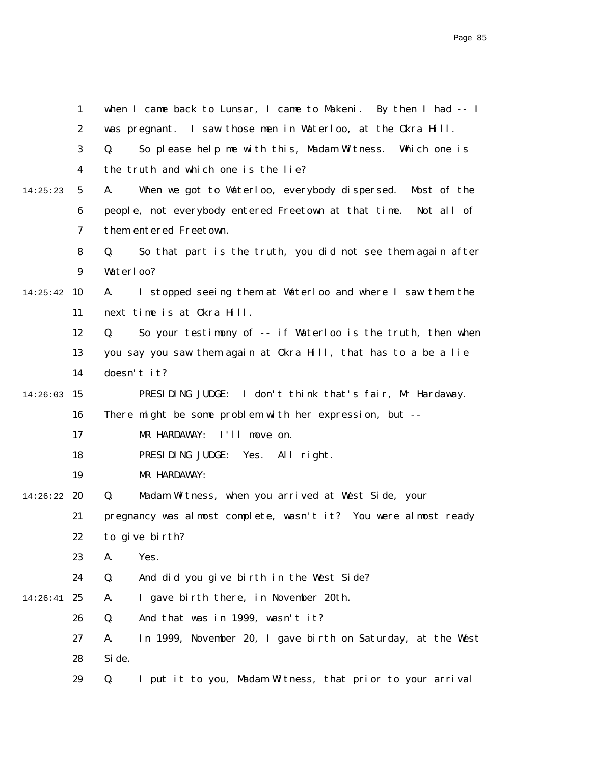when I came back to Lunsar, I came to Makeni. By then I had -- I was pregnant. I saw those men in Waterloo, at the Okra Hill.

Q. So please help me with this, Madam Witness. Which one is the truth and which one is the lie?

A. When we got to Waterloo, everybody dispersed. Most of the people, not everybody entered Freetown at that time. Not all of them entered Freetown.

Q. So that part is the truth, you did not see them again after Waterloo?

A. I stopped seeing them at Waterloo and where I saw them the next time is at Okra Hill.

Q. So your testimony of -- if Waterloo is the truth, then when you say you saw them again at Okra Hill, that has to a be a lie doesn't it?

PRESIDING JUDGE: I don't think that's fair, Mr Hardaway. There might be some problem with her expression, but --

MR HARDAWAY: I'll move on.

PRESIDING JUDGE: Yes. All right.

MR HARDAWAY:

Q. Madam Witness, when you arrived at West Side, your pregnancy was almost complete, wasn't it? You were almost ready to give birth?

A. Yes.

Q. And did you give birth in the West Side?

A. I gave birth there, in November 20th.

Q. And that was in 1999, wasn't it?

A. In 1999, November 20, I gave birth on Saturday, at the West Side.

Q. I put it to you, Madam Witness, that prior to your arrival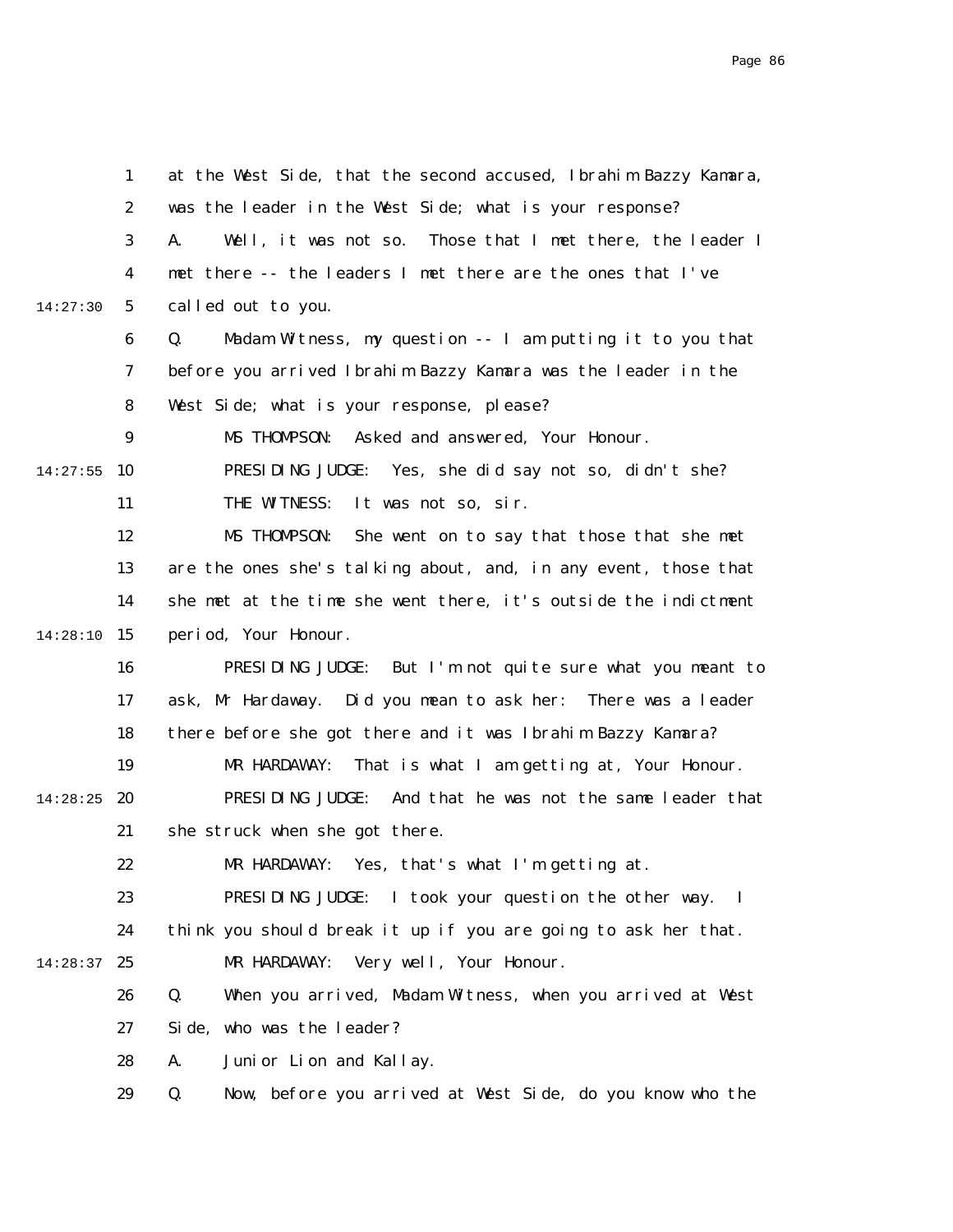at the West Side, that the second accused, Ibrahim Bazzy Kamara, was the leader in the West Side; what is your response?

A. Well, it was not so. Those that I met there, the leader I met there -- the leaders I met there are the ones that I've called out to you.

Q. Madam Witness, my question -- I am putting it to you that before you arrived Ibrahim Bazzy Kamara was the leader in the West Side; what is your response, please?

MS THOMPSON: Asked and answered, Your Honour.

PRESIDING JUDGE: Yes, she did say not so, didn't she?

THE WITNESS: It was not so, sir.

MS THOMPSON: She went on to say that those that she met are the ones she's talking about, and, in any event, those that she met at the time she went there, it's outside the indictment period, Your Honour.

PRESIDING JUDGE: But I'm not quite sure what you meant to ask, Mr Hardaway. Did you mean to ask her: There was a leader there before she got there and it was Ibrahim Bazzy Kamara?

MR HARDAWAY: That is what I am getting at, Your Honour.

PRESIDING JUDGE: And that he was not the same leader that she struck when she got there.

MR HARDAWAY: Yes, that's what I'm getting at.

PRESIDING JUDGE: I took your question the other way. I think you should break it up if you are going to ask her that.

MR HARDAWAY: Very well, Your Honour.

Q. When you arrived, Madam Witness, when you arrived at West Side, who was the leader?

A. Junior Lion and Kallay.

Q. Now, before you arrived at West Side, do you know who the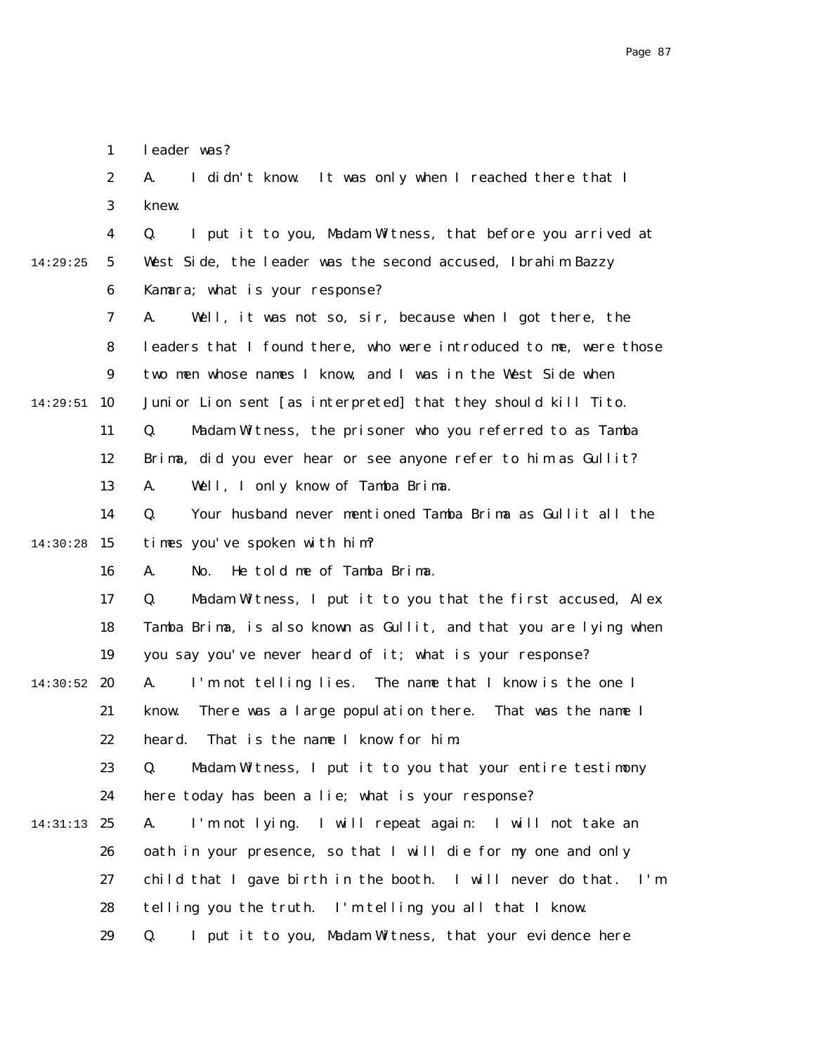leader was?

A. I didn't know. It was only when I reached there that I knew.

Q. I put it to you, Madam Witness, that before you arrived at West Side, the leader was the second accused, Ibrahim Bazzy Kamara; what is your response?

A. Well, it was not so, sir, because when I got there, the leaders that I found there, who were introduced to me, were those two men whose names I know, and I was in the West Side when Junior Lion sent [as interpreted] that they should kill Tito.

Q. Madam Witness, the prisoner who you referred to as Tamba Brima, did you ever hear or see anyone refer to him as Gullit?

A. Well, I only know of Tamba Brima.

Q. Your husband never mentioned Tamba Brima as Gullit all the times you've spoken with him?

A. No. He told me of Tamba Brima.

Q. Madam Witness, I put it to you that the first accused, Alex Tamba Brima, is also known as Gullit, and that you are lying when you say you've never heard of it; what is your response?

A. I'm not telling lies. The name that I know is the one I know. There was a large population there. That was the name I heard. That is the name I know for him.

Q. Madam Witness, I put it to you that your entire testimony here today has been a lie; what is your response?

A. I'm not lying. I will repeat again: I will not take an oath in your presence, so that I will die for my one and only child that I gave birth in the booth. I will never do that. I'm telling you the truth. I'm telling you all that I know.

Q. I put it to you, Madam Witness, that your evidence here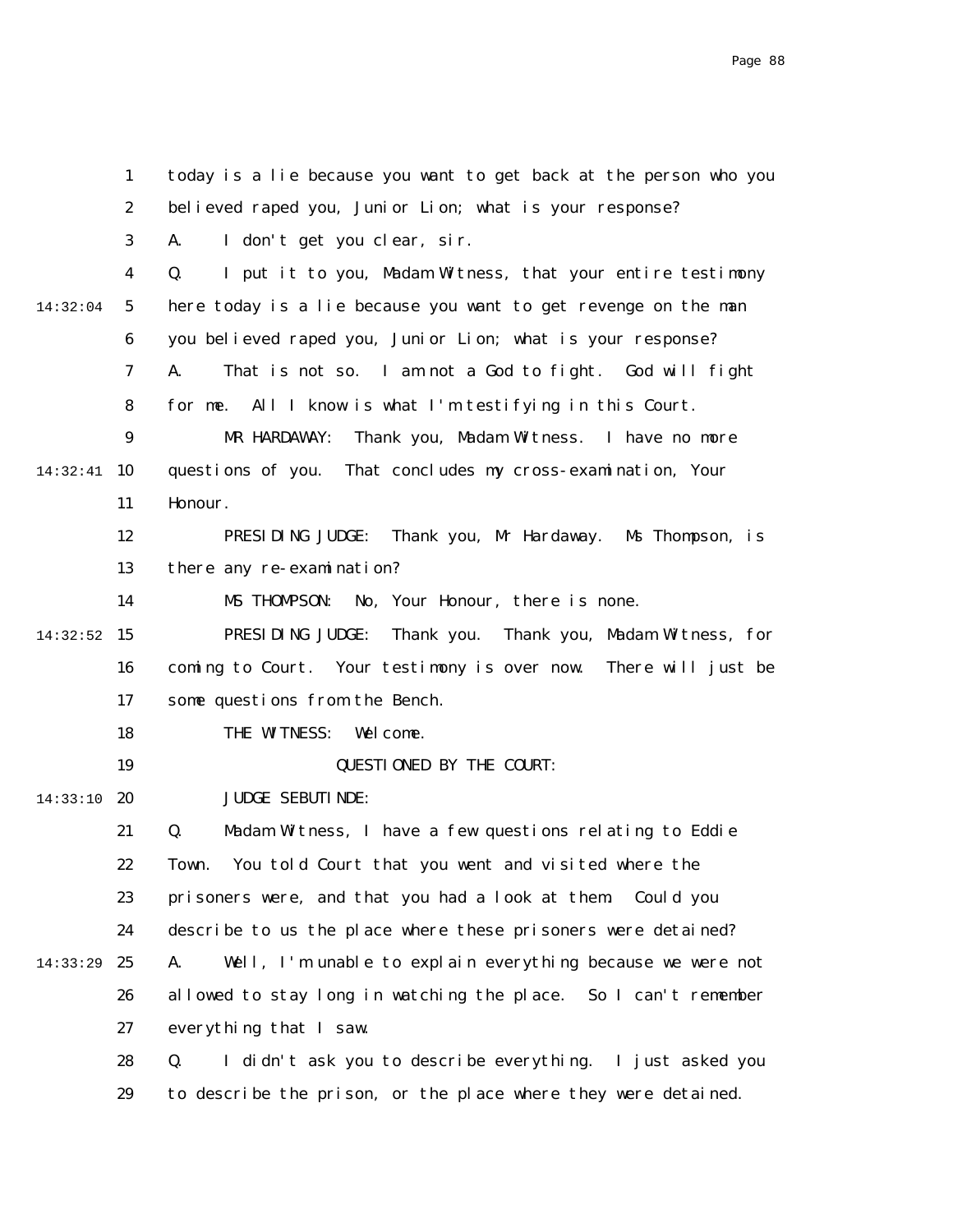today is a lie because you want to get back at the person who you believed raped you, Junior Lion; what is your response?

A. I don't get you clear, sir.

Q. I put it to you, Madam Witness, that your entire testimony here today is a lie because you want to get revenge on the man you believed raped you, Junior Lion; what is your response?

A. That is not so. I am not a God to fight. God will fight for me. All I know is what I'm testifying in this Court.

MR HARDAWAY: Thank you, Madam Witness. I have no more questions of you. That concludes my cross-examination, Your Honour.

PRESIDING JUDGE: Thank you, Mr Hardaway. Ms Thompson, is there any re-examination?

MS THOMPSON: No, Your Honour, there is none.

PRESIDING JUDGE: Thank you. Thank you, Madam Witness, for coming to Court. Your testimony is over now. There will just be some questions from the Bench.

THE WITNESS: Welcome.

QUESTIONED BY THE COURT:

JUDGE SEBUTINDE:

Q. Madam Witness, I have a few questions relating to Eddie Town. You told Court that you went and visited where the prisoners were, and that you had a look at them. Could you describe to us the place where these prisoners were detained?

A. Well, I'm unable to explain everything because we were not allowed to stay long in watching the place. So I can't remember everything that I saw.

Q. I didn't ask you to describe everything. I just asked you to describe the prison, or the place where they were detained.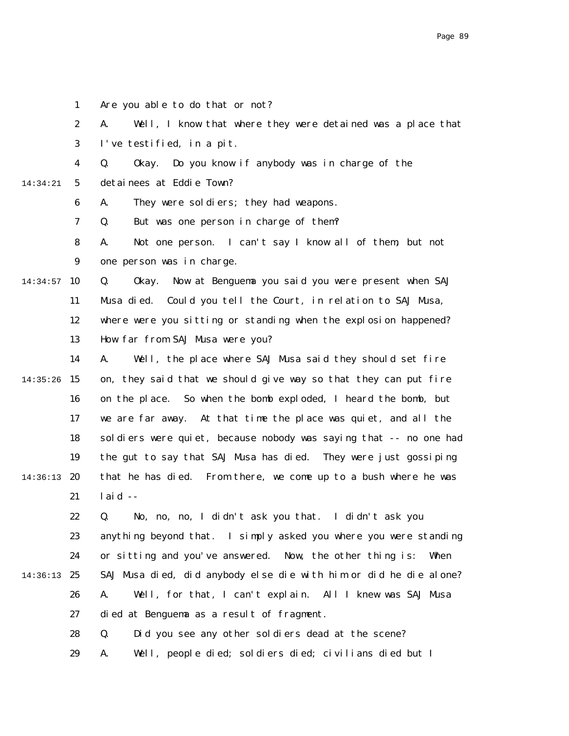Are you able to do that or not?

A. Well, I know that where they were detained was a place that I've testified, in a pit.

Q. Okay. Do you know if anybody was in charge of the detainees at Eddie Town?

A. They were soldiers; they had weapons.

Q. But was one person in charge of them?

A. Not one person. I can't say I know all of them, but not one person was in charge.

Q. Okay. Now at Benguema you said you were present when SAJ Musa died. Could you tell the Court, in relation to SAJ Musa, where were you sitting or standing when the explosion happened? How far from SAJ Musa were you?

A. Well, the place where SAJ Musa said they should set fire on, they said that we should give way so that they can put fire on the place. So when the bomb exploded, I heard the bomb, but we are far away. At that time the place was quiet, and all the soldiers were quiet, because nobody was saying that -- no one had the gut to say that SAJ Musa has died. They were just gossiping that he has died. From there, we come up to a bush where he was laid --

Q. No, no, no, I didn't ask you that. I didn't ask you anything beyond that. I simply asked you where you were standing or sitting and you've answered. Now, the other thing is: When SAJ Musa died, did anybody else die with him or did he die alone?

A. Well, for that, I can't explain. All I knew was SAJ Musa died at Benguema as a result of fragment.

Q. Did you see any other soldiers dead at the scene?

A. Well, people died; soldiers died; civilians died but I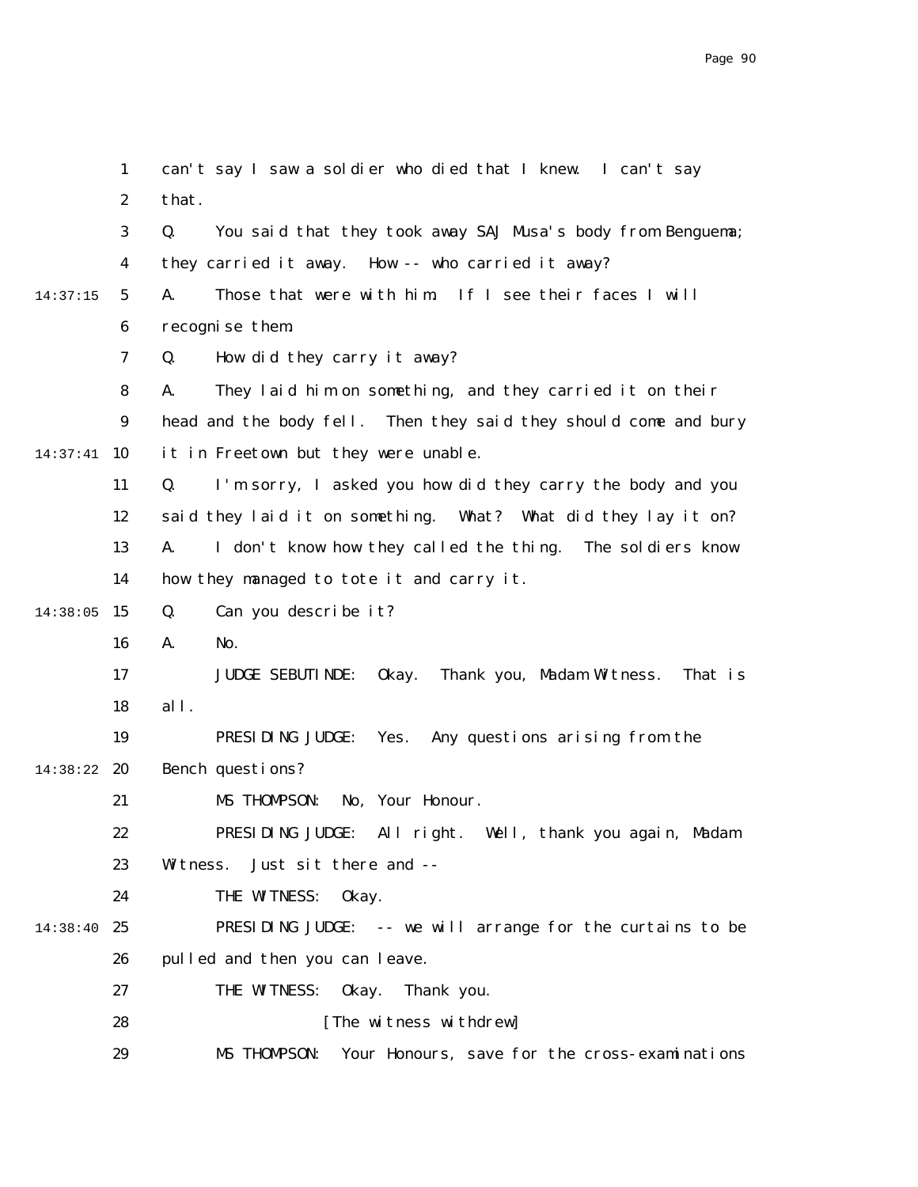can't say I saw a soldier who died that I knew. I can't say that.

Q. You said that they took away SAJ Musa's body from Benguema; they carried it away. How -- who carried it away?

A. Those that were with him. If I see their faces I will recognise them.

Q. How did they carry it away?

A. They laid him on something, and they carried it on their head and the body fell. Then they said they should come and bury it in Freetown but they were unable.

Q. I'm sorry, I asked you how did they carry the body and you said they laid it on something. What? What did they lay it on?

A. I don't know how they called the thing. The soldiers know how they managed to tote it and carry it.

Q. Can you describe it?

A. No.

JUDGE SEBUTINDE: Okay. Thank you, Madam Witness. That is all.

PRESIDING JUDGE: Yes. Any questions arising from the Bench questions?

MS THOMPSON: No, Your Honour.

PRESIDING JUDGE: All right. Well, thank you again, Madam Witness. Just sit there and --

THE WITNESS: Okay.

PRESIDING JUDGE: -- we will arrange for the curtains to be pulled and then you can leave.

THE WITNESS: Okay. Thank you.

[The witness withdrew]

MS THOMPSON: Your Honours, save for the cross-examinations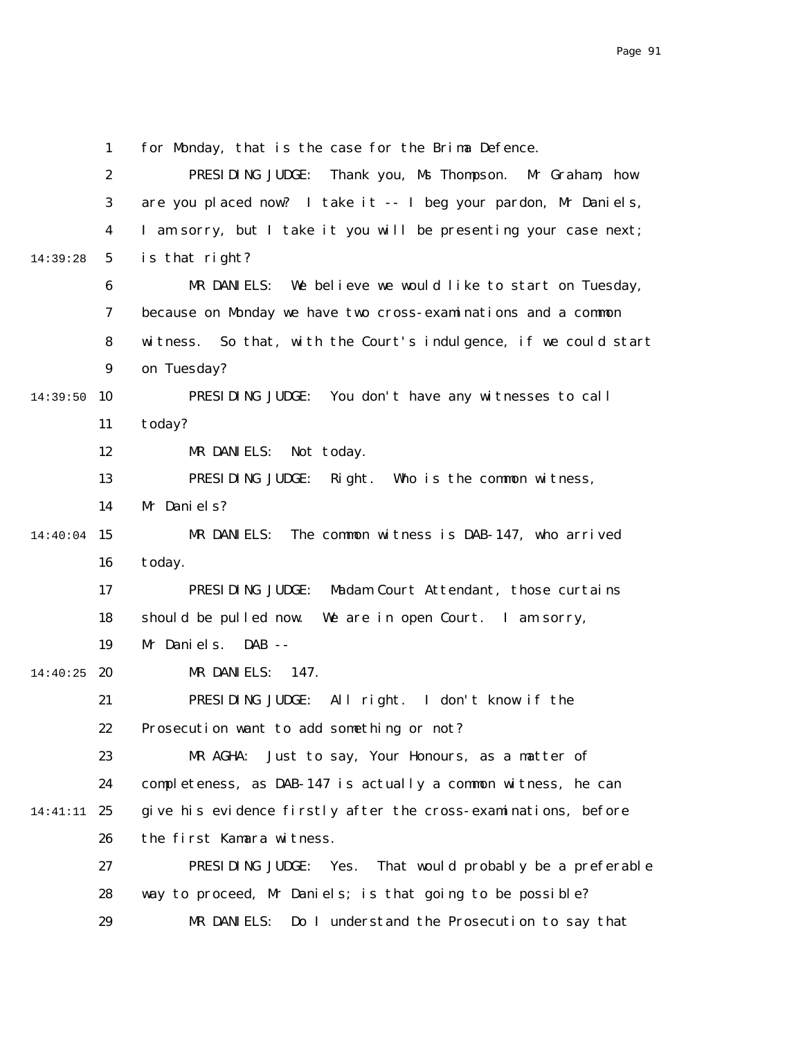for Monday, that is the case for the Brima Defence.

PRESIDING JUDGE: Thank you, Ms Thompson. Mr Graham, how are you placed now? I take it -- I beg your pardon, Mr Daniels, I am sorry, but I take it you will be presenting your case next; is that right?

MR DANIELS: We believe we would like to start on Tuesday, because on Monday we have two cross-examinations and a common witness. So that, with the Court's indulgence, if we could start on Tuesday?

PRESIDING JUDGE: You don't have any witnesses to call today?

MR DANIELS: Not today.

PRESIDING JUDGE: Right. Who is the common witness, Mr Daniels?

MR DANIELS: The common witness is DAB-147, who arrived today.

PRESIDING JUDGE: Madam Court Attendant, those curtains should be pulled now. We are in open Court. I am sorry, Mr Daniels. DAB --

MR DANIELS: 147.

PRESIDING JUDGE: All right. I don't know if the Prosecution want to add something or not?

MR AGHA: Just to say, Your Honours, as a matter of completeness, as DAB-147 is actually a common witness, he can give his evidence firstly after the cross-examinations, before the first Kamara witness.

PRESIDING JUDGE: Yes. That would probably be a preferable way to proceed, Mr Daniels; is that going to be possible?

MR DANIELS: Do I understand the Prosecution to say that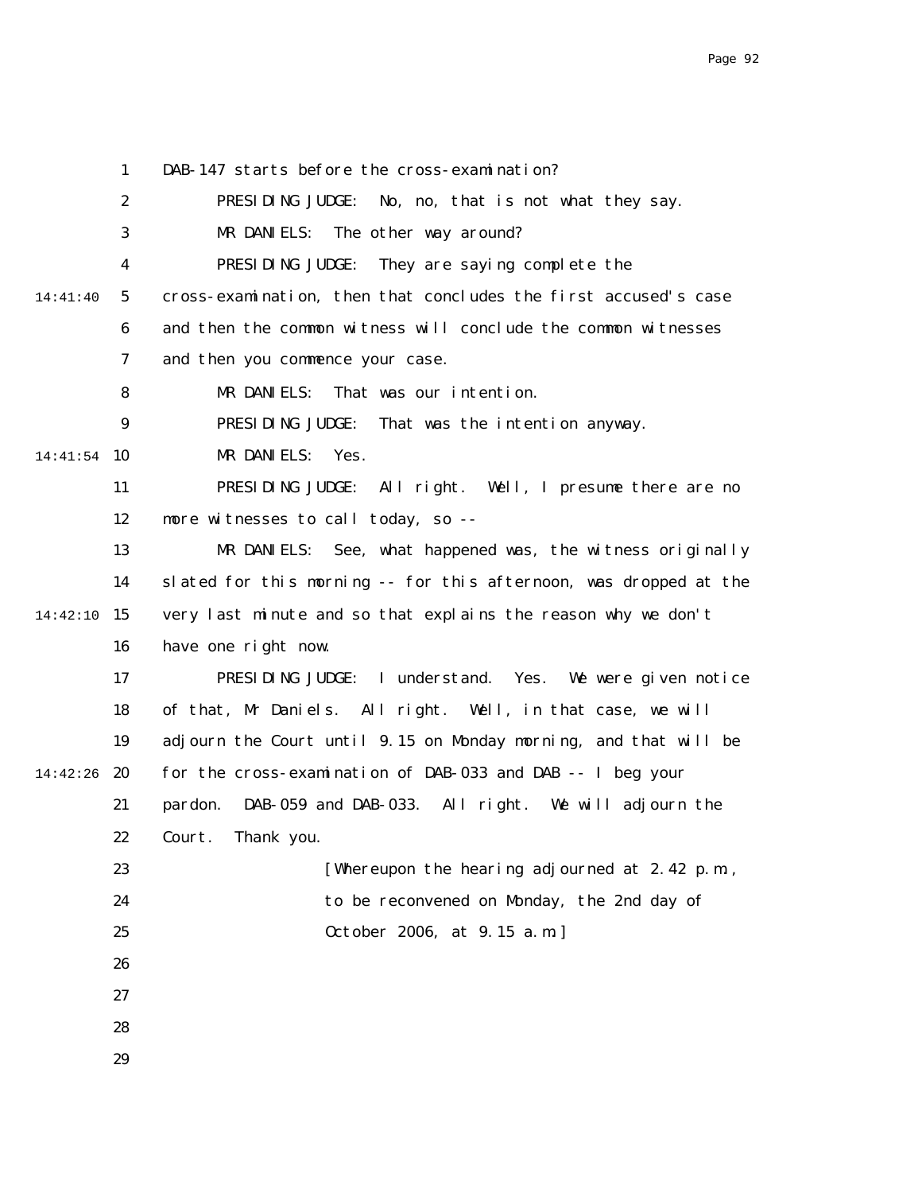DAB-147 starts before the cross-examination?

PRESIDING JUDGE: No, no, that is not what they say.

MR DANIELS: The other way around?

PRESIDING JUDGE: They are saying complete the cross-examination, then that concludes the first accused's case and then the common witness will conclude the common witnesses and then you commence your case.

MR DANIELS: That was our intention.

PRESIDING JUDGE: That was the intention anyway.

MR DANIELS: Yes.

PRESIDING JUDGE: All right. Well, I presume there are no more witnesses to call today, so --

MR DANIELS: See, what happened was, the witness originally slated for this morning -- for this afternoon, was dropped at the very last minute and so that explains the reason why we don't have one right now.

PRESIDING JUDGE: I understand. Yes. We were given notice of that, Mr Daniels. All right. Well, in that case, we will adjourn the Court until 9.15 on Monday morning, and that will be for the cross-examination of DAB-033 and DAB -- I beg your pardon. DAB-059 and DAB-033. All right. We will adjourn the Court. Thank you.

[Whereupon the hearing adjourned at 2.42 p.m., to be reconvened on Monday, the 2nd day of October 2006, at 9.15 a.m.]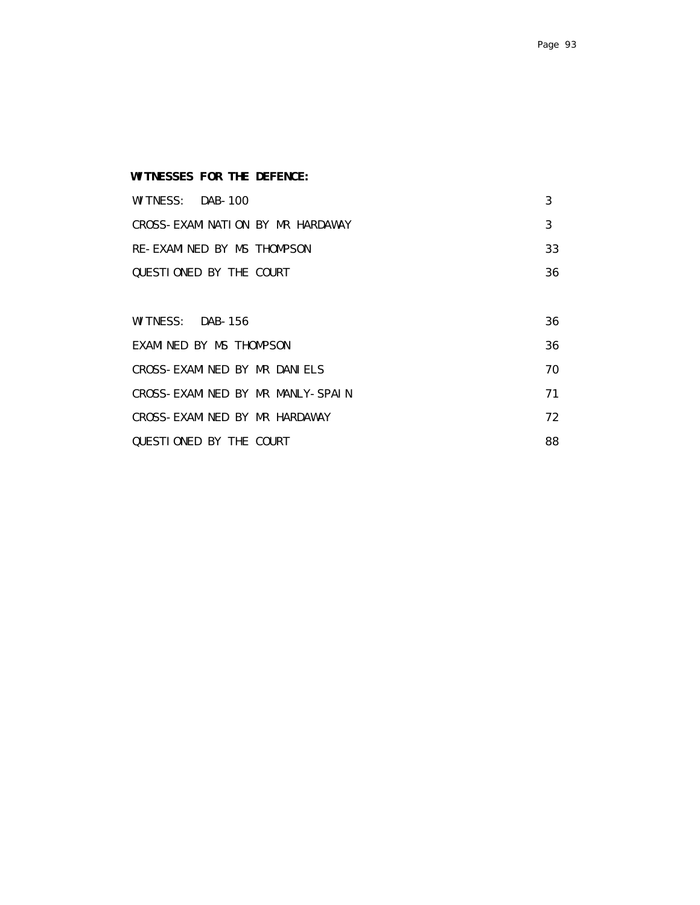**WITNESSES FOR THE DEFENCE:**

| | |
|---|---|
| WITNESS: DAB-100 | 3 |
| CROSS-EXAMINATION BY MR HARDAWAY | 3 |
| RE-EXAMINED BY MS THOMPSON | 33 |
| QUESTIONED BY THE COURT | 36 |
| | |
| WITNESS: DAB-156 | 36 |
| EXAMINED BY MS THOMPSON | 36 |
| CROSS-EXAMINED BY MR DANIELS | 70 |
| CROSS-EXAMINED BY MR MANLY-SPAIN | 71 |
| CROSS-EXAMINED BY MR HARDAWAY | 72 |
| QUESTIONED BY THE COURT | 88 |